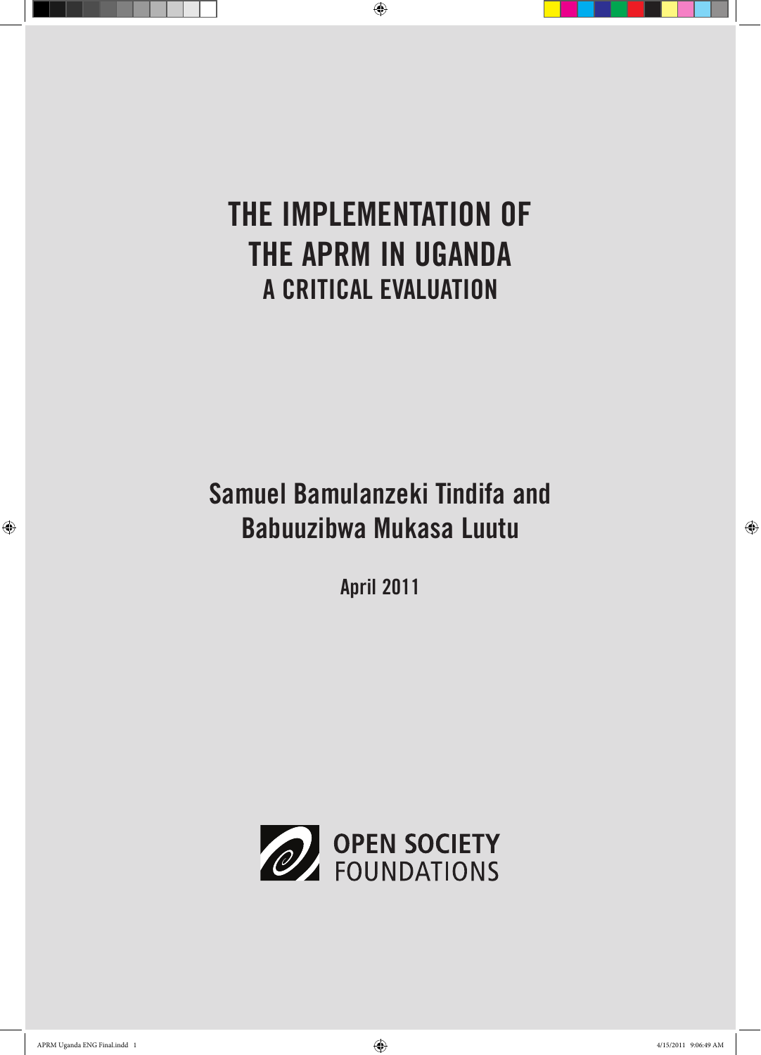# THE IMPLEMENTATION OF THE APRM IN UGANDA

## A CRITICAL EVALUATION

**Samuel Bamulanzeki Tindifa and Babuuzibwa Mukasa Luutu**

**April 2011**

OPEN SOCIETY FOUNDATIONS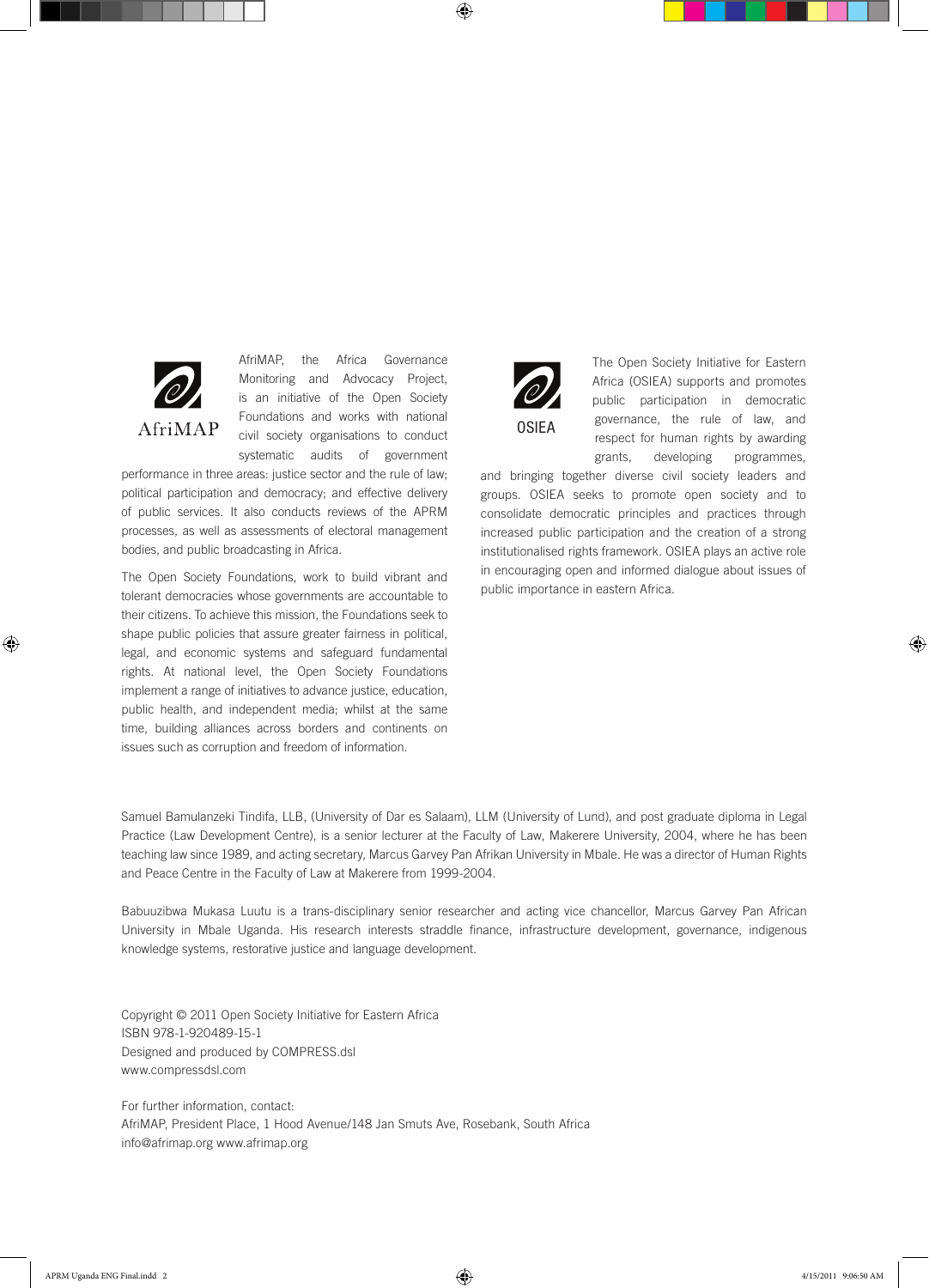AfriMAP

AfriMAP, the Africa Governance Monitoring and Advocacy Project, is an initiative of the Open Society Foundations and works with national civil society organisations to conduct systematic audits of government performance in three areas: justice sector and the rule of law; political participation and democracy; and effective delivery of public services. It also conducts reviews of the APRM processes, as well as assessments of electoral management bodies, and public broadcasting in Africa.

The Open Society Foundations, work to build vibrant and tolerant democracies whose governments are accountable to their citizens. To achieve this mission, the Foundations seek to shape public policies that assure greater fairness in political, legal, and economic systems and safeguard fundamental rights. At national level, the Open Society Foundations implement a range of initiatives to advance justice, education, public health, and independent media; whilst at the same time, building alliances across borders and continents on issues such as corruption and freedom of information.

OSIEA

The Open Society Initiative for Eastern Africa (OSIEA) supports and promotes public participation in democratic governance, the rule of law, and respect for human rights by awarding grants, developing programmes, and bringing together diverse civil society leaders and groups. OSIEA seeks to promote open society and to consolidate democratic principles and practices through increased public participation and the creation of a strong institutionalised rights framework. OSIEA plays an active role in encouraging open and informed dialogue about issues of public importance in eastern Africa.

Samuel Bamulanzeki Tindifa, LLB, (University of Dar es Salaam), LLM (University of Lund), and post graduate diploma in Legal Practice (Law Development Centre), is a senior lecturer at the Faculty of Law, Makerere University, 2004, where he has been teaching law since 1989, and acting secretary, Marcus Garvey Pan Afrikan University in Mbale. He was a director of Human Rights and Peace Centre in the Faculty of Law at Makerere from 1999-2004.

Babuuzibwa Mukasa Luutu is a trans-disciplinary senior researcher and acting vice chancellor, Marcus Garvey Pan African University in Mbale Uganda. His research interests straddle finance, infrastructure development, governance, indigenous knowledge systems, restorative justice and language development.

Copyright © 2011 Open Society Initiative for Eastern Africa  
ISBN 978-1-920489-15-1  
Designed and produced by COMPRESS.dsl  
www.compressdsl.com

For further information, contact:  
AfriMAP, President Place, 1 Hood Avenue/148 Jan Smuts Ave, Rosebank, South Africa  
info@afrimap.org www.afrimap.org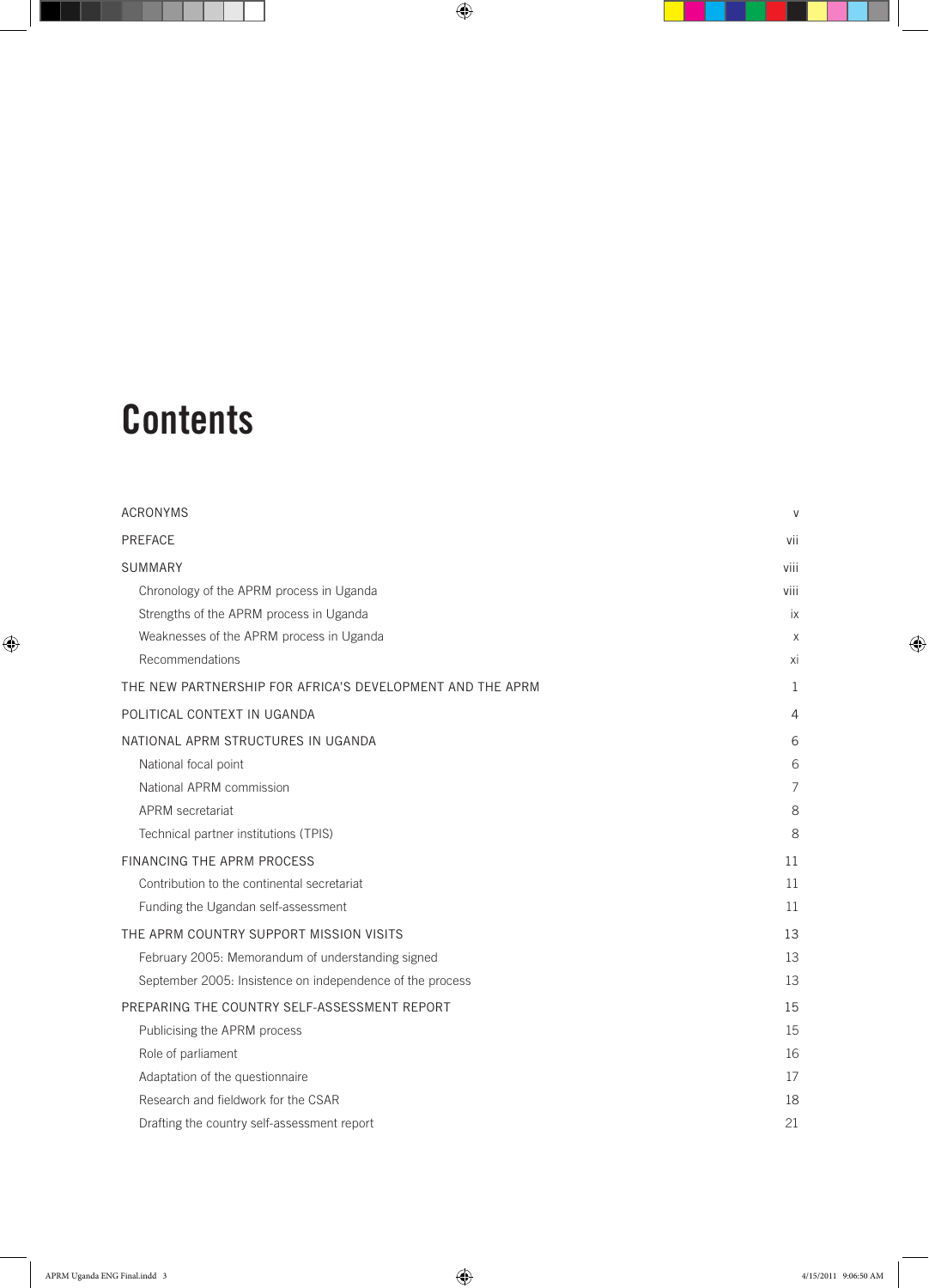# Contents

| | |
|---|---|
| ACRONYMS | v |
| PREFACE | vii |
| SUMMARY | viii |
| Chronology of the APRM process in Uganda | viii |
| Strengths of the APRM process in Uganda | ix |
| Weaknesses of the APRM process in Uganda | x |
| Recommendations | xi |
| THE NEW PARTNERSHIP FOR AFRICA'S DEVELOPMENT AND THE APRM | 1 |
| POLITICAL CONTEXT IN UGANDA | 4 |
| NATIONAL APRM STRUCTURES IN UGANDA | 6 |
| National focal point | 6 |
| National APRM commission | 7 |
| APRM secretariat | 8 |
| Technical partner institutions (TPIS) | 8 |
| FINANCING THE APRM PROCESS | 11 |
| Contribution to the continental secretariat | 11 |
| Funding the Ugandan self-assessment | 11 |
| THE APRM COUNTRY SUPPORT MISSION VISITS | 13 |
| February 2005: Memorandum of understanding signed | 13 |
| September 2005: Insistence on independence of the process | 13 |
| PREPARING THE COUNTRY SELF-ASSESSMENT REPORT | 15 |
| Publicising the APRM process | 15 |
| Role of parliament | 16 |
| Adaptation of the questionnaire | 17 |
| Research and fieldwork for the CSAR | 18 |
| Drafting the country self-assessment report | 21 |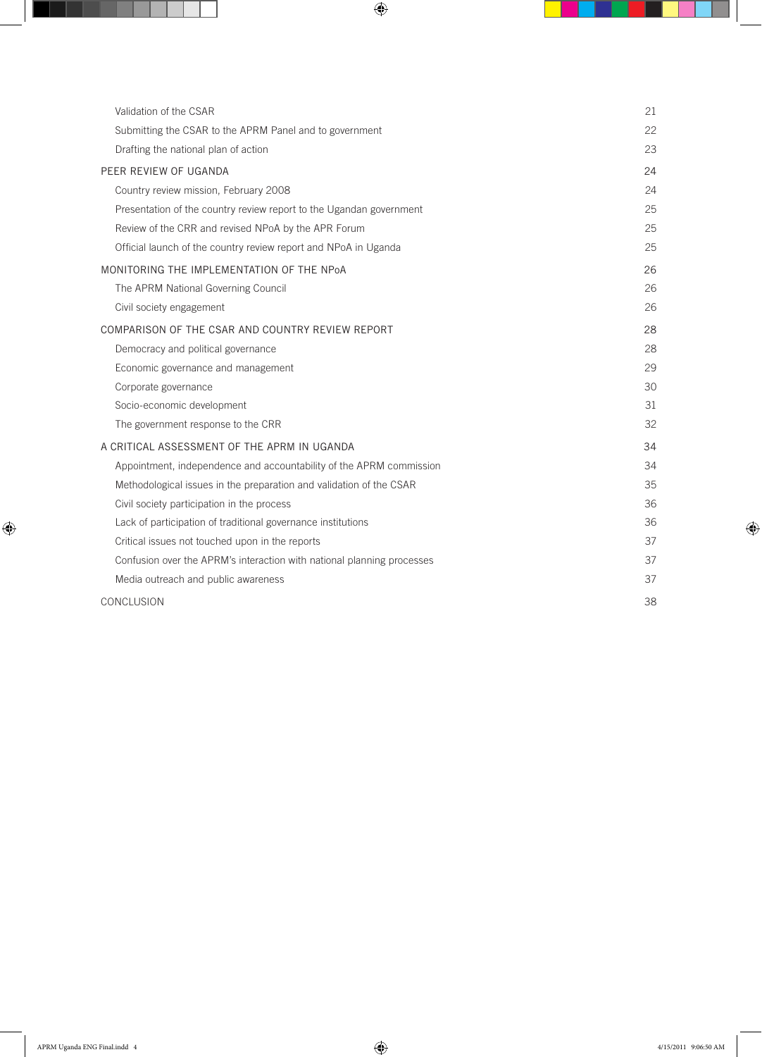| | |
|---|---|
| Validation of the CSAR | 21 |
| Submitting the CSAR to the APRM Panel and to government | 22 |
| Drafting the national plan of action | 23 |
| PEER REVIEW OF UGANDA | 24 |
| Country review mission, February 2008 | 24 |
| Presentation of the country review report to the Ugandan government | 25 |
| Review of the CRR and revised NPoA by the APR Forum | 25 |
| Official launch of the country review report and NPoA in Uganda | 25 |
| MONITORING THE IMPLEMENTATION OF THE NPoA | 26 |
| The APRM National Governing Council | 26 |
| Civil society engagement | 26 |
| COMPARISON OF THE CSAR AND COUNTRY REVIEW REPORT | 28 |
| Democracy and political governance | 28 |
| Economic governance and management | 29 |
| Corporate governance | 30 |
| Socio-economic development | 31 |
| The government response to the CRR | 32 |
| A CRITICAL ASSESSMENT OF THE APRM IN UGANDA | 34 |
| Appointment, independence and accountability of the APRM commission | 34 |
| Methodological issues in the preparation and validation of the CSAR | 35 |
| Civil society participation in the process | 36 |
| Lack of participation of traditional governance institutions | 36 |
| Critical issues not touched upon in the reports | 37 |
| Confusion over the APRM's interaction with national planning processes | 37 |
| Media outreach and public awareness | 37 |
| CONCLUSION | 38 |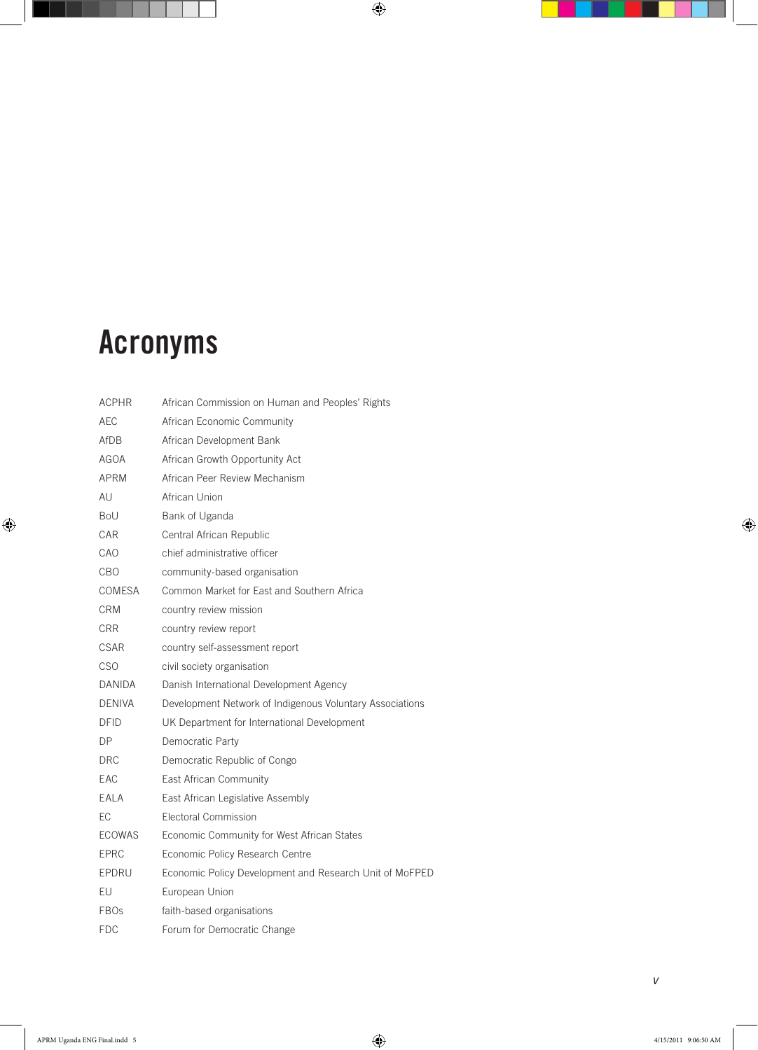# Acronyms

| | |
|---|---|
| ACPHR | African Commission on Human and Peoples' Rights |
| AEC | African Economic Community |
| AfDB | African Development Bank |
| AGOA | African Growth Opportunity Act |
| APRM | African Peer Review Mechanism |
| AU | African Union |
| BoU | Bank of Uganda |
| CAR | Central African Republic |
| CAO | chief administrative officer |
| CBO | community-based organisation |
| COMESA | Common Market for East and Southern Africa |
| CRM | country review mission |
| CRR | country review report |
| CSAR | country self-assessment report |
| CSO | civil society organisation |
| DANIDA | Danish International Development Agency |
| DENIVA | Development Network of Indigenous Voluntary Associations |
| DFID | UK Department for International Development |
| DP | Democratic Party |
| DRC | Democratic Republic of Congo |
| EAC | East African Community |
| EALA | East African Legislative Assembly |
| EC | Electoral Commission |
| ECOWAS | Economic Community for West African States |
| EPRC | Economic Policy Research Centre |
| EPDRU | Economic Policy Development and Research Unit of MoFPED |
| EU | European Union |
| FBOs | faith-based organisations |
| FDC | Forum for Democratic Change |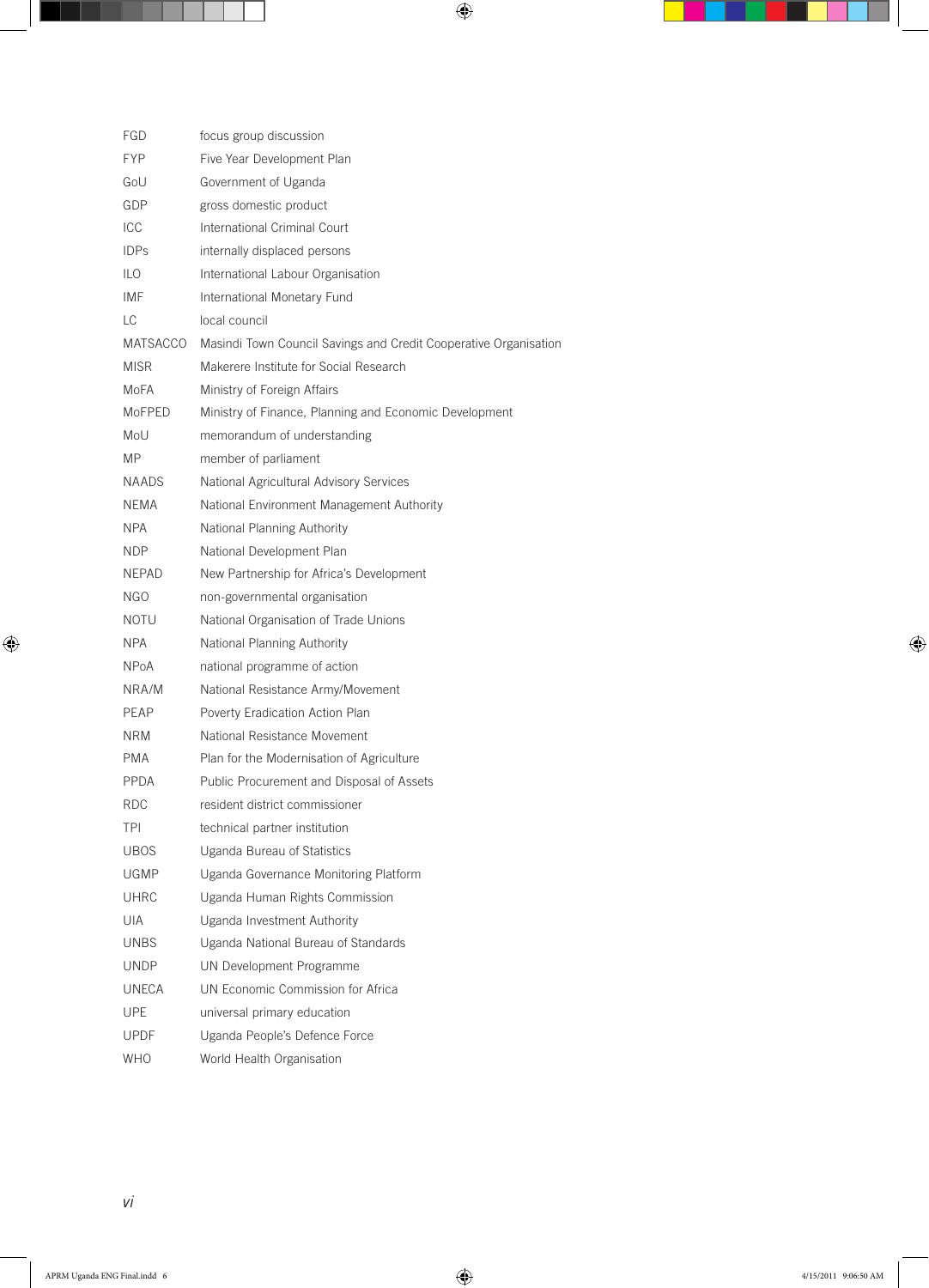| | |
|---|---|
| FGD | focus group discussion |
| FYP | Five Year Development Plan |
| GoU | Government of Uganda |
| GDP | gross domestic product |
| ICC | International Criminal Court |
| IDPs | internally displaced persons |
| ILO | International Labour Organisation |
| IMF | International Monetary Fund |
| LC | local council |
| MATSACCO | Masindi Town Council Savings and Credit Cooperative Organisation |
| MISR | Makerere Institute for Social Research |
| MoFA | Ministry of Foreign Affairs |
| MoFPED | Ministry of Finance, Planning and Economic Development |
| MoU | memorandum of understanding |
| MP | member of parliament |
| NAADS | National Agricultural Advisory Services |
| NEMA | National Environment Management Authority |
| NPA | National Planning Authority |
| NDP | National Development Plan |
| NEPAD | New Partnership for Africa's Development |
| NGO | non-governmental organisation |
| NOTU | National Organisation of Trade Unions |
| NPA | National Planning Authority |
| NPoA | national programme of action |
| NRA/M | National Resistance Army/Movement |
| PEAP | Poverty Eradication Action Plan |
| NRM | National Resistance Movement |
| PMA | Plan for the Modernisation of Agriculture |
| PPDA | Public Procurement and Disposal of Assets |
| RDC | resident district commissioner |
| TPI | technical partner institution |
| UBOS | Uganda Bureau of Statistics |
| UGMP | Uganda Governance Monitoring Platform |
| UHRC | Uganda Human Rights Commission |
| UIA | Uganda Investment Authority |
| UNBS | Uganda National Bureau of Standards |
| UNDP | UN Development Programme |
| UNECA | UN Economic Commission for Africa |
| UPE | universal primary education |
| UPDF | Uganda People's Defence Force |
| WHO | World Health Organisation |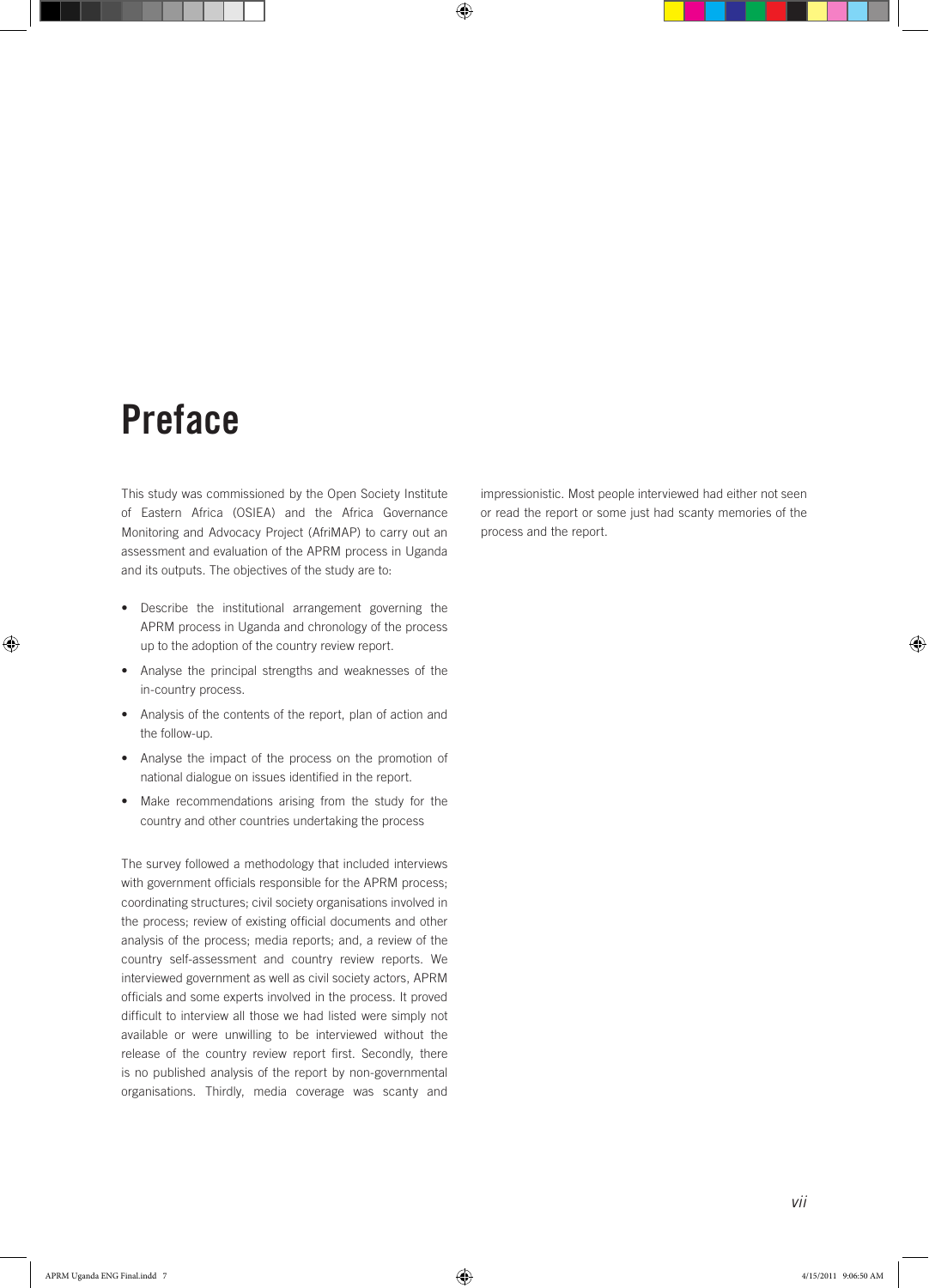# Preface

This study was commissioned by the Open Society Institute of Eastern Africa (OSIEA) and the Africa Governance Monitoring and Advocacy Project (AfriMAP) to carry out an assessment and evaluation of the APRM process in Uganda and its outputs. The objectives of the study are to:

- Describe the institutional arrangement governing the APRM process in Uganda and chronology of the process up to the adoption of the country review report.
- Analyse the principal strengths and weaknesses of the in-country process.
- Analysis of the contents of the report, plan of action and the follow-up.
- Analyse the impact of the process on the promotion of national dialogue on issues identified in the report.
- Make recommendations arising from the study for the country and other countries undertaking the process

The survey followed a methodology that included interviews with government officials responsible for the APRM process; coordinating structures; civil society organisations involved in the process; review of existing official documents and other analysis of the process; media reports; and, a review of the country self-assessment and country review reports. We interviewed government as well as civil society actors, APRM officials and some experts involved in the process. It proved difficult to interview all those we had listed were simply not available or were unwilling to be interviewed without the release of the country review report first. Secondly, there is no published analysis of the report by non-governmental organisations. Thirdly, media coverage was scanty and impressionistic. Most people interviewed had either not seen or read the report or some just had scanty memories of the process and the report.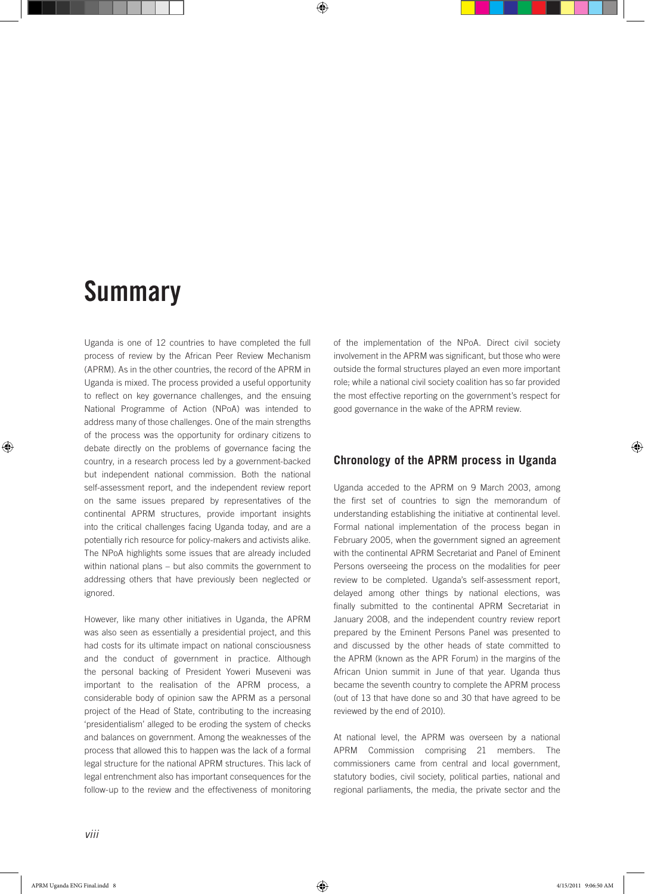# Summary

Uganda is one of 12 countries to have completed the full process of review by the African Peer Review Mechanism (APRM). As in the other countries, the record of the APRM in Uganda is mixed. The process provided a useful opportunity to reflect on key governance challenges, and the ensuing National Programme of Action (NPoA) was intended to address many of those challenges. One of the main strengths of the process was the opportunity for ordinary citizens to debate directly on the problems of governance facing the country, in a research process led by a government-backed but independent national commission. Both the national self-assessment report, and the independent review report on the same issues prepared by representatives of the continental APRM structures, provide important insights into the critical challenges facing Uganda today, and are a potentially rich resource for policy-makers and activists alike. The NPoA highlights some issues that are already included within national plans – but also commits the government to addressing others that have previously been neglected or ignored.

However, like many other initiatives in Uganda, the APRM was also seen as essentially a presidential project, and this had costs for its ultimate impact on national consciousness and the conduct of government in practice. Although the personal backing of President Yoweri Museveni was important to the realisation of the APRM process, a considerable body of opinion saw the APRM as a personal project of the Head of State, contributing to the increasing 'presidentialism' alleged to be eroding the system of checks and balances on government. Among the weaknesses of the process that allowed this to happen was the lack of a formal legal structure for the national APRM structures. This lack of legal entrenchment also has important consequences for the follow-up to the review and the effectiveness of monitoring of the implementation of the NPoA. Direct civil society involvement in the APRM was significant, but those who were outside the formal structures played an even more important role; while a national civil society coalition has so far provided the most effective reporting on the government's respect for good governance in the wake of the APRM review.

## Chronology of the APRM process in Uganda

Uganda acceded to the APRM on 9 March 2003, among the first set of countries to sign the memorandum of understanding establishing the initiative at continental level. Formal national implementation of the process began in February 2005, when the government signed an agreement with the continental APRM Secretariat and Panel of Eminent Persons overseeing the process on the modalities for peer review to be completed. Uganda's self-assessment report, delayed among other things by national elections, was finally submitted to the continental APRM Secretariat in January 2008, and the independent country review report prepared by the Eminent Persons Panel was presented to and discussed by the other heads of state committed to the APRM (known as the APR Forum) in the margins of the African Union summit in June of that year. Uganda thus became the seventh country to complete the APRM process (out of 13 that have done so and 30 that have agreed to be reviewed by the end of 2010).

At national level, the APRM was overseen by a national APRM Commission comprising 21 members. The commissioners came from central and local government, statutory bodies, civil society, political parties, national and regional parliaments, the media, the private sector and the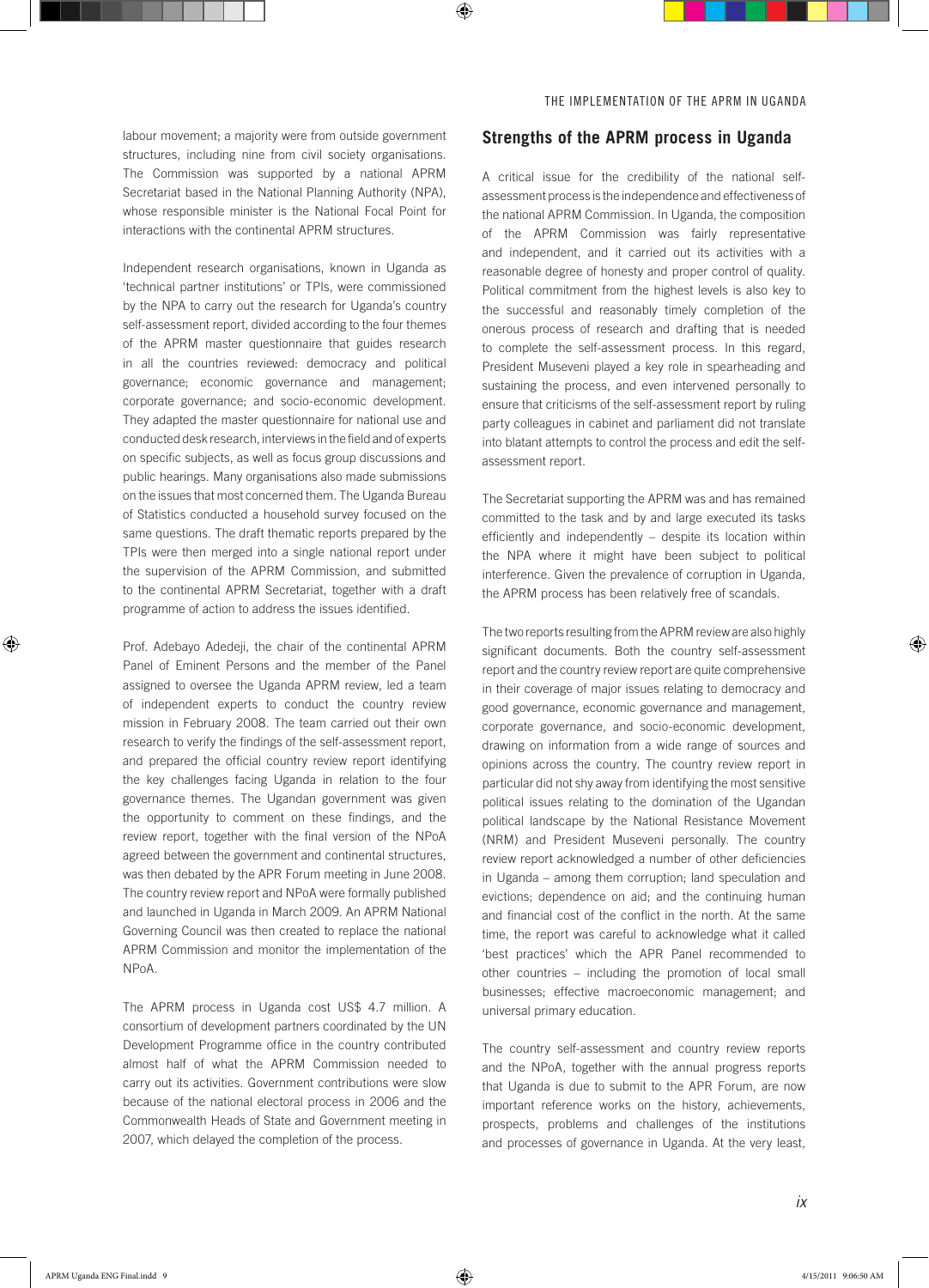labour movement; a majority were from outside government structures, including nine from civil society organisations. The Commission was supported by a national APRM Secretariat based in the National Planning Authority (NPA), whose responsible minister is the National Focal Point for interactions with the continental APRM structures.

Independent research organisations, known in Uganda as 'technical partner institutions' or TPIs, were commissioned by the NPA to carry out the research for Uganda's country self-assessment report, divided according to the four themes of the APRM master questionnaire that guides research in all the countries reviewed: democracy and political governance; economic governance and management; corporate governance; and socio-economic development. They adapted the master questionnaire for national use and conducted desk research, interviews in the field and of experts on specific subjects, as well as focus group discussions and public hearings. Many organisations also made submissions on the issues that most concerned them. The Uganda Bureau of Statistics conducted a household survey focused on the same questions. The draft thematic reports prepared by the TPIs were then merged into a single national report under the supervision of the APRM Commission, and submitted to the continental APRM Secretariat, together with a draft programme of action to address the issues identified.

Prof. Adebayo Adedeji, the chair of the continental APRM Panel of Eminent Persons and the member of the Panel assigned to oversee the Uganda APRM review, led a team of independent experts to conduct the country review mission in February 2008. The team carried out their own research to verify the findings of the self-assessment report, and prepared the official country review report identifying the key challenges facing Uganda in relation to the four governance themes. The Ugandan government was given the opportunity to comment on these findings, and the review report, together with the final version of the NPoA agreed between the government and continental structures, was then debated by the APR Forum meeting in June 2008. The country review report and NPoA were formally published and launched in Uganda in March 2009. An APRM National Governing Council was then created to replace the national APRM Commission and monitor the implementation of the NPoA.

The APRM process in Uganda cost US$ 4.7 million. A consortium of development partners coordinated by the UN Development Programme office in the country contributed almost half of what the APRM Commission needed to carry out its activities. Government contributions were slow because of the national electoral process in 2006 and the Commonwealth Heads of State and Government meeting in 2007, which delayed the completion of the process.

## Strengths of the APRM process in Uganda

A critical issue for the credibility of the national self-assessment process is the independence and effectiveness of the national APRM Commission. In Uganda, the composition of the APRM Commission was fairly representative and independent, and it carried out its activities with a reasonable degree of honesty and proper control of quality. Political commitment from the highest levels is also key to the successful and reasonably timely completion of the onerous process of research and drafting that is needed to complete the self-assessment process. In this regard, President Museveni played a key role in spearheading and sustaining the process, and even intervened personally to ensure that criticisms of the self-assessment report by ruling party colleagues in cabinet and parliament did not translate into blatant attempts to control the process and edit the self-assessment report.

The Secretariat supporting the APRM was and has remained committed to the task and by and large executed its tasks efficiently and independently – despite its location within the NPA where it might have been subject to political interference. Given the prevalence of corruption in Uganda, the APRM process has been relatively free of scandals.

The two reports resulting from the APRM review are also highly significant documents. Both the country self-assessment report and the country review report are quite comprehensive in their coverage of major issues relating to democracy and good governance, economic governance and management, corporate governance, and socio-economic development, drawing on information from a wide range of sources and opinions across the country. The country review report in particular did not shy away from identifying the most sensitive political issues relating to the domination of the Ugandan political landscape by the National Resistance Movement (NRM) and President Museveni personally. The country review report acknowledged a number of other deficiencies in Uganda – among them corruption; land speculation and evictions; dependence on aid; and the continuing human and financial cost of the conflict in the north. At the same time, the report was careful to acknowledge what it called 'best practices' which the APR Panel recommended to other countries – including the promotion of local small businesses; effective macroeconomic management; and universal primary education.

The country self-assessment and country review reports and the NPoA, together with the annual progress reports that Uganda is due to submit to the APR Forum, are now important reference works on the history, achievements, prospects, problems and challenges of the institutions and processes of governance in Uganda. At the very least,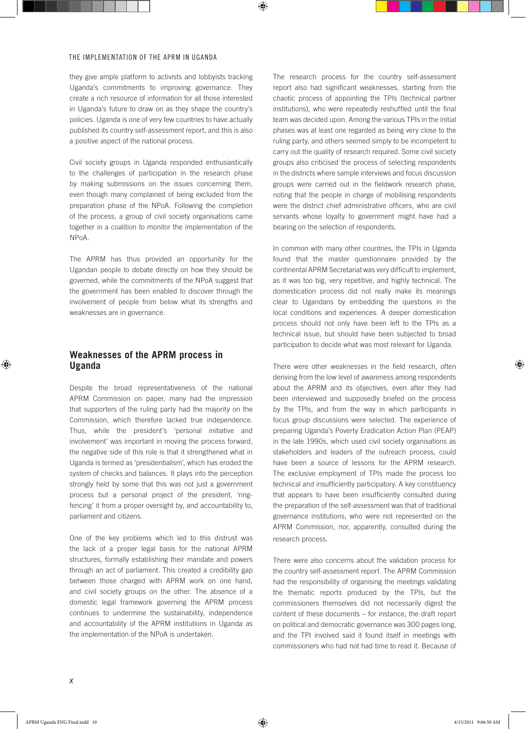they give ample platform to activists and lobbyists tracking Uganda's commitments to improving governance. They create a rich resource of information for all those interested in Uganda's future to draw on as they shape the country's policies. Uganda is one of very few countries to have actually published its country self-assessment report, and this is also a positive aspect of the national process.

Civil society groups in Uganda responded enthusiastically to the challenges of participation in the research phase by making submissions on the issues concerning them, even though many complained of being excluded from the preparation phase of the NPoA. Following the completion of the process, a group of civil society organisations came together in a coalition to monitor the implementation of the NPoA.

The APRM has thus provided an opportunity for the Ugandan people to debate directly on how they should be governed, while the commitments of the NPoA suggest that the government has been enabled to discover through the involvement of people from below what its strengths and weaknesses are in governance.

## Weaknesses of the APRM process in Uganda

Despite the broad representativeness of the national APRM Commission on paper, many had the impression that supporters of the ruling party had the majority on the Commission, which therefore lacked true independence. Thus, while the president's 'personal initiative and involvement' was important in moving the process forward, the negative side of this role is that it strengthened what in Uganda is termed as 'presidentialism', which has eroded the system of checks and balances. It plays into the perception strongly held by some that this was not just a government process but a personal project of the president, 'ring-fencing' it from a proper oversight by, and accountability to, parliament and citizens.

One of the key problems which led to this distrust was the lack of a proper legal basis for the national APRM structures, formally establishing their mandate and powers through an act of parliament. This created a credibility gap between those charged with APRM work on one hand, and civil society groups on the other. The absence of a domestic legal framework governing the APRM process continues to undermine the sustainability, independence and accountability of the APRM institutions in Uganda as the implementation of the NPoA is undertaken.

The research process for the country self-assessment report also had significant weaknesses, starting from the chaotic process of appointing the TPIs (technical partner institutions), who were repeatedly reshuffled until the final team was decided upon. Among the various TPIs in the initial phases was at least one regarded as being very close to the ruling party, and others seemed simply to be incompetent to carry out the quality of research required. Some civil society groups also criticised the process of selecting respondents in the districts where sample interviews and focus discussion groups were carried out in the fieldwork research phase, noting that the people in charge of mobilising respondents were the district chief administrative officers, who are civil servants whose loyalty to government might have had a bearing on the selection of respondents.

In common with many other countries, the TPIs in Uganda found that the master questionnaire provided by the continental APRM Secretariat was very difficult to implement, as it was too big, very repetitive, and highly technical. The domestication process did not really make its meanings clear to Ugandans by embedding the questions in the local conditions and experiences. A deeper domestication process should not only have been left to the TPIs as a technical issue, but should have been subjected to broad participation to decide what was most relevant for Uganda.

There were other weaknesses in the field research, often deriving from the low level of awareness among respondents about the APRM and its objectives, even after they had been interviewed and supposedly briefed on the process by the TPIs, and from the way in which participants in focus group discussions were selected. The experience of preparing Uganda's Poverty Eradication Action Plan (PEAP) in the late 1990s, which used civil society organisations as stakeholders and leaders of the outreach process, could have been a source of lessons for the APRM research. The exclusive employment of TPIs made the process too technical and insufficiently participatory. A key constituency that appears to have been insufficiently consulted during the preparation of the self-assessment was that of traditional governance institutions, who were not represented on the APRM Commission, nor, apparently, consulted during the research process.

There were also concerns about the validation process for the country self-assessment report. The APRM Commission had the responsibility of organising the meetings validating the thematic reports produced by the TPIs, but the commissioners themselves did not necessarily digest the content of these documents – for instance, the draft report on political and democratic governance was 300 pages long, and the TPI involved said it found itself in meetings with commissioners who had not had time to read it. Because of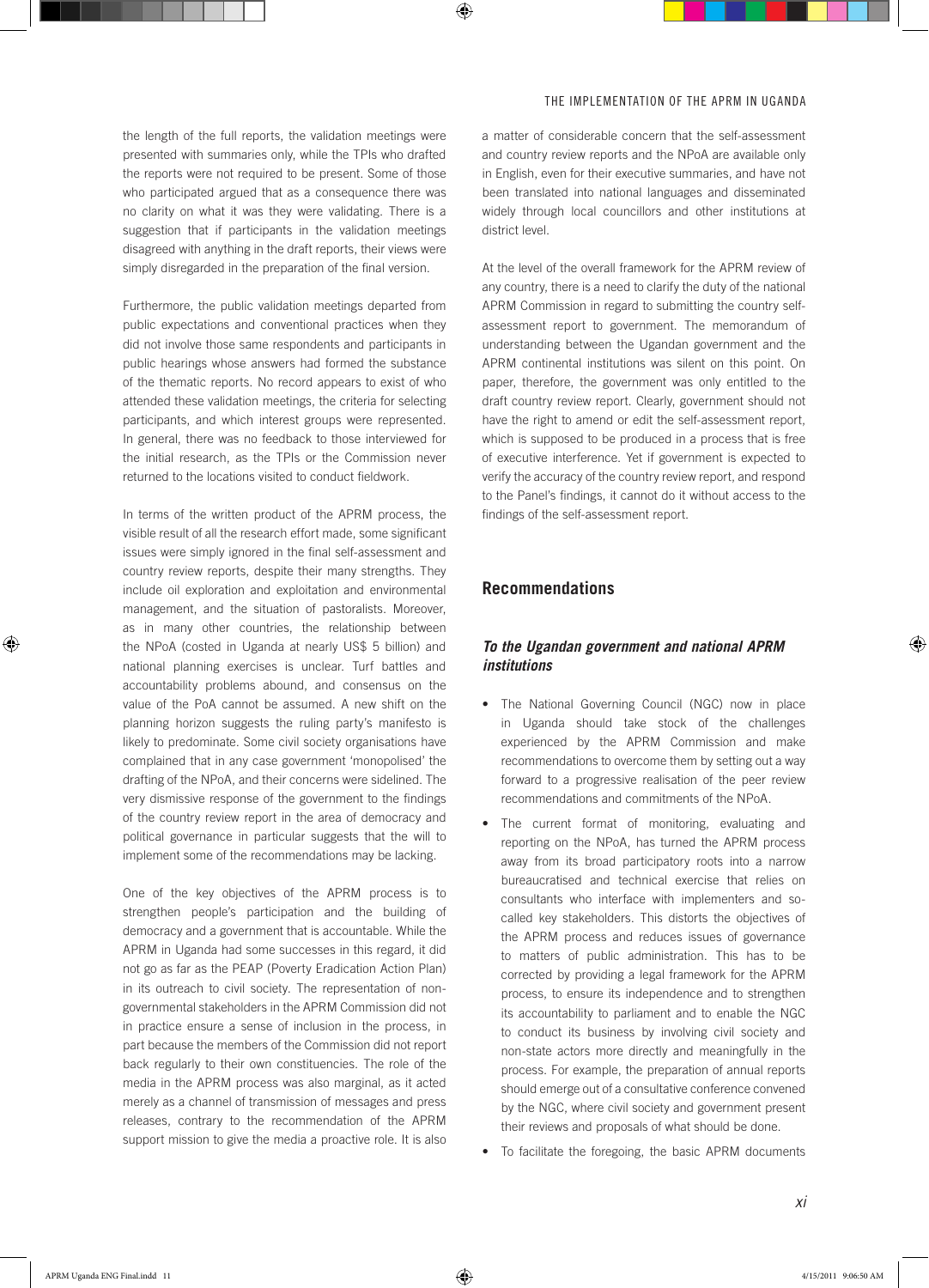the length of the full reports, the validation meetings were presented with summaries only, while the TPIs who drafted the reports were not required to be present. Some of those who participated argued that as a consequence there was no clarity on what it was they were validating. There is a suggestion that if participants in the validation meetings disagreed with anything in the draft reports, their views were simply disregarded in the preparation of the final version.

Furthermore, the public validation meetings departed from public expectations and conventional practices when they did not involve those same respondents and participants in public hearings whose answers had formed the substance of the thematic reports. No record appears to exist of who attended these validation meetings, the criteria for selecting participants, and which interest groups were represented. In general, there was no feedback to those interviewed for the initial research, as the TPIs or the Commission never returned to the locations visited to conduct fieldwork.

In terms of the written product of the APRM process, the visible result of all the research effort made, some significant issues were simply ignored in the final self-assessment and country review reports, despite their many strengths. They include oil exploration and exploitation and environmental management, and the situation of pastoralists. Moreover, as in many other countries, the relationship between the NPoA (costed in Uganda at nearly US$ 5 billion) and national planning exercises is unclear. Turf battles and accountability problems abound, and consensus on the value of the PoA cannot be assumed. A new shift on the planning horizon suggests the ruling party's manifesto is likely to predominate. Some civil society organisations have complained that in any case government 'monopolised' the drafting of the NPoA, and their concerns were sidelined. The very dismissive response of the government to the findings of the country review report in the area of democracy and political governance in particular suggests that the will to implement some of the recommendations may be lacking.

One of the key objectives of the APRM process is to strengthen people's participation and the building of democracy and a government that is accountable. While the APRM in Uganda had some successes in this regard, it did not go as far as the PEAP (Poverty Eradication Action Plan) in its outreach to civil society. The representation of non-governmental stakeholders in the APRM Commission did not in practice ensure a sense of inclusion in the process, in part because the members of the Commission did not report back regularly to their own constituencies. The role of the media in the APRM process was also marginal, as it acted merely as a channel of transmission of messages and press releases, contrary to the recommendation of the APRM support mission to give the media a proactive role. It is also a matter of considerable concern that the self-assessment and country review reports and the NPoA are available only in English, even for their executive summaries, and have not been translated into national languages and disseminated widely through local councillors and other institutions at district level.

At the level of the overall framework for the APRM review of any country, there is a need to clarify the duty of the national APRM Commission in regard to submitting the country self-assessment report to government. The memorandum of understanding between the Ugandan government and the APRM continental institutions was silent on this point. On paper, therefore, the government was only entitled to the draft country review report. Clearly, government should not have the right to amend or edit the self-assessment report, which is supposed to be produced in a process that is free of executive interference. Yet if government is expected to verify the accuracy of the country review report, and respond to the Panel's findings, it cannot do it without access to the findings of the self-assessment report.

## Recommendations

### *To the Ugandan government and national APRM institutions*

- The National Governing Council (NGC) now in place in Uganda should take stock of the challenges experienced by the APRM Commission and make recommendations to overcome them by setting out a way forward to a progressive realisation of the peer review recommendations and commitments of the NPoA.
- The current format of monitoring, evaluating and reporting on the NPoA, has turned the APRM process away from its broad participatory roots into a narrow bureaucratised and technical exercise that relies on consultants who interface with implementers and so-called key stakeholders. This distorts the objectives of the APRM process and reduces issues of governance to matters of public administration. This has to be corrected by providing a legal framework for the APRM process, to ensure its independence and to strengthen its accountability to parliament and to enable the NGC to conduct its business by involving civil society and non-state actors more directly and meaningfully in the process. For example, the preparation of annual reports should emerge out of a consultative conference convened by the NGC, where civil society and government present their reviews and proposals of what should be done.
- To facilitate the foregoing, the basic APRM documents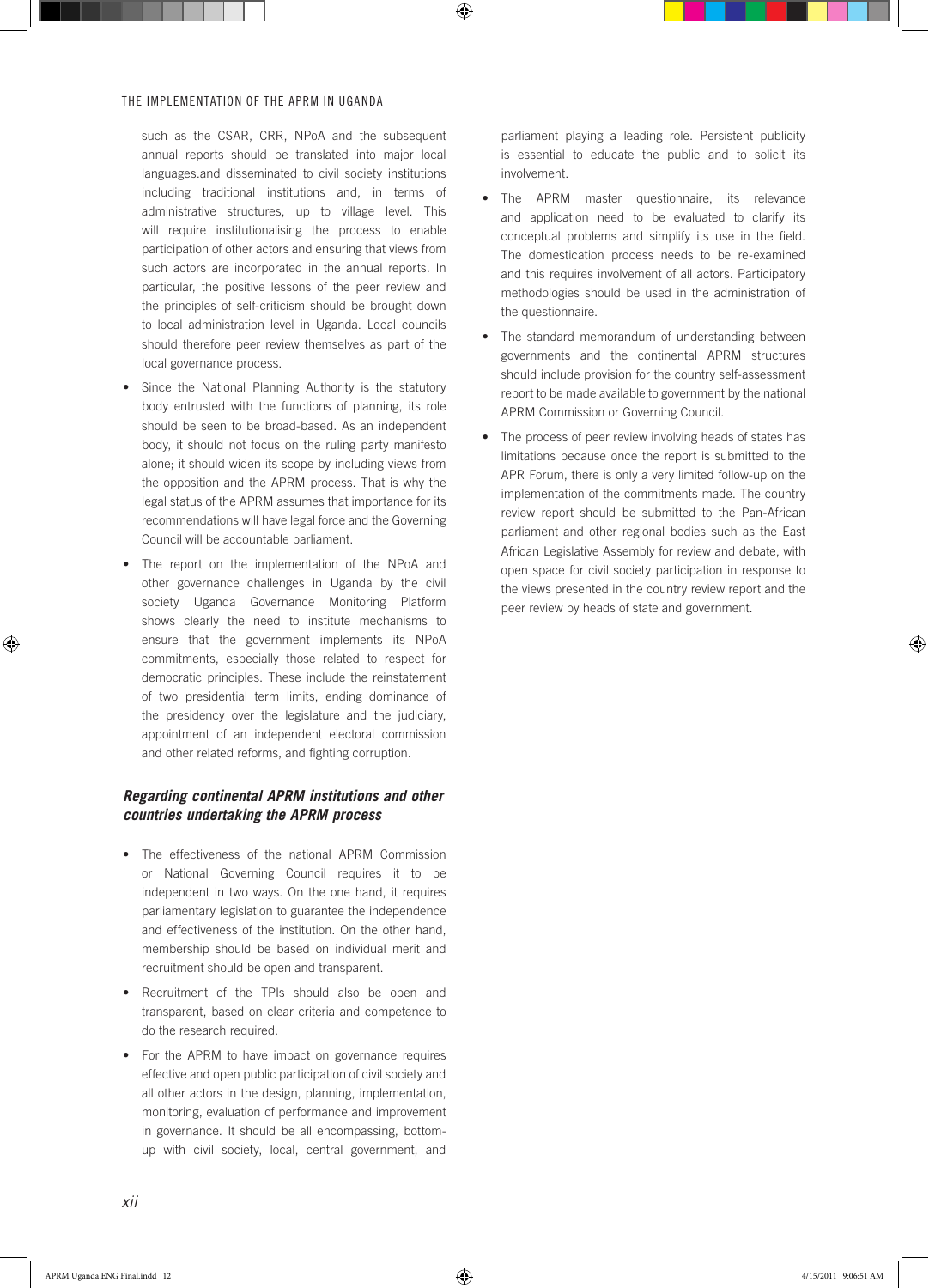such as the CSAR, CRR, NPoA and the subsequent annual reports should be translated into major local languages.and disseminated to civil society institutions including traditional institutions and, in terms of administrative structures, up to village level. This will require institutionalising the process to enable participation of other actors and ensuring that views from such actors are incorporated in the annual reports. In particular, the positive lessons of the peer review and the principles of self-criticism should be brought down to local administration level in Uganda. Local councils should therefore peer review themselves as part of the local governance process.

- Since the National Planning Authority is the statutory body entrusted with the functions of planning, its role should be seen to be broad-based. As an independent body, it should not focus on the ruling party manifesto alone; it should widen its scope by including views from the opposition and the APRM process. That is why the legal status of the APRM assumes that importance for its recommendations will have legal force and the Governing Council will be accountable parliament.
- The report on the implementation of the NPoA and other governance challenges in Uganda by the civil society Uganda Governance Monitoring Platform shows clearly the need to institute mechanisms to ensure that the government implements its NPoA commitments, especially those related to respect for democratic principles. These include the reinstatement of two presidential term limits, ending dominance of the presidency over the legislature and the judiciary, appointment of an independent electoral commission and other related reforms, and fighting corruption.

### *Regarding continental APRM institutions and other countries undertaking the APRM process*

- The effectiveness of the national APRM Commission or National Governing Council requires it to be independent in two ways. On the one hand, it requires parliamentary legislation to guarantee the independence and effectiveness of the institution. On the other hand, membership should be based on individual merit and recruitment should be open and transparent.
- Recruitment of the TPIs should also be open and transparent, based on clear criteria and competence to do the research required.
- For the APRM to have impact on governance requires effective and open public participation of civil society and all other actors in the design, planning, implementation, monitoring, evaluation of performance and improvement in governance. It should be all encompassing, bottom-up with civil society, local, central government, and parliament playing a leading role. Persistent publicity is essential to educate the public and to solicit its involvement.
- The APRM master questionnaire, its relevance and application need to be evaluated to clarify its conceptual problems and simplify its use in the field. The domestication process needs to be re-examined and this requires involvement of all actors. Participatory methodologies should be used in the administration of the questionnaire.
- The standard memorandum of understanding between governments and the continental APRM structures should include provision for the country self-assessment report to be made available to government by the national APRM Commission or Governing Council.
- The process of peer review involving heads of states has limitations because once the report is submitted to the APR Forum, there is only a very limited follow-up on the implementation of the commitments made. The country review report should be submitted to the Pan-African parliament and other regional bodies such as the East African Legislative Assembly for review and debate, with open space for civil society participation in response to the views presented in the country review report and the peer review by heads of state and government.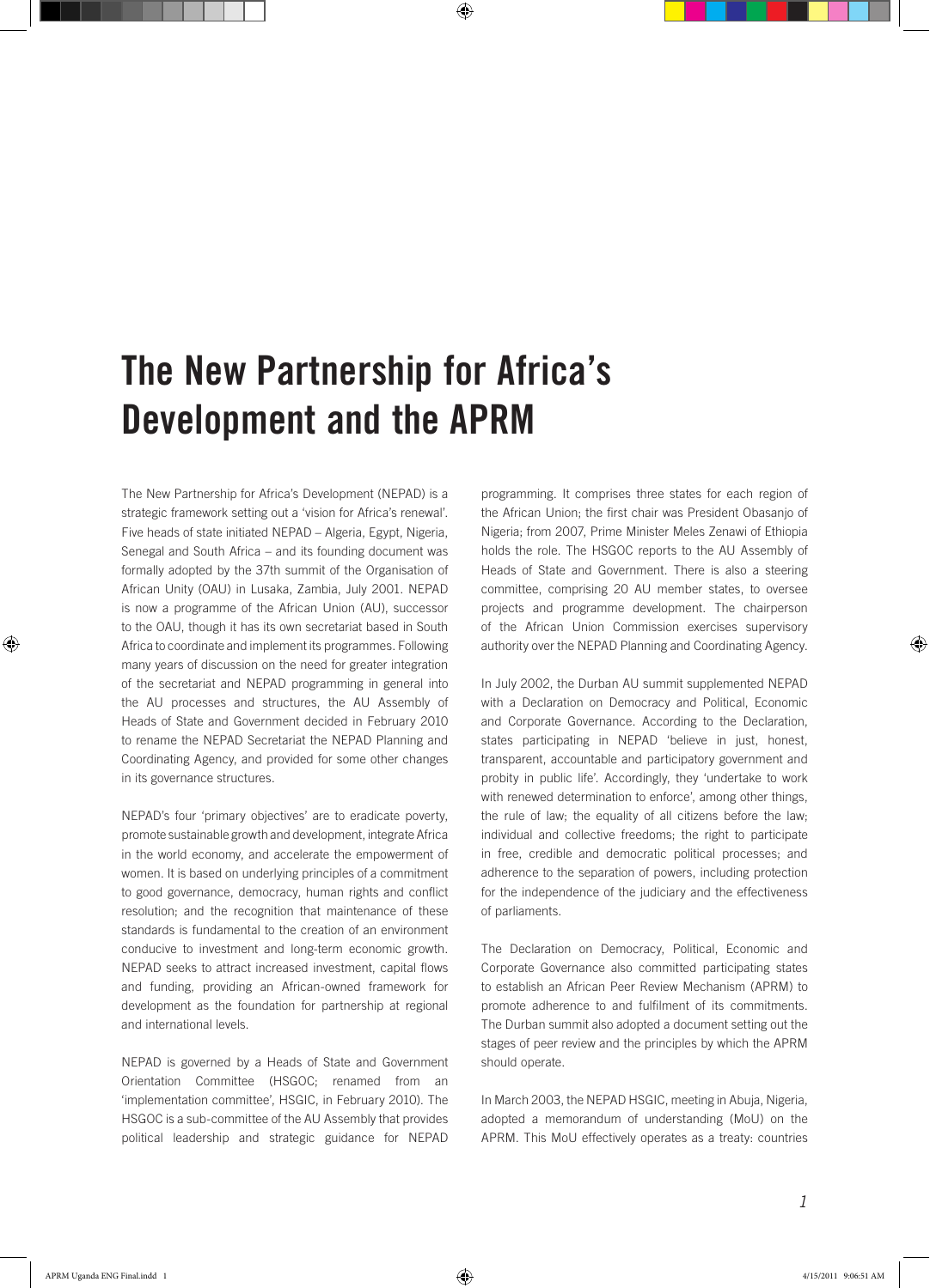# The New Partnership for Africa's Development and the APRM

The New Partnership for Africa's Development (NEPAD) is a strategic framework setting out a 'vision for Africa's renewal'. Five heads of state initiated NEPAD – Algeria, Egypt, Nigeria, Senegal and South Africa – and its founding document was formally adopted by the 37th summit of the Organisation of African Unity (OAU) in Lusaka, Zambia, July 2001. NEPAD is now a programme of the African Union (AU), successor to the OAU, though it has its own secretariat based in South Africa to coordinate and implement its programmes. Following many years of discussion on the need for greater integration of the secretariat and NEPAD programming in general into the AU processes and structures, the AU Assembly of Heads of State and Government decided in February 2010 to rename the NEPAD Secretariat the NEPAD Planning and Coordinating Agency, and provided for some other changes in its governance structures.

NEPAD's four 'primary objectives' are to eradicate poverty, promote sustainable growth and development, integrate Africa in the world economy, and accelerate the empowerment of women. It is based on underlying principles of a commitment to good governance, democracy, human rights and conflict resolution; and the recognition that maintenance of these standards is fundamental to the creation of an environment conducive to investment and long-term economic growth. NEPAD seeks to attract increased investment, capital flows and funding, providing an African-owned framework for development as the foundation for partnership at regional and international levels.

NEPAD is governed by a Heads of State and Government Orientation Committee (HSGOC; renamed from an 'implementation committee', HSGIC, in February 2010). The HSGOC is a sub-committee of the AU Assembly that provides political leadership and strategic guidance for NEPAD programming. It comprises three states for each region of the African Union; the first chair was President Obasanjo of Nigeria; from 2007, Prime Minister Meles Zenawi of Ethiopia holds the role. The HSGOC reports to the AU Assembly of Heads of State and Government. There is also a steering committee, comprising 20 AU member states, to oversee projects and programme development. The chairperson of the African Union Commission exercises supervisory authority over the NEPAD Planning and Coordinating Agency.

In July 2002, the Durban AU summit supplemented NEPAD with a Declaration on Democracy and Political, Economic and Corporate Governance. According to the Declaration, states participating in NEPAD 'believe in just, honest, transparent, accountable and participatory government and probity in public life'. Accordingly, they 'undertake to work with renewed determination to enforce', among other things, the rule of law; the equality of all citizens before the law; individual and collective freedoms; the right to participate in free, credible and democratic political processes; and adherence to the separation of powers, including protection for the independence of the judiciary and the effectiveness of parliaments.

The Declaration on Democracy, Political, Economic and Corporate Governance also committed participating states to establish an African Peer Review Mechanism (APRM) to promote adherence to and fulfilment of its commitments. The Durban summit also adopted a document setting out the stages of peer review and the principles by which the APRM should operate.

In March 2003, the NEPAD HSGIC, meeting in Abuja, Nigeria, adopted a memorandum of understanding (MoU) on the APRM. This MoU effectively operates as a treaty: countries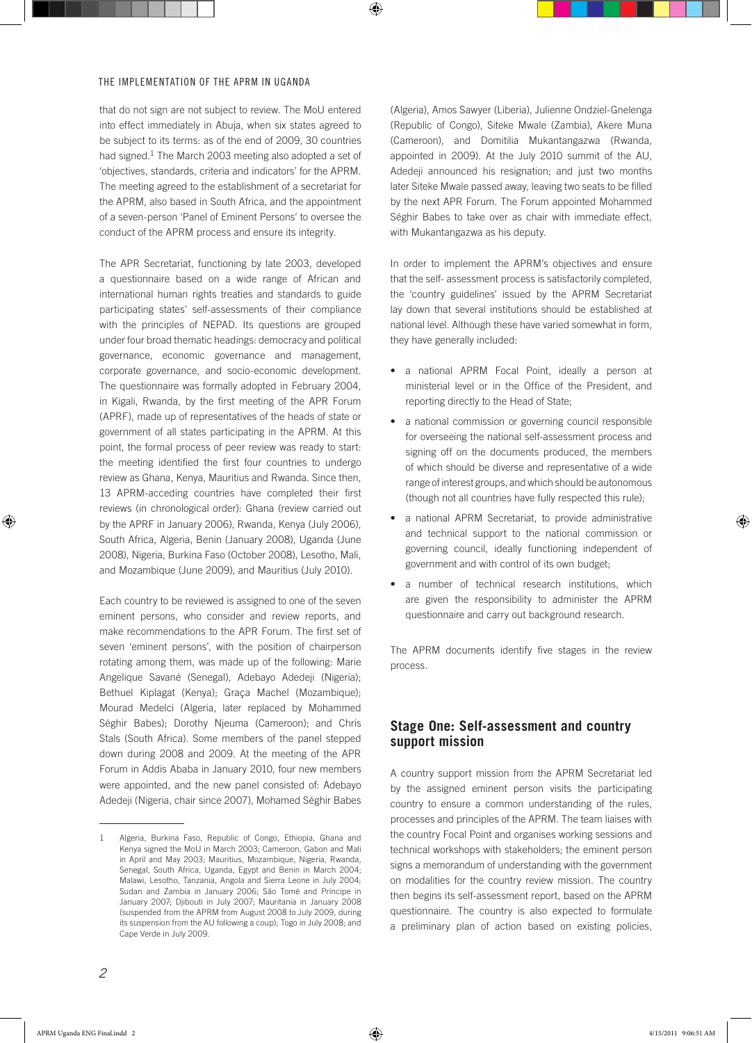that do not sign are not subject to review. The MoU entered into effect immediately in Abuja, when six states agreed to be subject to its terms: as of the end of 2009, 30 countries had signed.[1] The March 2003 meeting also adopted a set of 'objectives, standards, criteria and indicators' for the APRM. The meeting agreed to the establishment of a secretariat for the APRM, also based in South Africa, and the appointment of a seven-person 'Panel of Eminent Persons' to oversee the conduct of the APRM process and ensure its integrity.

The APR Secretariat, functioning by late 2003, developed a questionnaire based on a wide range of African and international human rights treaties and standards to guide participating states' self-assessments of their compliance with the principles of NEPAD. Its questions are grouped under four broad thematic headings: democracy and political governance, economic governance and management, corporate governance, and socio-economic development. The questionnaire was formally adopted in February 2004, in Kigali, Rwanda, by the first meeting of the APR Forum (APRF), made up of representatives of the heads of state or government of all states participating in the APRM. At this point, the formal process of peer review was ready to start: the meeting identified the first four countries to undergo review as Ghana, Kenya, Mauritius and Rwanda. Since then, 13 APRM-acceding countries have completed their first reviews (in chronological order): Ghana (review carried out by the APRF in January 2006), Rwanda, Kenya (July 2006), South Africa, Algeria, Benin (January 2008), Uganda (June 2008), Nigeria, Burkina Faso (October 2008), Lesotho, Mali, and Mozambique (June 2009), and Mauritius (July 2010).

Each country to be reviewed is assigned to one of the seven eminent persons, who consider and review reports, and make recommendations to the APR Forum. The first set of seven 'eminent persons', with the position of chairperson rotating among them, was made up of the following: Marie Angelique Savané (Senegal), Adebayo Adedeji (Nigeria); Bethuel Kiplagat (Kenya); Graça Machel (Mozambique); Mourad Medelci (Algeria, later replaced by Mohammed Séghir Babes); Dorothy Njeuma (Cameroon); and Chris Stals (South Africa). Some members of the panel stepped down during 2008 and 2009. At the meeting of the APR Forum in Addis Ababa in January 2010, four new members were appointed, and the new panel consisted of: Adebayo Adedeji (Nigeria, chair since 2007), Mohamed Séghir Babes (Algeria), Amos Sawyer (Liberia), Julienne Ondziel-Gnelenga (Republic of Congo), Siteke Mwale (Zambia), Akere Muna (Cameroon), and Domitilia Mukantangazwa (Rwanda, appointed in 2009). At the July 2010 summit of the AU, Adedeji announced his resignation; and just two months later Siteke Mwale passed away, leaving two seats to be filled by the next APR Forum. The Forum appointed Mohammed Séghir Babes to take over as chair with immediate effect, with Mukantangazwa as his deputy.

In order to implement the APRM's objectives and ensure that the self- assessment process is satisfactorily completed, the 'country guidelines' issued by the APRM Secretariat lay down that several institutions should be established at national level. Although these have varied somewhat in form, they have generally included:

- a national APRM Focal Point, ideally a person at ministerial level or in the Office of the President, and reporting directly to the Head of State;
- a national commission or governing council responsible for overseeing the national self-assessment process and signing off on the documents produced, the members of which should be diverse and representative of a wide range of interest groups, and which should be autonomous (though not all countries have fully respected this rule);
- a national APRM Secretariat, to provide administrative and technical support to the national commission or governing council, ideally functioning independent of government and with control of its own budget;
- a number of technical research institutions, which are given the responsibility to administer the APRM questionnaire and carry out background research.

The APRM documents identify five stages in the review process.

## Stage One: Self-assessment and country support mission

A country support mission from the APRM Secretariat led by the assigned eminent person visits the participating country to ensure a common understanding of the rules, processes and principles of the APRM. The team liaises with the country Focal Point and organises working sessions and technical workshops with stakeholders; the eminent person signs a memorandum of understanding with the government on modalities for the country review mission. The country then begins its self-assessment report, based on the APRM questionnaire. The country is also expected to formulate a preliminary plan of action based on existing policies,

---

[1] Algeria, Burkina Faso, Republic of Congo, Ethiopia, Ghana and Kenya signed the MoU in March 2003; Cameroon, Gabon and Mali in April and May 2003; Mauritius, Mozambique, Nigeria, Rwanda, Senegal, South Africa, Uganda, Egypt and Benin in March 2004; Malawi, Lesotho, Tanzania, Angola and Sierra Leone in July 2004; Sudan and Zambia in January 2006; São Tomé and Príncipe in January 2007; Djibouti in July 2007; Mauritania in January 2008 (suspended from the APRM from August 2008 to July 2009, during its suspension from the AU following a coup); Togo in July 2008; and Cape Verde in July 2009.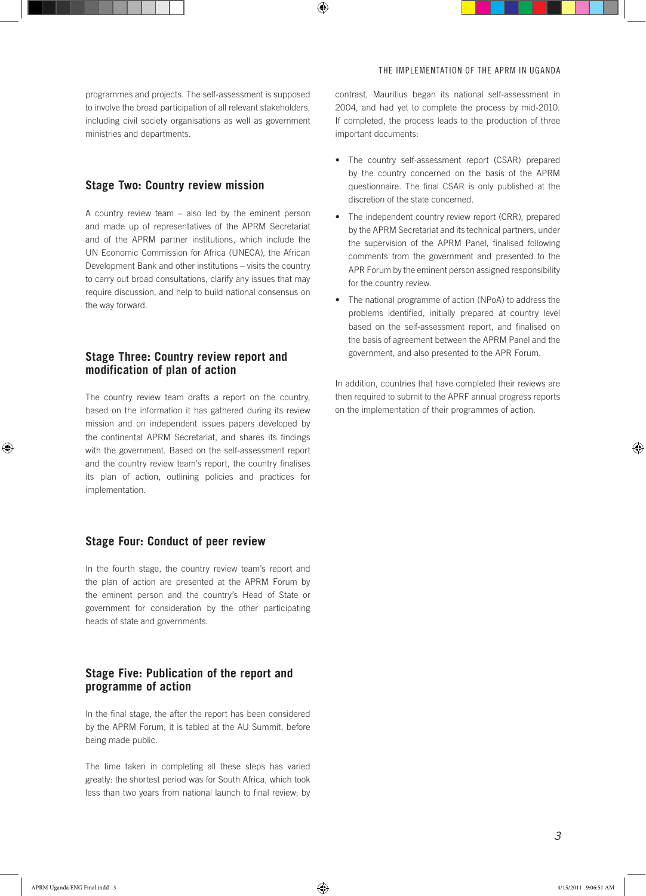programmes and projects. The self-assessment is supposed to involve the broad participation of all relevant stakeholders, including civil society organisations as well as government ministries and departments.

### Stage Two: Country review mission

A country review team – also led by the eminent person and made up of representatives of the APRM Secretariat and of the APRM partner institutions, which include the UN Economic Commission for Africa (UNECA), the African Development Bank and other institutions – visits the country to carry out broad consultations, clarify any issues that may require discussion, and help to build national consensus on the way forward.

### Stage Three: Country review report and modification of plan of action

The country review team drafts a report on the country, based on the information it has gathered during its review mission and on independent issues papers developed by the continental APRM Secretariat, and shares its findings with the government. Based on the self-assessment report and the country review team's report, the country finalises its plan of action, outlining policies and practices for implementation.

### Stage Four: Conduct of peer review

In the fourth stage, the country review team's report and the plan of action are presented at the APRM Forum by the eminent person and the country's Head of State or government for consideration by the other participating heads of state and governments.

### Stage Five: Publication of the report and programme of action

In the final stage, the after the report has been considered by the APRM Forum, it is tabled at the AU Summit, before being made public.

The time taken in completing all these steps has varied greatly: the shortest period was for South Africa, which took less than two years from national launch to final review; by contrast, Mauritius began its national self-assessment in 2004, and had yet to complete the process by mid-2010. If completed, the process leads to the production of three important documents:

- The country self-assessment report (CSAR) prepared by the country concerned on the basis of the APRM questionnaire. The final CSAR is only published at the discretion of the state concerned.
- The independent country review report (CRR), prepared by the APRM Secretariat and its technical partners, under the supervision of the APRM Panel, finalised following comments from the government and presented to the APR Forum by the eminent person assigned responsibility for the country review.
- The national programme of action (NPoA) to address the problems identified, initially prepared at country level based on the self-assessment report, and finalised on the basis of agreement between the APRM Panel and the government, and also presented to the APR Forum.

In addition, countries that have completed their reviews are then required to submit to the APRF annual progress reports on the implementation of their programmes of action.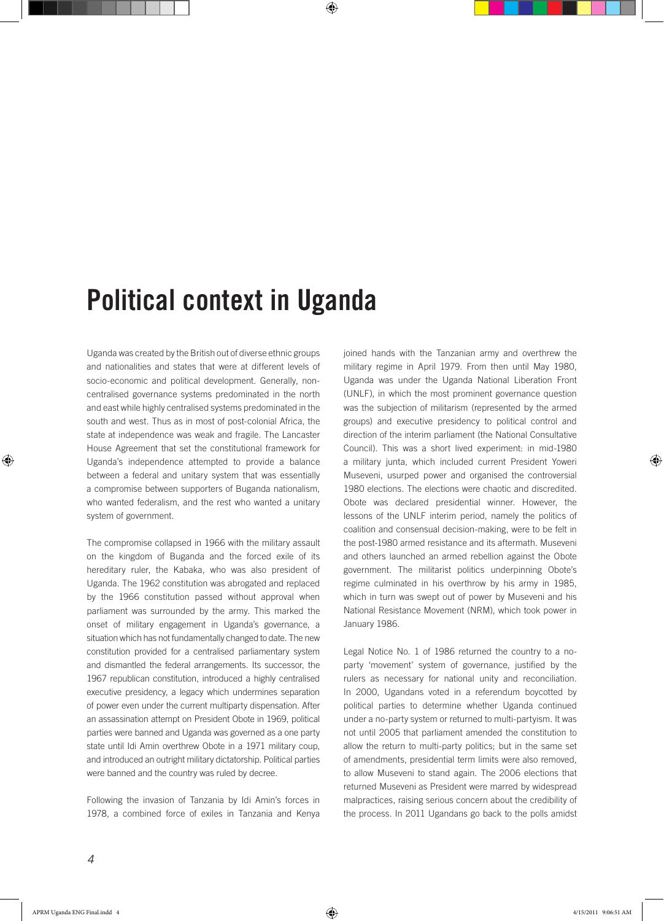# Political context in Uganda

Uganda was created by the British out of diverse ethnic groups and nationalities and states that were at different levels of socio-economic and political development. Generally, non-centralised governance systems predominated in the north and east while highly centralised systems predominated in the south and west. Thus as in most of post-colonial Africa, the state at independence was weak and fragile. The Lancaster House Agreement that set the constitutional framework for Uganda's independence attempted to provide a balance between a federal and unitary system that was essentially a compromise between supporters of Buganda nationalism, who wanted federalism, and the rest who wanted a unitary system of government.

The compromise collapsed in 1966 with the military assault on the kingdom of Buganda and the forced exile of its hereditary ruler, the Kabaka, who was also president of Uganda. The 1962 constitution was abrogated and replaced by the 1966 constitution passed without approval when parliament was surrounded by the army. This marked the onset of military engagement in Uganda's governance, a situation which has not fundamentally changed to date. The new constitution provided for a centralised parliamentary system and dismantled the federal arrangements. Its successor, the 1967 republican constitution, introduced a highly centralised executive presidency, a legacy which undermines separation of power even under the current multiparty dispensation. After an assassination attempt on President Obote in 1969, political parties were banned and Uganda was governed as a one party state until Idi Amin overthrew Obote in a 1971 military coup, and introduced an outright military dictatorship. Political parties were banned and the country was ruled by decree.

Following the invasion of Tanzania by Idi Amin's forces in 1978, a combined force of exiles in Tanzania and Kenya joined hands with the Tanzanian army and overthrew the military regime in April 1979. From then until May 1980, Uganda was under the Uganda National Liberation Front (UNLF), in which the most prominent governance question was the subjection of militarism (represented by the armed groups) and executive presidency to political control and direction of the interim parliament (the National Consultative Council). This was a short lived experiment: in mid-1980 a military junta, which included current President Yoweri Museveni, usurped power and organised the controversial 1980 elections. The elections were chaotic and discredited. Obote was declared presidential winner. However, the lessons of the UNLF interim period, namely the politics of coalition and consensual decision-making, were to be felt in the post-1980 armed resistance and its aftermath. Museveni and others launched an armed rebellion against the Obote government. The militarist politics underpinning Obote's regime culminated in his overthrow by his army in 1985, which in turn was swept out of power by Museveni and his National Resistance Movement (NRM), which took power in January 1986.

Legal Notice No. 1 of 1986 returned the country to a no-party 'movement' system of governance, justified by the rulers as necessary for national unity and reconciliation. In 2000, Ugandans voted in a referendum boycotted by political parties to determine whether Uganda continued under a no-party system or returned to multi-partyism. It was not until 2005 that parliament amended the constitution to allow the return to multi-party politics; but in the same set of amendments, presidential term limits were also removed, to allow Museveni to stand again. The 2006 elections that returned Museveni as President were marred by widespread malpractices, raising serious concern about the credibility of the process. In 2011 Ugandans go back to the polls amidst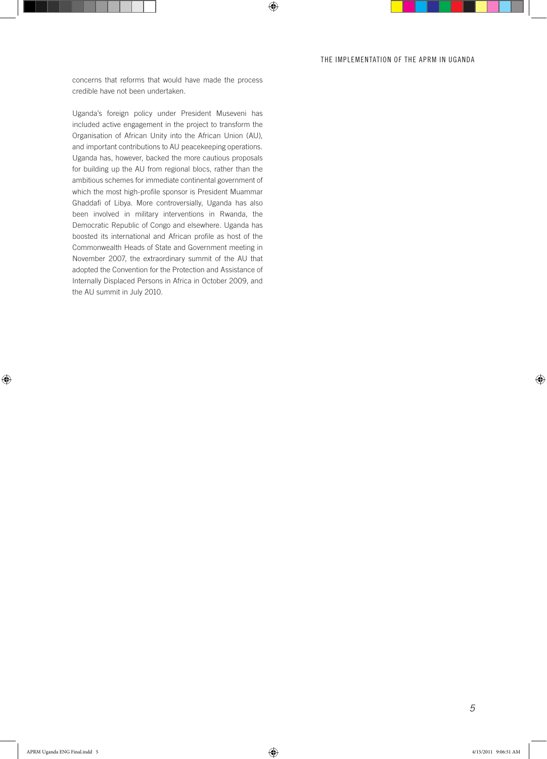concerns that reforms that would have made the process credible have not been undertaken.

Uganda's foreign policy under President Museveni has included active engagement in the project to transform the Organisation of African Unity into the African Union (AU), and important contributions to AU peacekeeping operations. Uganda has, however, backed the more cautious proposals for building up the AU from regional blocs, rather than the ambitious schemes for immediate continental government of which the most high-profile sponsor is President Muammar Ghaddafi of Libya. More controversially, Uganda has also been involved in military interventions in Rwanda, the Democratic Republic of Congo and elsewhere. Uganda has boosted its international and African profile as host of the Commonwealth Heads of State and Government meeting in November 2007, the extraordinary summit of the AU that adopted the Convention for the Protection and Assistance of Internally Displaced Persons in Africa in October 2009, and the AU summit in July 2010.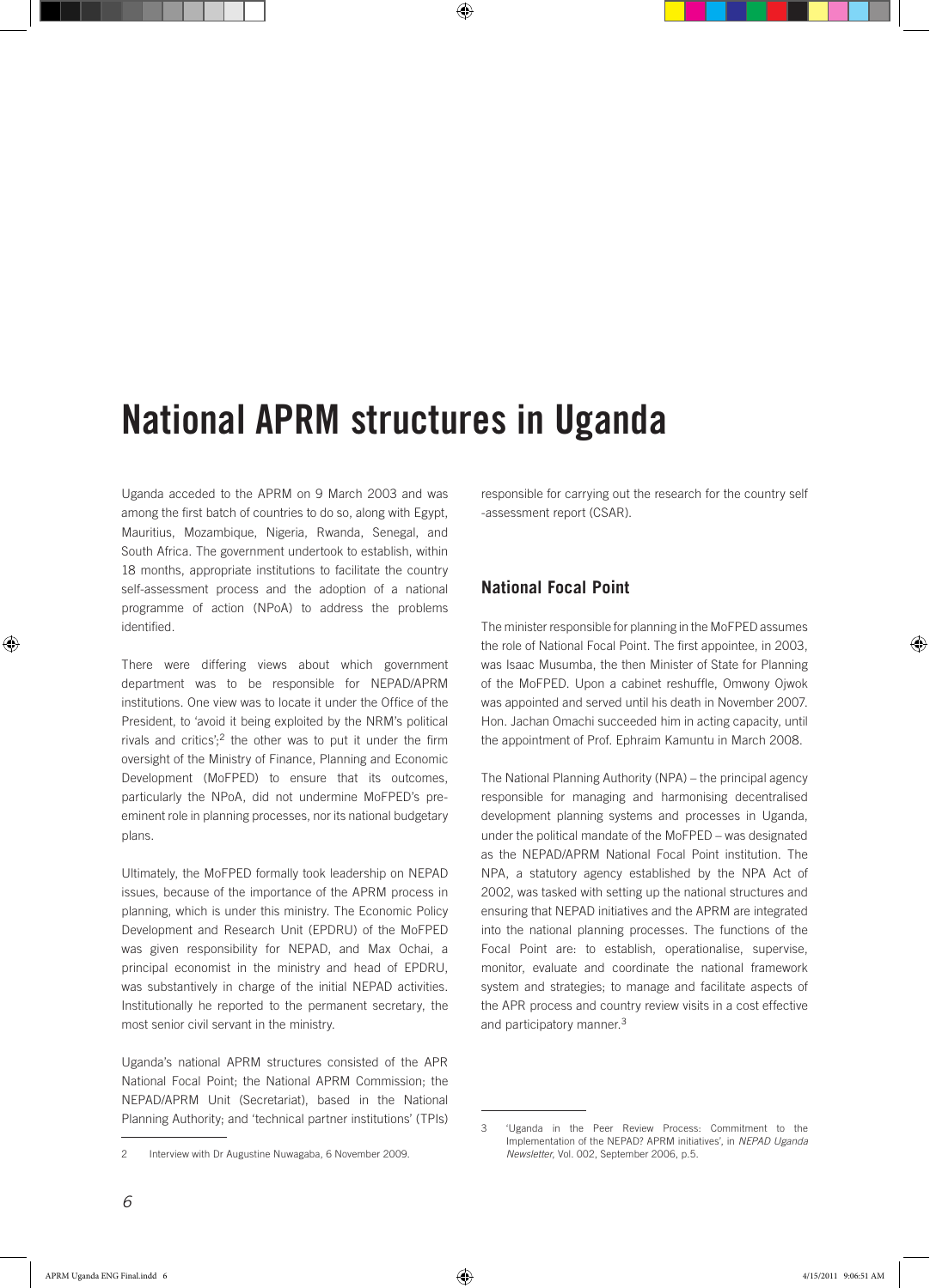# National APRM structures in Uganda

Uganda acceded to the APRM on 9 March 2003 and was among the first batch of countries to do so, along with Egypt, Mauritius, Mozambique, Nigeria, Rwanda, Senegal, and South Africa. The government undertook to establish, within 18 months, appropriate institutions to facilitate the country self-assessment process and the adoption of a national programme of action (NPoA) to address the problems identified.

There were differing views about which government department was to be responsible for NEPAD/APRM institutions. One view was to locate it under the Office of the President, to 'avoid it being exploited by the NRM's political rivals and critics';[2] the other was to put it under the firm oversight of the Ministry of Finance, Planning and Economic Development (MoFPED) to ensure that its outcomes, particularly the NPoA, did not undermine MoFPED's pre-eminent role in planning processes, nor its national budgetary plans.

Ultimately, the MoFPED formally took leadership on NEPAD issues, because of the importance of the APRM process in planning, which is under this ministry. The Economic Policy Development and Research Unit (EPDRU) of the MoFPED was given responsibility for NEPAD, and Max Ochai, a principal economist in the ministry and head of EPDRU, was substantively in charge of the initial NEPAD activities. Institutionally he reported to the permanent secretary, the most senior civil servant in the ministry.

Uganda's national APRM structures consisted of the APR National Focal Point; the National APRM Commission; the NEPAD/APRM Unit (Secretariat), based in the National Planning Authority; and 'technical partner institutions' (TPIs) responsible for carrying out the research for the country self -assessment report (CSAR).

## National Focal Point

The minister responsible for planning in the MoFPED assumes the role of National Focal Point. The first appointee, in 2003, was Isaac Musumba, the then Minister of State for Planning of the MoFPED. Upon a cabinet reshuffle, Omwony Ojwok was appointed and served until his death in November 2007. Hon. Jachan Omachi succeeded him in acting capacity, until the appointment of Prof. Ephraim Kamuntu in March 2008.

The National Planning Authority (NPA) – the principal agency responsible for managing and harmonising decentralised development planning systems and processes in Uganda, under the political mandate of the MoFPED – was designated as the NEPAD/APRM National Focal Point institution. The NPA, a statutory agency established by the NPA Act of 2002, was tasked with setting up the national structures and ensuring that NEPAD initiatives and the APRM are integrated into the national planning processes. The functions of the Focal Point are: to establish, operationalise, supervise, monitor, evaluate and coordinate the national framework system and strategies; to manage and facilitate aspects of the APR process and country review visits in a cost effective and participatory manner.[3]

---

2 Interview with Dr Augustine Nuwagaba, 6 November 2009.

3 'Uganda in the Peer Review Process: Commitment to the Implementation of the NEPAD? APRM initiatives', in *NEPAD Uganda Newsletter*, Vol. 002, September 2006, p.5.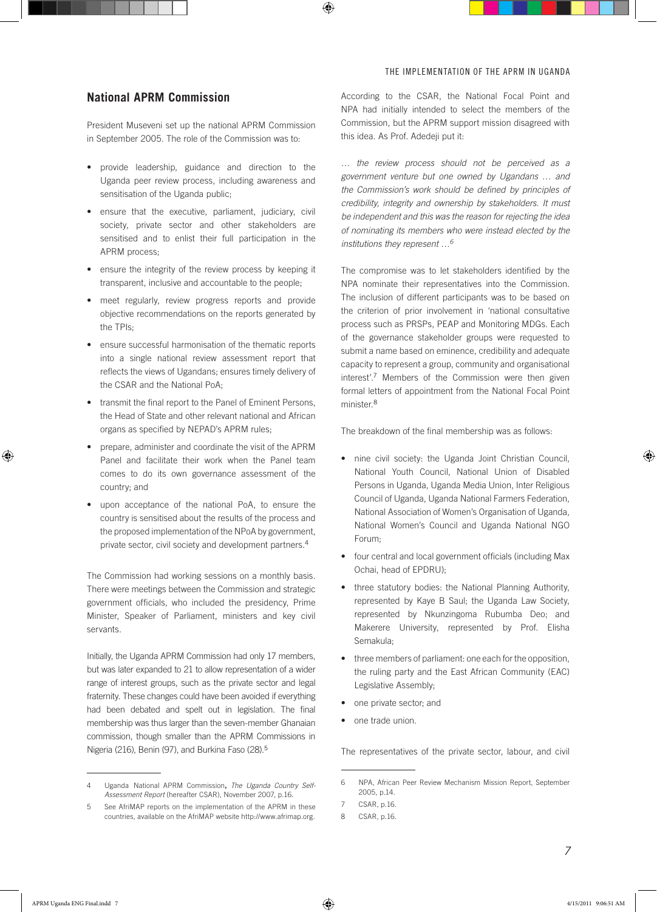## National APRM Commission

President Museveni set up the national APRM Commission in September 2005. The role of the Commission was to:

- provide leadership, guidance and direction to the Uganda peer review process, including awareness and sensitisation of the Uganda public;
- ensure that the executive, parliament, judiciary, civil society, private sector and other stakeholders are sensitised and to enlist their full participation in the APRM process;
- ensure the integrity of the review process by keeping it transparent, inclusive and accountable to the people;
- meet regularly, review progress reports and provide objective recommendations on the reports generated by the TPIs;
- ensure successful harmonisation of the thematic reports into a single national review assessment report that reflects the views of Ugandans; ensures timely delivery of the CSAR and the National PoA;
- transmit the final report to the Panel of Eminent Persons, the Head of State and other relevant national and African organs as specified by NEPAD's APRM rules;
- prepare, administer and coordinate the visit of the APRM Panel and facilitate their work when the Panel team comes to do its own governance assessment of the country; and
- upon acceptance of the national PoA, to ensure the country is sensitised about the results of the process and the proposed implementation of the NPoA by government, private sector, civil society and development partners.[4]

The Commission had working sessions on a monthly basis. There were meetings between the Commission and strategic government officials, who included the presidency, Prime Minister, Speaker of Parliament, ministers and key civil servants.

Initially, the Uganda APRM Commission had only 17 members, but was later expanded to 21 to allow representation of a wider range of interest groups, such as the private sector and legal fraternity. These changes could have been avoided if everything had been debated and spelt out in legislation. The final membership was thus larger than the seven-member Ghanaian commission, though smaller than the APRM Commissions in Nigeria (216), Benin (97), and Burkina Faso (28).[5]

According to the CSAR, the National Focal Point and NPA had initially intended to select the members of the Commission, but the APRM support mission disagreed with this idea. As Prof. Adedeji put it:

*… the review process should not be perceived as a government venture but one owned by Ugandans … and the Commission's work should be defined by principles of credibility, integrity and ownership by stakeholders. It must be independent and this was the reason for rejecting the idea of nominating its members who were instead elected by the institutions they represent …*[6]

The compromise was to let stakeholders identified by the NPA nominate their representatives into the Commission. The inclusion of different participants was to be based on the criterion of prior involvement in 'national consultative process such as PRSPs, PEAP and Monitoring MDGs. Each of the governance stakeholder groups were requested to submit a name based on eminence, credibility and adequate capacity to represent a group, community and organisational interest'.[7] Members of the Commission were then given formal letters of appointment from the National Focal Point minister.[8]

The breakdown of the final membership was as follows:

- nine civil society: the Uganda Joint Christian Council, National Youth Council, National Union of Disabled Persons in Uganda, Uganda Media Union, Inter Religious Council of Uganda, Uganda National Farmers Federation, National Association of Women's Organisation of Uganda, National Women's Council and Uganda National NGO Forum;
- four central and local government officials (including Max Ochai, head of EPDRU);
- three statutory bodies: the National Planning Authority, represented by Kaye B Saul; the Uganda Law Society, represented by Nkunzingoma Rubumba Deo; and Makerere University, represented by Prof. Elisha Semakula;
- three members of parliament: one each for the opposition, the ruling party and the East African Community (EAC) Legislative Assembly;
- one private sector; and
- one trade union.

The representatives of the private sector, labour, and civil

---

4 Uganda National APRM Commission, *The Uganda Country Self-Assessment Report* (hereafter CSAR), November 2007, p.16.

5 See AfriMAP reports on the implementation of the APRM in these countries, available on the AfriMAP website http://www.afrimap.org.

6 NPA, African Peer Review Mechanism Mission Report, September 2005, p.14.

7 CSAR, p.16.

8 CSAR, p.16.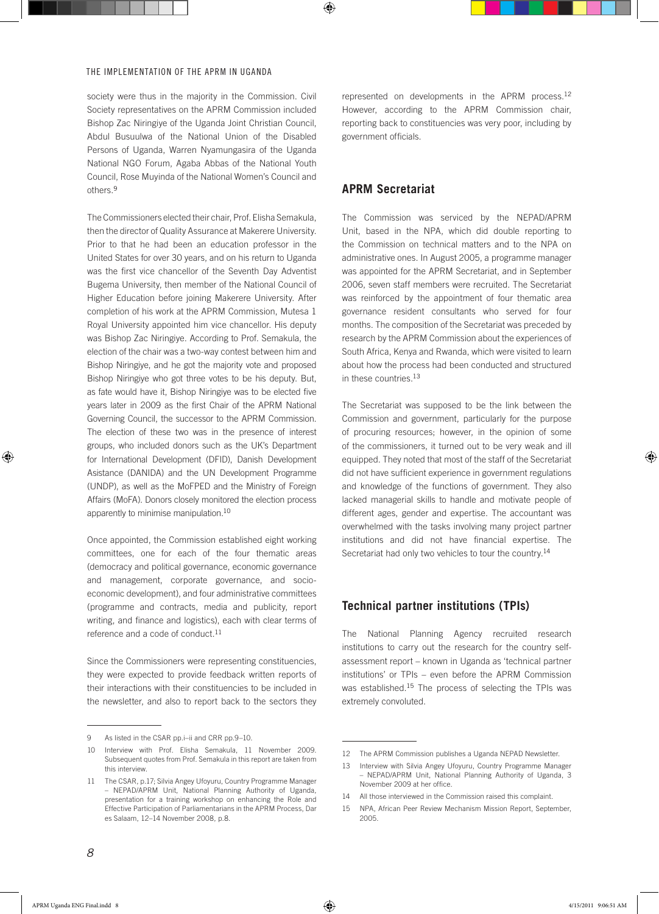society were thus in the majority in the Commission. Civil Society representatives on the APRM Commission included Bishop Zac Niringiye of the Uganda Joint Christian Council, Abdul Busuulwa of the National Union of the Disabled Persons of Uganda, Warren Nyamungasira of the Uganda National NGO Forum, Agaba Abbas of the National Youth Council, Rose Muyinda of the National Women's Council and others.[9]

The Commissioners elected their chair, Prof. Elisha Semakula, then the director of Quality Assurance at Makerere University. Prior to that he had been an education professor in the United States for over 30 years, and on his return to Uganda was the first vice chancellor of the Seventh Day Adventist Bugema University, then member of the National Council of Higher Education before joining Makerere University. After completion of his work at the APRM Commission, Mutesa 1 Royal University appointed him vice chancellor. His deputy was Bishop Zac Niringiye. According to Prof. Semakula, the election of the chair was a two-way contest between him and Bishop Niringiye, and he got the majority vote and proposed Bishop Niringiye who got three votes to be his deputy. But, as fate would have it, Bishop Niringiye was to be elected five years later in 2009 as the first Chair of the APRM National Governing Council, the successor to the APRM Commission. The election of these two was in the presence of interest groups, who included donors such as the UK's Department for International Development (DFID), Danish Development Asistance (DANIDA) and the UN Development Programme (UNDP), as well as the MoFPED and the Ministry of Foreign Affairs (MoFA). Donors closely monitored the election process apparently to minimise manipulation.[10]

Once appointed, the Commission established eight working committees, one for each of the four thematic areas (democracy and political governance, economic governance and management, corporate governance, and socio-economic development), and four administrative committees (programme and contracts, media and publicity, report writing, and finance and logistics), each with clear terms of reference and a code of conduct.[11]

Since the Commissioners were representing constituencies, they were expected to provide feedback written reports of their interactions with their constituencies to be included in the newsletter, and also to report back to the sectors they represented on developments in the APRM process.[12] However, according to the APRM Commission chair, reporting back to constituencies was very poor, including by government officials.

## APRM Secretariat

The Commission was serviced by the NEPAD/APRM Unit, based in the NPA, which did double reporting to the Commission on technical matters and to the NPA on administrative ones. In August 2005, a programme manager was appointed for the APRM Secretariat, and in September 2006, seven staff members were recruited. The Secretariat was reinforced by the appointment of four thematic area governance resident consultants who served for four months. The composition of the Secretariat was preceded by research by the APRM Commission about the experiences of South Africa, Kenya and Rwanda, which were visited to learn about how the process had been conducted and structured in these countries.[13]

The Secretariat was supposed to be the link between the Commission and government, particularly for the purpose of procuring resources; however, in the opinion of some of the commissioners, it turned out to be very weak and ill equipped. They noted that most of the staff of the Secretariat did not have sufficient experience in government regulations and knowledge of the functions of government. They also lacked managerial skills to handle and motivate people of different ages, gender and expertise. The accountant was overwhelmed with the tasks involving many project partner institutions and did not have financial expertise. The Secretariat had only two vehicles to tour the country.[14]

## Technical partner institutions (TPIs)

The National Planning Agency recruited research institutions to carry out the research for the country self-assessment report – known in Uganda as 'technical partner institutions' or TPIs – even before the APRM Commission was established.[15] The process of selecting the TPIs was extremely convoluted.

---

9 As listed in the CSAR pp.i–ii and CRR pp.9–10.

10 Interview with Prof. Elisha Semakula, 11 November 2009. Subsequent quotes from Prof. Semakula in this report are taken from this interview.

11 The CSAR, p.17; Silvia Angey Ufoyuru, Country Programme Manager – NEPAD/APRM Unit, National Planning Authority of Uganda, presentation for a training workshop on enhancing the Role and Effective Participation of Parliamentarians in the APRM Process, Dar es Salaam, 12–14 November 2008, p.8.

12 The APRM Commission publishes a Uganda NEPAD Newsletter.

13 Interview with Silvia Angey Ufoyuru, Country Programme Manager – NEPAD/APRM Unit, National Planning Authority of Uganda, 3 November 2009 at her office.

14 All those interviewed in the Commission raised this complaint.

15 NPA, African Peer Review Mechanism Mission Report, September, 2005.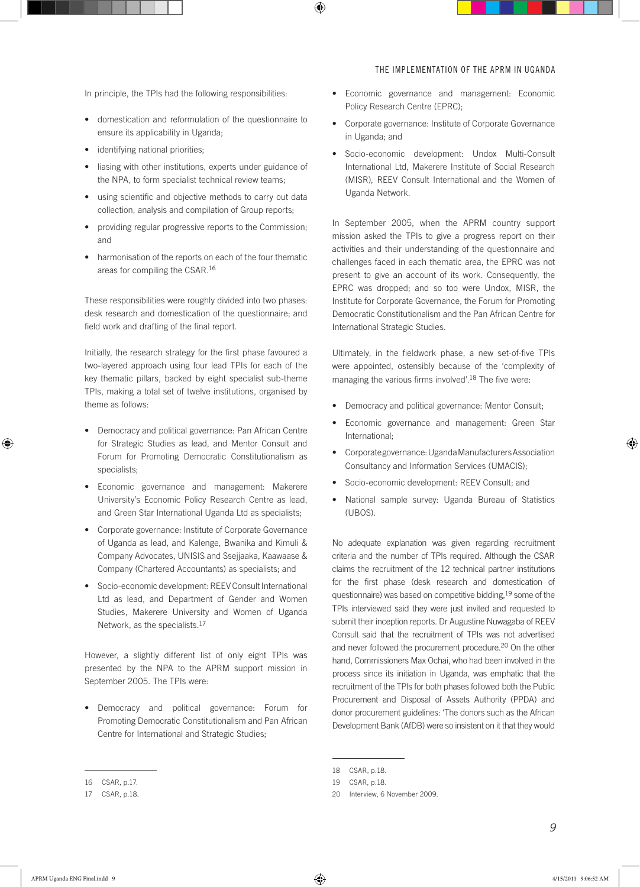In principle, the TPIs had the following responsibilities:

- domestication and reformulation of the questionnaire to ensure its applicability in Uganda;
- identifying national priorities;
- liasing with other institutions, experts under guidance of the NPA, to form specialist technical review teams;
- using scientific and objective methods to carry out data collection, analysis and compilation of Group reports;
- providing regular progressive reports to the Commission; and
- harmonisation of the reports on each of the four thematic areas for compiling the CSAR.[16]

These responsibilities were roughly divided into two phases: desk research and domestication of the questionnaire; and field work and drafting of the final report.

Initially, the research strategy for the first phase favoured a two-layered approach using four lead TPIs for each of the key thematic pillars, backed by eight specialist sub-theme TPIs, making a total set of twelve institutions, organised by theme as follows:

- Democracy and political governance: Pan African Centre for Strategic Studies as lead, and Mentor Consult and Forum for Promoting Democratic Constitutionalism as specialists;
- Economic governance and management: Makerere University's Economic Policy Research Centre as lead, and Green Star International Uganda Ltd as specialists;
- Corporate governance: Institute of Corporate Governance of Uganda as lead, and Kalenge, Bwanika and Kimuli & Company Advocates, UNISIS and Ssejjaaka, Kaawaase & Company (Chartered Accountants) as specialists; and
- Socio-economic development: REEV Consult International Ltd as lead, and Department of Gender and Women Studies, Makerere University and Women of Uganda Network, as the specialists.[17]

However, a slightly different list of only eight TPIs was presented by the NPA to the APRM support mission in September 2005. The TPIs were:

- Democracy and political governance: Forum for Promoting Democratic Constitutionalism and Pan African Centre for International and Strategic Studies;
- Economic governance and management: Economic Policy Research Centre (EPRC);
- Corporate governance: Institute of Corporate Governance in Uganda; and
- Socio-economic development: Undox Multi-Consult International Ltd, Makerere Institute of Social Research (MISR), REEV Consult International and the Women of Uganda Network.

In September 2005, when the APRM country support mission asked the TPIs to give a progress report on their activities and their understanding of the questionnaire and challenges faced in each thematic area, the EPRC was not present to give an account of its work. Consequently, the EPRC was dropped; and so too were Undox, MISR, the Institute for Corporate Governance, the Forum for Promoting Democratic Constitutionalism and the Pan African Centre for International Strategic Studies.

Ultimately, in the fieldwork phase, a new set-of-five TPIs were appointed, ostensibly because of the 'complexity of managing the various firms involved'.[18] The five were:

- Democracy and political governance: Mentor Consult;
- Economic governance and management: Green Star International;
- Corporate governance: Uganda Manufacturers Association Consultancy and Information Services (UMACIS);
- Socio-economic development: REEV Consult; and
- National sample survey: Uganda Bureau of Statistics (UBOS).

No adequate explanation was given regarding recruitment criteria and the number of TPIs required. Although the CSAR claims the recruitment of the 12 technical partner institutions for the first phase (desk research and domestication of questionnaire) was based on competitive bidding,[19] some of the TPIs interviewed said they were just invited and requested to submit their inception reports. Dr Augustine Nuwagaba of REEV Consult said that the recruitment of TPIs was not advertised and never followed the procurement procedure.[20] On the other hand, Commissioners Max Ochai, who had been involved in the process since its initiation in Uganda, was emphatic that the recruitment of the TPIs for both phases followed both the Public Procurement and Disposal of Assets Authority (PPDA) and donor procurement guidelines: 'The donors such as the African Development Bank (AfDB) were so insistent on it that they would

---

16 CSAR, p.17.

17 CSAR, p.18.

18 CSAR, p.18.

19 CSAR, p.18.

20 Interview, 6 November 2009.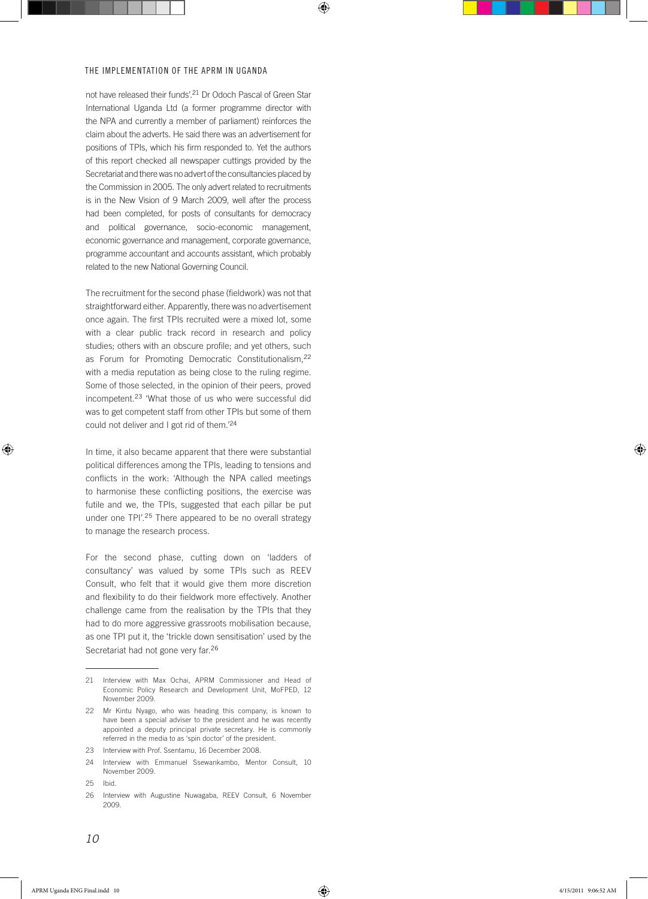not have released their funds'.[21] Dr Odoch Pascal of Green Star International Uganda Ltd (a former programme director with the NPA and currently a member of parliament) reinforces the claim about the adverts. He said there was an advertisement for positions of TPIs, which his firm responded to. Yet the authors of this report checked all newspaper cuttings provided by the Secretariat and there was no advert of the consultancies placed by the Commission in 2005. The only advert related to recruitments is in the New Vision of 9 March 2009, well after the process had been completed, for posts of consultants for democracy and political governance, socio-economic management, economic governance and management, corporate governance, programme accountant and accounts assistant, which probably related to the new National Governing Council.

The recruitment for the second phase (fieldwork) was not that straightforward either. Apparently, there was no advertisement once again. The first TPIs recruited were a mixed lot, some with a clear public track record in research and policy studies; others with an obscure profile; and yet others, such as Forum for Promoting Democratic Constitutionalism,[22] with a media reputation as being close to the ruling regime. Some of those selected, in the opinion of their peers, proved incompetent.[23] 'What those of us who were successful did was to get competent staff from other TPIs but some of them could not deliver and I got rid of them.'[24]

In time, it also became apparent that there were substantial political differences among the TPIs, leading to tensions and conflicts in the work: 'Although the NPA called meetings to harmonise these conflicting positions, the exercise was futile and we, the TPIs, suggested that each pillar be put under one TPI'.[25] There appeared to be no overall strategy to manage the research process.

For the second phase, cutting down on 'ladders of consultancy' was valued by some TPIs such as REEV Consult, who felt that it would give them more discretion and flexibility to do their fieldwork more effectively. Another challenge came from the realisation by the TPIs that they had to do more aggressive grassroots mobilisation because, as one TPI put it, the 'trickle down sensitisation' used by the Secretariat had not gone very far.[26]

---

21 Interview with Max Ochai, APRM Commissioner and Head of Economic Policy Research and Development Unit, MoFPED, 12 November 2009.

22 Mr Kintu Nyago, who was heading this company, is known to have been a special adviser to the president and he was recently appointed a deputy principal private secretary. He is commonly referred in the media to as 'spin doctor' of the president.

23 Interview with Prof. Ssentamu, 16 December 2008.

24 Interview with Emmanuel Ssewankambo, Mentor Consult, 10 November 2009.

25 Ibid.

26 Interview with Augustine Nuwagaba, REEV Consult, 6 November 2009.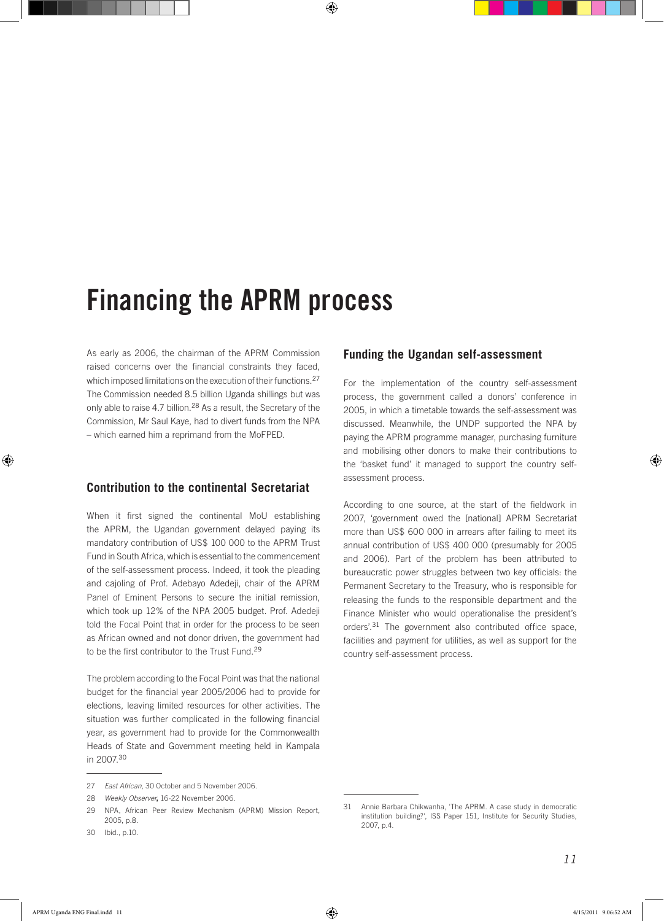# Financing the APRM process

As early as 2006, the chairman of the APRM Commission raised concerns over the financial constraints they faced, which imposed limitations on the execution of their functions.[27] The Commission needed 8.5 billion Uganda shillings but was only able to raise 4.7 billion.[28] As a result, the Secretary of the Commission, Mr Saul Kaye, had to divert funds from the NPA – which earned him a reprimand from the MoFPED.

## Contribution to the continental Secretariat

When it first signed the continental MoU establishing the APRM, the Ugandan government delayed paying its mandatory contribution of US$ 100 000 to the APRM Trust Fund in South Africa, which is essential to the commencement of the self-assessment process. Indeed, it took the pleading and cajoling of Prof. Adebayo Adedeji, chair of the APRM Panel of Eminent Persons to secure the initial remission, which took up 12% of the NPA 2005 budget. Prof. Adedeji told the Focal Point that in order for the process to be seen as African owned and not donor driven, the government had to be the first contributor to the Trust Fund.[29]

The problem according to the Focal Point was that the national budget for the financial year 2005/2006 had to provide for elections, leaving limited resources for other activities. The situation was further complicated in the following financial year, as government had to provide for the Commonwealth Heads of State and Government meeting held in Kampala in 2007.[30]

## Funding the Ugandan self-assessment

For the implementation of the country self-assessment process, the government called a donors' conference in 2005, in which a timetable towards the self-assessment was discussed. Meanwhile, the UNDP supported the NPA by paying the APRM programme manager, purchasing furniture and mobilising other donors to make their contributions to the 'basket fund' it managed to support the country self-assessment process.

According to one source, at the start of the fieldwork in 2007, 'government owed the [national] APRM Secretariat more than US$ 600 000 in arrears after failing to meet its annual contribution of US$ 400 000 (presumably for 2005 and 2006). Part of the problem has been attributed to bureaucratic power struggles between two key officials: the Permanent Secretary to the Treasury, who is responsible for releasing the funds to the responsible department and the Finance Minister who would operationalise the president's orders'.[31] The government also contributed office space, facilities and payment for utilities, as well as support for the country self-assessment process.

---

27 *East African*, 30 October and 5 November 2006.

28 *Weekly Observer*, 16-22 November 2006.

29 NPA, African Peer Review Mechanism (APRM) Mission Report, 2005, p.8.

30 Ibid., p.10.

31 Annie Barbara Chikwanha, 'The APRM. A case study in democratic institution building?', ISS Paper 151, Institute for Security Studies, 2007, p.4.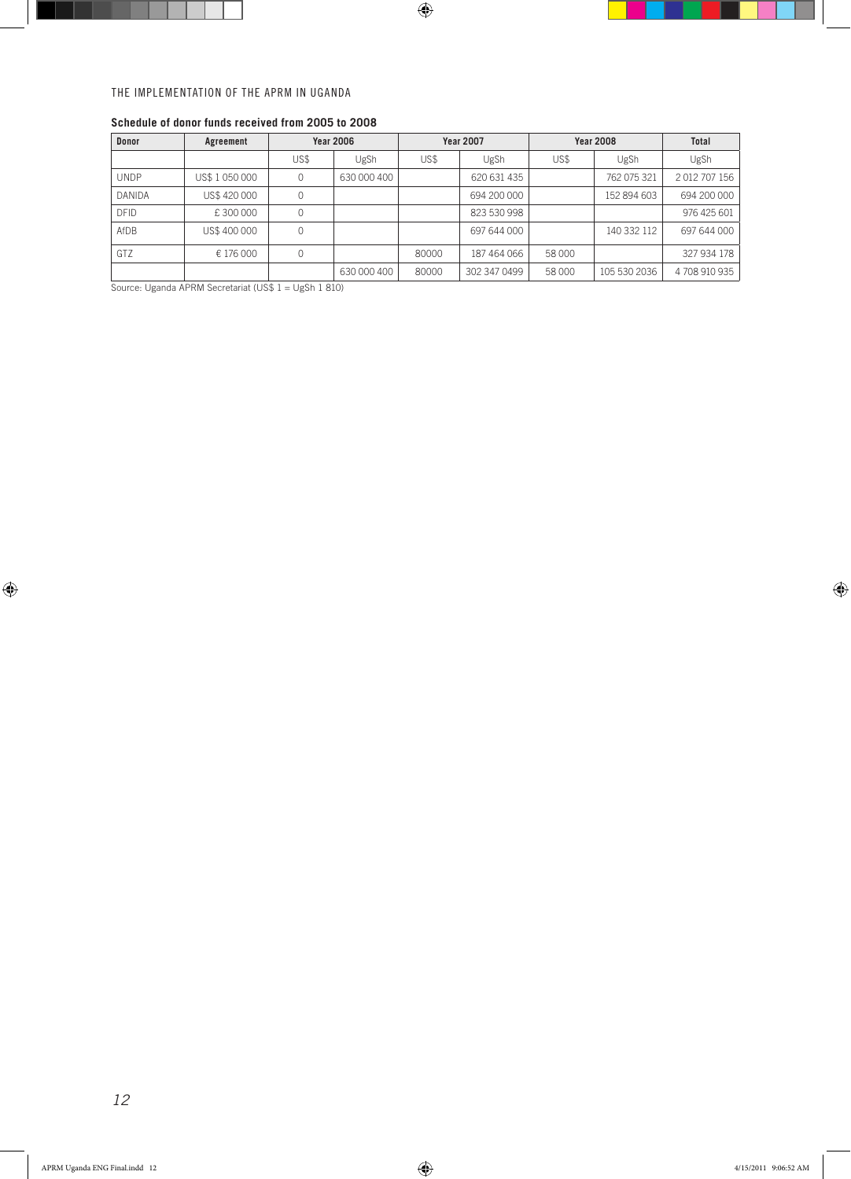**Schedule of donor funds received from 2005 to 2008**

| Donor | Agreement | Year 2006 | | Year 2007 | | Year 2008 | | Total |
|---|---|---|---|---|---|---|---|---|
| | | US$ | UgSh | US$ | UgSh | US$ | UgSh | UgSh |
| UNDP | US$ 1 050 000 | 0 | 630 000 400 | | 620 631 435 | | 762 075 321 | 2 012 707 156 |
| DANIDA | US$ 420 000 | 0 | | | 694 200 000 | | 152 894 603 | 694 200 000 |
| DFID | £ 300 000 | 0 | | | 823 530 998 | | | 976 425 601 |
| AfDB | US$ 400 000 | 0 | | | 697 644 000 | | 140 332 112 | 697 644 000 |
| GTZ | € 176 000 | 0 | | 80000 | 187 464 066 | 58 000 | | 327 934 178 |
| | | | 630 000 400 | 80000 | 302 347 0499 | 58 000 | 105 530 2036 | 4 708 910 935 |

Source: Uganda APRM Secretariat (US$ 1 = UgSh 1 810)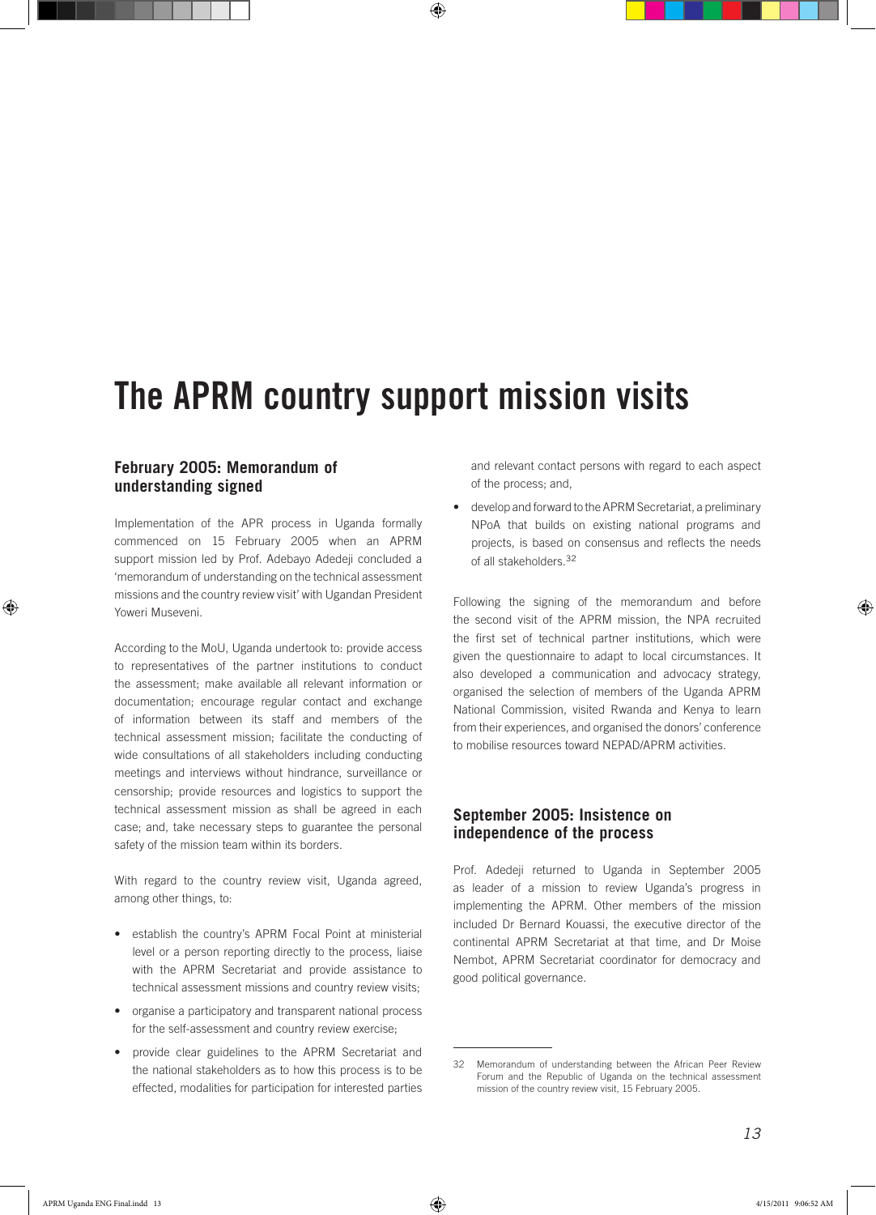# The APRM country support mission visits

## February 2005: Memorandum of understanding signed

Implementation of the APR process in Uganda formally commenced on 15 February 2005 when an APRM support mission led by Prof. Adebayo Adedeji concluded a 'memorandum of understanding on the technical assessment missions and the country review visit' with Ugandan President Yoweri Museveni.

According to the MoU, Uganda undertook to: provide access to representatives of the partner institutions to conduct the assessment; make available all relevant information or documentation; encourage regular contact and exchange of information between its staff and members of the technical assessment mission; facilitate the conducting of wide consultations of all stakeholders including conducting meetings and interviews without hindrance, surveillance or censorship; provide resources and logistics to support the technical assessment mission as shall be agreed in each case; and, take necessary steps to guarantee the personal safety of the mission team within its borders.

With regard to the country review visit, Uganda agreed, among other things, to:

- establish the country's APRM Focal Point at ministerial level or a person reporting directly to the process, liaise with the APRM Secretariat and provide assistance to technical assessment missions and country review visits;
- organise a participatory and transparent national process for the self-assessment and country review exercise;
- provide clear guidelines to the APRM Secretariat and the national stakeholders as to how this process is to be effected, modalities for participation for interested parties and relevant contact persons with regard to each aspect of the process; and,
- develop and forward to the APRM Secretariat, a preliminary NPoA that builds on existing national programs and projects, is based on consensus and reflects the needs of all stakeholders.[32]

Following the signing of the memorandum and before the second visit of the APRM mission, the NPA recruited the first set of technical partner institutions, which were given the questionnaire to adapt to local circumstances. It also developed a communication and advocacy strategy, organised the selection of members of the Uganda APRM National Commission, visited Rwanda and Kenya to learn from their experiences, and organised the donors' conference to mobilise resources toward NEPAD/APRM activities.

## September 2005: Insistence on independence of the process

Prof. Adedeji returned to Uganda in September 2005 as leader of a mission to review Uganda's progress in implementing the APRM. Other members of the mission included Dr Bernard Kouassi, the executive director of the continental APRM Secretariat at that time, and Dr Moise Nembot, APRM Secretariat coordinator for democracy and good political governance.

---

32 Memorandum of understanding between the African Peer Review Forum and the Republic of Uganda on the technical assessment mission of the country review visit, 15 February 2005.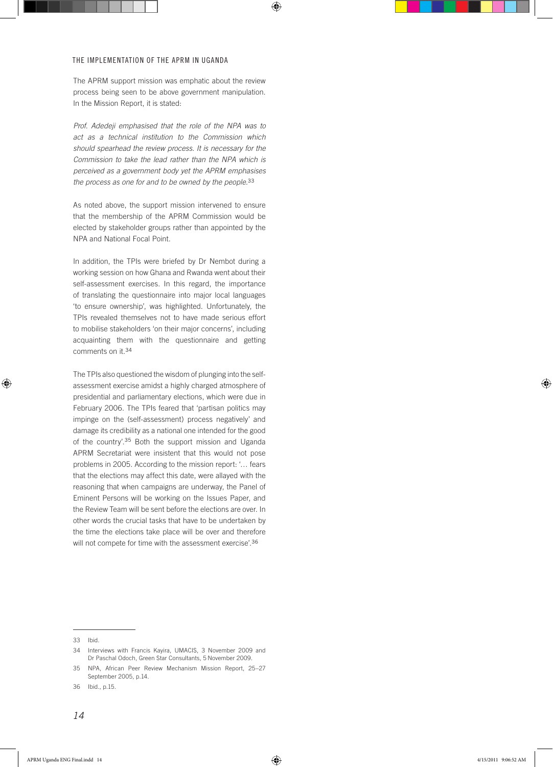The APRM support mission was emphatic about the review process being seen to be above government manipulation. In the Mission Report, it is stated:

*Prof. Adedeji emphasised that the role of the NPA was to act as a technical institution to the Commission which should spearhead the review process. It is necessary for the Commission to take the lead rather than the NPA which is perceived as a government body yet the APRM emphasises the process as one for and to be owned by the people.*[33]

As noted above, the support mission intervened to ensure that the membership of the APRM Commission would be elected by stakeholder groups rather than appointed by the NPA and National Focal Point.

In addition, the TPIs were briefed by Dr Nembot during a working session on how Ghana and Rwanda went about their self-assessment exercises. In this regard, the importance of translating the questionnaire into major local languages 'to ensure ownership', was highlighted. Unfortunately, the TPIs revealed themselves not to have made serious effort to mobilise stakeholders 'on their major concerns', including acquainting them with the questionnaire and getting comments on it.[34]

The TPIs also questioned the wisdom of plunging into the self-assessment exercise amidst a highly charged atmosphere of presidential and parliamentary elections, which were due in February 2006. The TPIs feared that 'partisan politics may impinge on the (self-assessment) process negatively' and damage its credibility as a national one intended for the good of the country'.[35] Both the support mission and Uganda APRM Secretariat were insistent that this would not pose problems in 2005. According to the mission report: '… fears that the elections may affect this date, were allayed with the reasoning that when campaigns are underway, the Panel of Eminent Persons will be working on the Issues Paper, and the Review Team will be sent before the elections are over. In other words the crucial tasks that have to be undertaken by the time the elections take place will be over and therefore will not compete for time with the assessment exercise'.[36]

---

33 Ibid.

34 Interviews with Francis Kayira, UMACIS, 3 November 2009 and Dr Paschal Odoch, Green Star Consultants, 5 November 2009.

35 NPA, African Peer Review Mechanism Mission Report, 25–27 September 2005, p.14.

36 Ibid., p.15.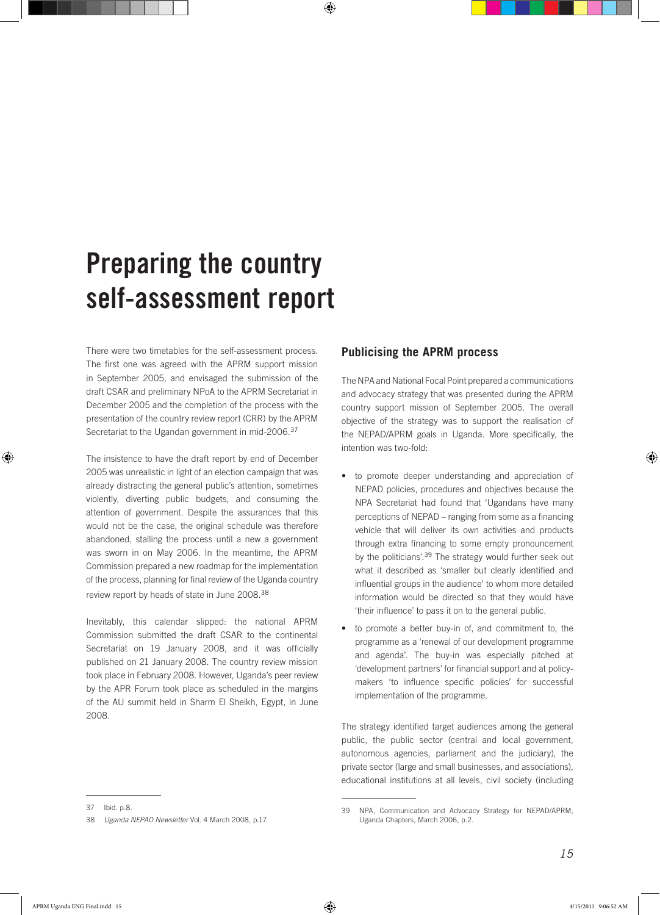# Preparing the country self-assessment report

There were two timetables for the self-assessment process. The first one was agreed with the APRM support mission in September 2005, and envisaged the submission of the draft CSAR and preliminary NPoA to the APRM Secretariat in December 2005 and the completion of the process with the presentation of the country review report (CRR) by the APRM Secretariat to the Ugandan government in mid-2006.[37]

The insistence to have the draft report by end of December 2005 was unrealistic in light of an election campaign that was already distracting the general public's attention, sometimes violently, diverting public budgets, and consuming the attention of government. Despite the assurances that this would not be the case, the original schedule was therefore abandoned, stalling the process until a new a government was sworn in on May 2006. In the meantime, the APRM Commission prepared a new roadmap for the implementation of the process, planning for final review of the Uganda country review report by heads of state in June 2008.[38]

Inevitably, this calendar slipped: the national APRM Commission submitted the draft CSAR to the continental Secretariat on 19 January 2008, and it was officially published on 21 January 2008. The country review mission took place in February 2008. However, Uganda's peer review by the APR Forum took place as scheduled in the margins of the AU summit held in Sharm El Sheikh, Egypt, in June 2008.

## Publicising the APRM process

The NPA and National Focal Point prepared a communications and advocacy strategy that was presented during the APRM country support mission of September 2005. The overall objective of the strategy was to support the realisation of the NEPAD/APRM goals in Uganda. More specifically, the intention was two-fold:

- to promote deeper understanding and appreciation of NEPAD policies, procedures and objectives because the NPA Secretariat had found that 'Ugandans have many perceptions of NEPAD – ranging from some as a financing vehicle that will deliver its own activities and products through extra financing to some empty pronouncement by the politicians'.[39] The strategy would further seek out what it described as 'smaller but clearly identified and influential groups in the audience' to whom more detailed information would be directed so that they would have 'their influence' to pass it on to the general public.
- to promote a better buy-in of, and commitment to, the programme as a 'renewal of our development programme and agenda'. The buy-in was especially pitched at 'development partners' for financial support and at policy-makers 'to influence specific policies' for successful implementation of the programme.

The strategy identified target audiences among the general public, the public sector (central and local government, autonomous agencies, parliament and the judiciary), the private sector (large and small businesses, and associations), educational institutions at all levels, civil society (including

---

37 Ibid. p.8.

38 *Uganda NEPAD Newsletter* Vol. 4 March 2008, p.17.

39 NPA, Communication and Advocacy Strategy for NEPAD/APRM, Uganda Chapters, March 2006, p.2.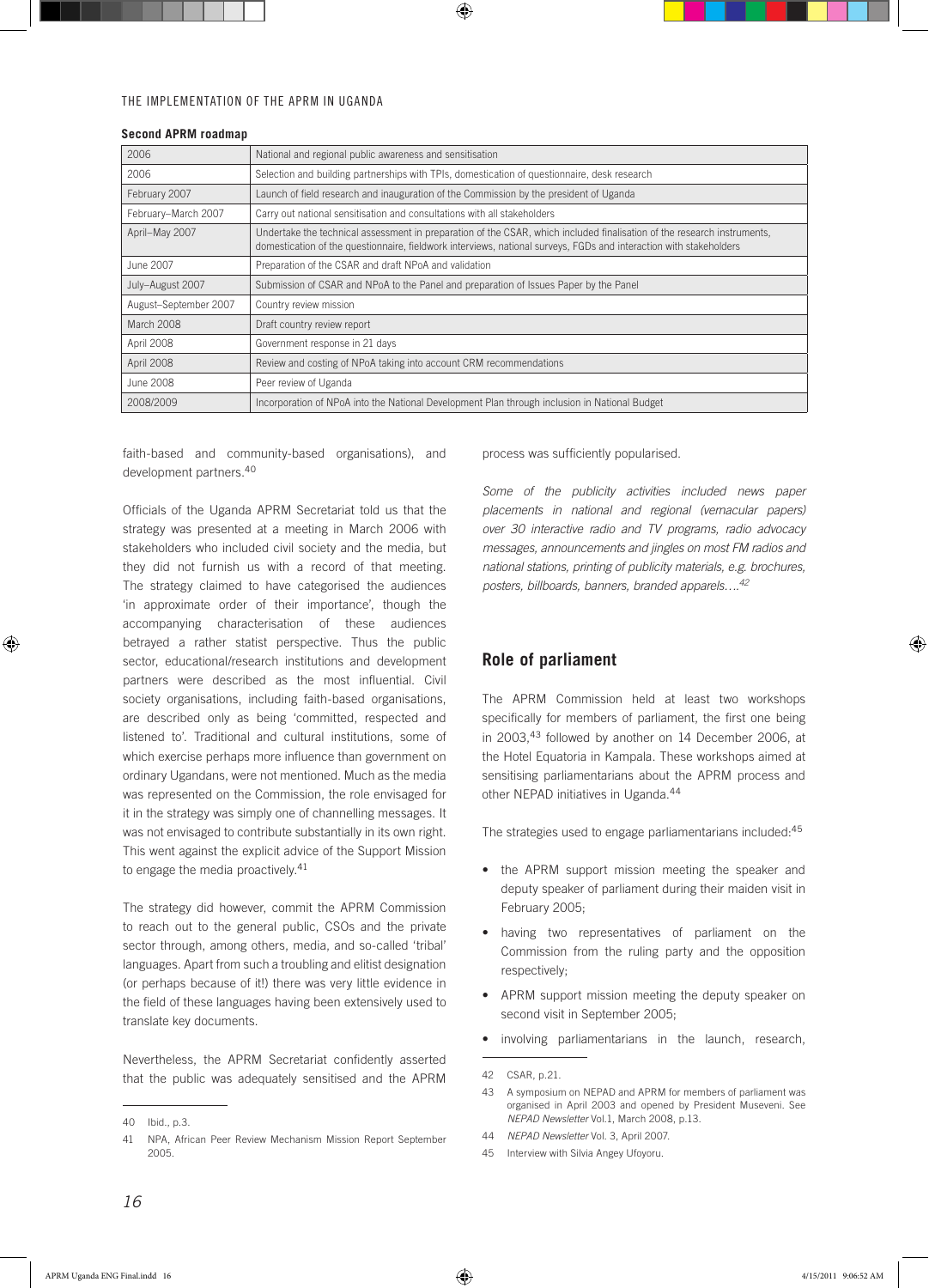**Second APRM roadmap**

| | |
|---|---|
| 2006 | National and regional public awareness and sensitisation |
| 2006 | Selection and building partnerships with TPIs, domestication of questionnaire, desk research |
| February 2007 | Launch of field research and inauguration of the Commission by the president of Uganda |
| February–March 2007 | Carry out national sensitisation and consultations with all stakeholders |
| April–May 2007 | Undertake the technical assessment in preparation of the CSAR, which included finalisation of the research instruments, domestication of the questionnaire, fieldwork interviews, national surveys, FGDs and interaction with stakeholders |
| June 2007 | Preparation of the CSAR and draft NPoA and validation |
| July–August 2007 | Submission of CSAR and NPoA to the Panel and preparation of Issues Paper by the Panel |
| August–September 2007 | Country review mission |
| March 2008 | Draft country review report |
| April 2008 | Government response in 21 days |
| April 2008 | Review and costing of NPoA taking into account CRM recommendations |
| June 2008 | Peer review of Uganda |
| 2008/2009 | Incorporation of NPoA into the National Development Plan through inclusion in National Budget |

faith-based and community-based organisations), and development partners.[40]

Officials of the Uganda APRM Secretariat told us that the strategy was presented at a meeting in March 2006 with stakeholders who included civil society and the media, but they did not furnish us with a record of that meeting. The strategy claimed to have categorised the audiences 'in approximate order of their importance', though the accompanying characterisation of these audiences betrayed a rather statist perspective. Thus the public sector, educational/research institutions and development partners were described as the most influential. Civil society organisations, including faith-based organisations, are described only as being 'committed, respected and listened to'. Traditional and cultural institutions, some of which exercise perhaps more influence than government on ordinary Ugandans, were not mentioned. Much as the media was represented on the Commission, the role envisaged for it in the strategy was simply one of channelling messages. It was not envisaged to contribute substantially in its own right. This went against the explicit advice of the Support Mission to engage the media proactively.[41]

The strategy did however, commit the APRM Commission to reach out to the general public, CSOs and the private sector through, among others, media, and so-called 'tribal' languages. Apart from such a troubling and elitist designation (or perhaps because of it!) there was very little evidence in the field of these languages having been extensively used to translate key documents.

Nevertheless, the APRM Secretariat confidently asserted that the public was adequately sensitised and the APRM process was sufficiently popularised.

*Some of the publicity activities included news paper placements in national and regional (vernacular papers) over 30 interactive radio and TV programs, radio advocacy messages, announcements and jingles on most FM radios and national stations, printing of publicity materials, e.g. brochures, posters, billboards, banners, branded apparels….*[42]

## Role of parliament

The APRM Commission held at least two workshops specifically for members of parliament, the first one being in 2003,[43] followed by another on 14 December 2006, at the Hotel Equatoria in Kampala. These workshops aimed at sensitising parliamentarians about the APRM process and other NEPAD initiatives in Uganda.[44]

The strategies used to engage parliamentarians included:[45]

- the APRM support mission meeting the speaker and deputy speaker of parliament during their maiden visit in February 2005;
- having two representatives of parliament on the Commission from the ruling party and the opposition respectively;
- APRM support mission meeting the deputy speaker on second visit in September 2005;
- involving parliamentarians in the launch, research,

40 Ibid., p.3.

41 NPA, African Peer Review Mechanism Mission Report September 2005.

42 CSAR, p.21.

43 A symposium on NEPAD and APRM for members of parliament was organised in April 2003 and opened by President Museveni. See *NEPAD Newsletter* Vol.1, March 2008, p.13.

44 *NEPAD Newsletter* Vol. 3, April 2007.

45 Interview with Silvia Angey Ufoyoru.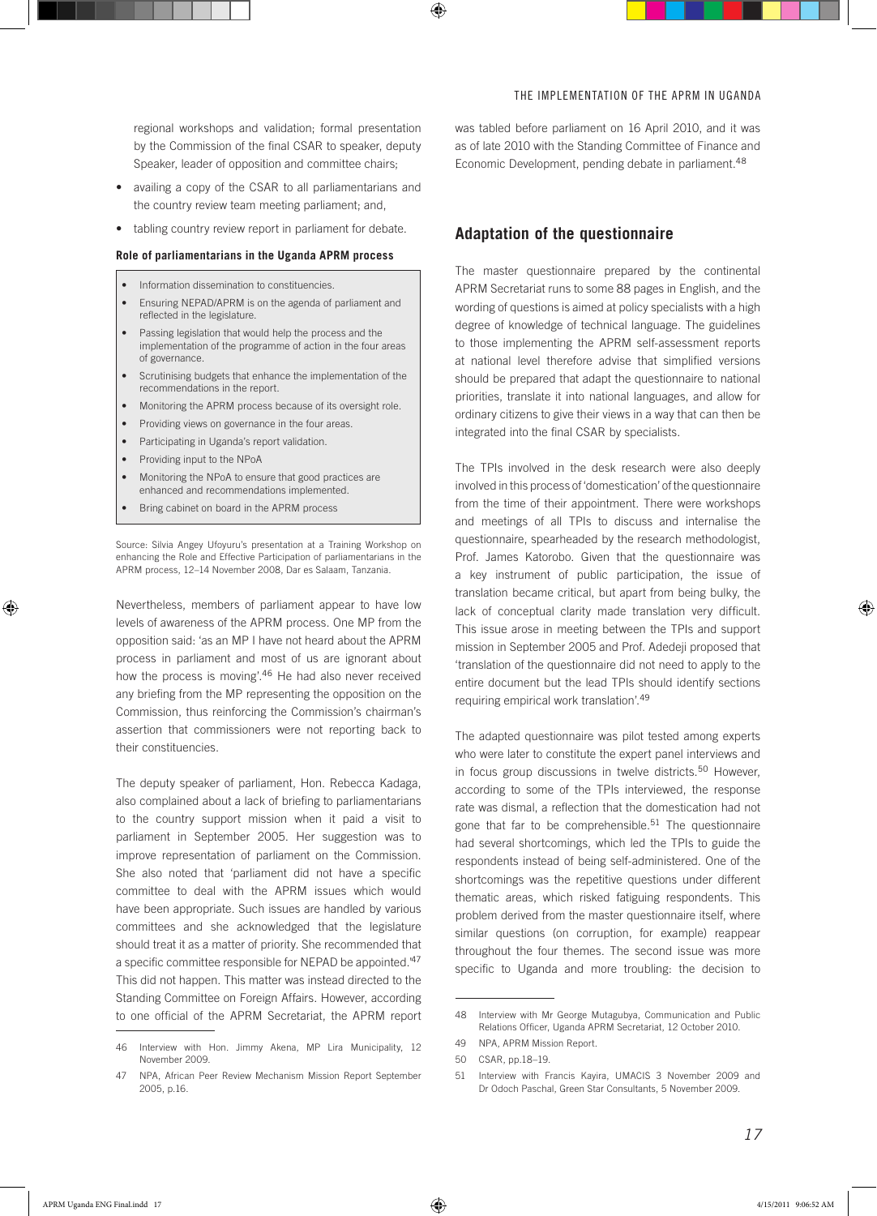regional workshops and validation; formal presentation by the Commission of the final CSAR to speaker, deputy Speaker, leader of opposition and committee chairs;

- availing a copy of the CSAR to all parliamentarians and the country review team meeting parliament; and,
- tabling country review report in parliament for debate.

**Role of parliamentarians in the Uganda APRM process**

- Information dissemination to constituencies.
- Ensuring NEPAD/APRM is on the agenda of parliament and reflected in the legislature.
- Passing legislation that would help the process and the implementation of the programme of action in the four areas of governance.
- Scrutinising budgets that enhance the implementation of the recommendations in the report.
- Monitoring the APRM process because of its oversight role.
- Providing views on governance in the four areas.
- Participating in Uganda's report validation.
- Providing input to the NPoA
- Monitoring the NPoA to ensure that good practices are enhanced and recommendations implemented.
- Bring cabinet on board in the APRM process

Source: Silvia Angey Ufoyuru's presentation at a Training Workshop on enhancing the Role and Effective Participation of parliamentarians in the APRM process, 12–14 November 2008, Dar es Salaam, Tanzania.

Nevertheless, members of parliament appear to have low levels of awareness of the APRM process. One MP from the opposition said: 'as an MP I have not heard about the APRM process in parliament and most of us are ignorant about how the process is moving'.[46] He had also never received any briefing from the MP representing the opposition on the Commission, thus reinforcing the Commission's chairman's assertion that commissioners were not reporting back to their constituencies.

The deputy speaker of parliament, Hon. Rebecca Kadaga, also complained about a lack of briefing to parliamentarians to the country support mission when it paid a visit to parliament in September 2005. Her suggestion was to improve representation of parliament on the Commission. She also noted that 'parliament did not have a specific committee to deal with the APRM issues which would have been appropriate. Such issues are handled by various committees and she acknowledged that the legislature should treat it as a matter of priority. She recommended that a specific committee responsible for NEPAD be appointed.'[47] This did not happen. This matter was instead directed to the Standing Committee on Foreign Affairs. However, according to one official of the APRM Secretariat, the APRM report was tabled before parliament on 16 April 2010, and it was as of late 2010 with the Standing Committee of Finance and Economic Development, pending debate in parliament.[48]

## Adaptation of the questionnaire

The master questionnaire prepared by the continental APRM Secretariat runs to some 88 pages in English, and the wording of questions is aimed at policy specialists with a high degree of knowledge of technical language. The guidelines to those implementing the APRM self-assessment reports at national level therefore advise that simplified versions should be prepared that adapt the questionnaire to national priorities, translate it into national languages, and allow for ordinary citizens to give their views in a way that can then be integrated into the final CSAR by specialists.

The TPIs involved in the desk research were also deeply involved in this process of 'domestication' of the questionnaire from the time of their appointment. There were workshops and meetings of all TPIs to discuss and internalise the questionnaire, spearheaded by the research methodologist, Prof. James Katorobo. Given that the questionnaire was a key instrument of public participation, the issue of translation became critical, but apart from being bulky, the lack of conceptual clarity made translation very difficult. This issue arose in meeting between the TPIs and support mission in September 2005 and Prof. Adedeji proposed that 'translation of the questionnaire did not need to apply to the entire document but the lead TPIs should identify sections requiring empirical work translation'.[49]

The adapted questionnaire was pilot tested among experts who were later to constitute the expert panel interviews and in focus group discussions in twelve districts.[50] However, according to some of the TPIs interviewed, the response rate was dismal, a reflection that the domestication had not gone that far to be comprehensible.[51] The questionnaire had several shortcomings, which led the TPIs to guide the respondents instead of being self-administered. One of the shortcomings was the repetitive questions under different thematic areas, which risked fatiguing respondents. This problem derived from the master questionnaire itself, where similar questions (on corruption, for example) reappear throughout the four themes. The second issue was more specific to Uganda and more troubling: the decision to

46 Interview with Hon. Jimmy Akena, MP Lira Municipality, 12 November 2009.

47 NPA, African Peer Review Mechanism Mission Report September 2005, p.16.

48 Interview with Mr George Mutagubya, Communication and Public Relations Officer, Uganda APRM Secretariat, 12 October 2010.

49 NPA, APRM Mission Report.

50 CSAR, pp.18–19.

51 Interview with Francis Kayira, UMACIS 3 November 2009 and Dr Odoch Paschal, Green Star Consultants, 5 November 2009.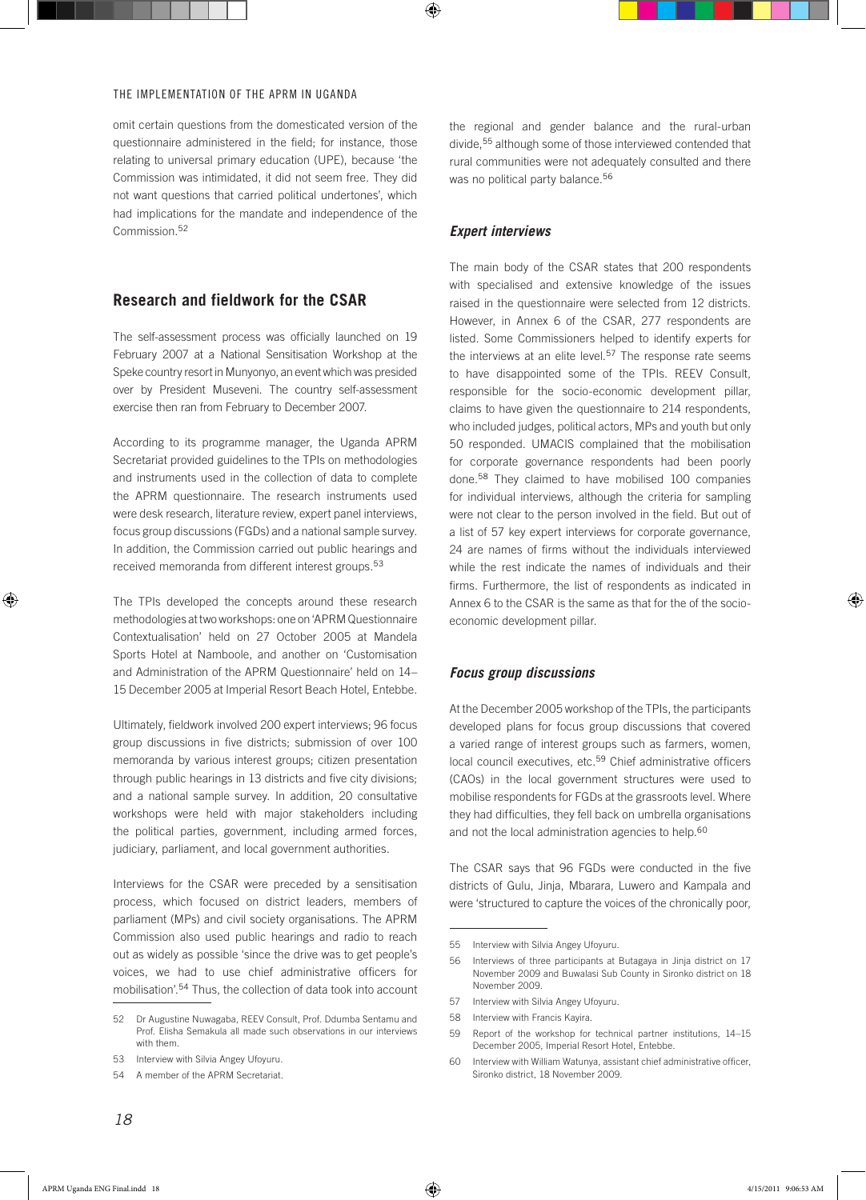omit certain questions from the domesticated version of the questionnaire administered in the field; for instance, those relating to universal primary education (UPE), because 'the Commission was intimidated, it did not seem free. They did not want questions that carried political undertones', which had implications for the mandate and independence of the Commission.[52]

## Research and fieldwork for the CSAR

The self-assessment process was officially launched on 19 February 2007 at a National Sensitisation Workshop at the Speke country resort in Munyonyo, an event which was presided over by President Museveni. The country self-assessment exercise then ran from February to December 2007.

According to its programme manager, the Uganda APRM Secretariat provided guidelines to the TPIs on methodologies and instruments used in the collection of data to complete the APRM questionnaire. The research instruments used were desk research, literature review, expert panel interviews, focus group discussions (FGDs) and a national sample survey. In addition, the Commission carried out public hearings and received memoranda from different interest groups.[53]

The TPIs developed the concepts around these research methodologies at two workshops: one on 'APRM Questionnaire Contextualisation' held on 27 October 2005 at Mandela Sports Hotel at Namboole, and another on 'Customisation and Administration of the APRM Questionnaire' held on 14–15 December 2005 at Imperial Resort Beach Hotel, Entebbe.

Ultimately, fieldwork involved 200 expert interviews; 96 focus group discussions in five districts; submission of over 100 memoranda by various interest groups; citizen presentation through public hearings in 13 districts and five city divisions; and a national sample survey. In addition, 20 consultative workshops were held with major stakeholders including the political parties, government, including armed forces, judiciary, parliament, and local government authorities.

Interviews for the CSAR were preceded by a sensitisation process, which focused on district leaders, members of parliament (MPs) and civil society organisations. The APRM Commission also used public hearings and radio to reach out as widely as possible 'since the drive was to get people's voices, we had to use chief administrative officers for mobilisation'.[54] Thus, the collection of data took into account the regional and gender balance and the rural-urban divide,[55] although some of those interviewed contended that rural communities were not adequately consulted and there was no political party balance.[56]

### *Expert interviews*

The main body of the CSAR states that 200 respondents with specialised and extensive knowledge of the issues raised in the questionnaire were selected from 12 districts. However, in Annex 6 of the CSAR, 277 respondents are listed. Some Commissioners helped to identify experts for the interviews at an elite level.[57] The response rate seems to have disappointed some of the TPIs. REEV Consult, responsible for the socio-economic development pillar, claims to have given the questionnaire to 214 respondents, who included judges, political actors, MPs and youth but only 50 responded. UMACIS complained that the mobilisation for corporate governance respondents had been poorly done.[58] They claimed to have mobilised 100 companies for individual interviews, although the criteria for sampling were not clear to the person involved in the field. But out of a list of 57 key expert interviews for corporate governance, 24 are names of firms without the individuals interviewed while the rest indicate the names of individuals and their firms. Furthermore, the list of respondents as indicated in Annex 6 to the CSAR is the same as that for the of the socio-economic development pillar.

### *Focus group discussions*

At the December 2005 workshop of the TPIs, the participants developed plans for focus group discussions that covered a varied range of interest groups such as farmers, women, local council executives, etc.[59] Chief administrative officers (CAOs) in the local government structures were used to mobilise respondents for FGDs at the grassroots level. Where they had difficulties, they fell back on umbrella organisations and not the local administration agencies to help.[60]

The CSAR says that 96 FGDs were conducted in the five districts of Gulu, Jinja, Mbarara, Luwero and Kampala and were 'structured to capture the voices of the chronically poor,

---

52 Dr Augustine Nuwagaba, REEV Consult, Prof. Ddumba Sentamu and Prof. Elisha Semakula all made such observations in our interviews with them.

53 Interview with Silvia Angey Ufoyuru.

54 A member of the APRM Secretariat.

55 Interview with Silvia Angey Ufoyuru.

56 Interviews of three participants at Butagaya in Jinja district on 17 November 2009 and Buwalasi Sub County in Sironko district on 18 November 2009.

57 Interview with Silvia Angey Ufoyuru.

58 Interview with Francis Kayira.

59 Report of the workshop for technical partner institutions, 14–15 December 2005, Imperial Resort Hotel, Entebbe.

60 Interview with William Watunya, assistant chief administrative officer, Sironko district, 18 November 2009.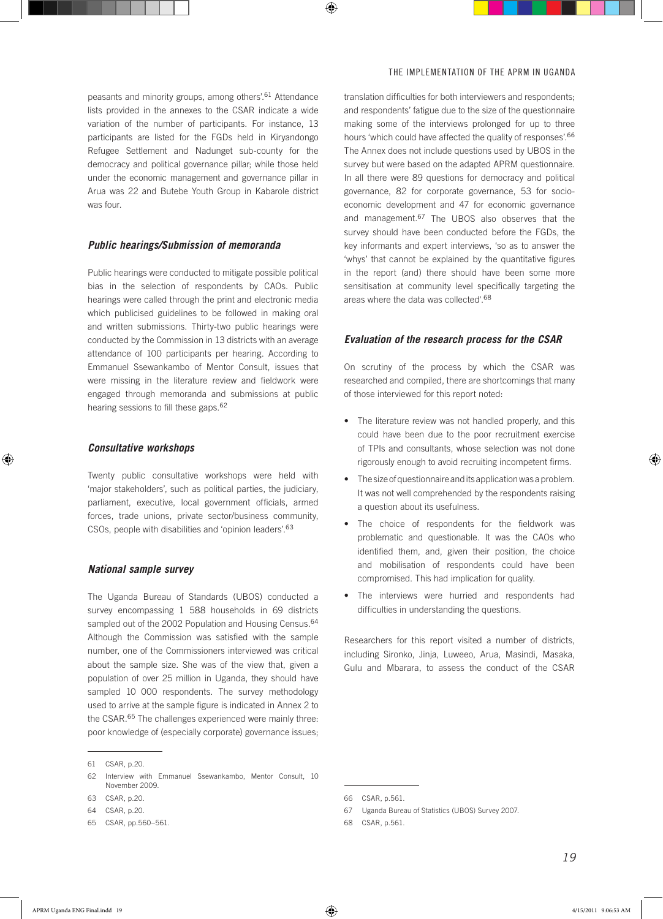peasants and minority groups, among others'.[61] Attendance lists provided in the annexes to the CSAR indicate a wide variation of the number of participants. For instance, 13 participants are listed for the FGDs held in Kiryandongo Refugee Settlement and Nadunget sub-county for the democracy and political governance pillar; while those held under the economic management and governance pillar in Arua was 22 and Butebe Youth Group in Kabarole district was four.

### *Public hearings/Submission of memoranda*

Public hearings were conducted to mitigate possible political bias in the selection of respondents by CAOs. Public hearings were called through the print and electronic media which publicised guidelines to be followed in making oral and written submissions. Thirty-two public hearings were conducted by the Commission in 13 districts with an average attendance of 100 participants per hearing. According to Emmanuel Ssewankambo of Mentor Consult, issues that were missing in the literature review and fieldwork were engaged through memoranda and submissions at public hearing sessions to fill these gaps.[62]

### *Consultative workshops*

Twenty public consultative workshops were held with 'major stakeholders', such as political parties, the judiciary, parliament, executive, local government officials, armed forces, trade unions, private sector/business community, CSOs, people with disabilities and 'opinion leaders'.[63]

### *National sample survey*

The Uganda Bureau of Standards (UBOS) conducted a survey encompassing 1 588 households in 69 districts sampled out of the 2002 Population and Housing Census.[64] Although the Commission was satisfied with the sample number, one of the Commissioners interviewed was critical about the sample size. She was of the view that, given a population of over 25 million in Uganda, they should have sampled 10 000 respondents. The survey methodology used to arrive at the sample figure is indicated in Annex 2 to the CSAR.[65] The challenges experienced were mainly three: poor knowledge of (especially corporate) governance issues; translation difficulties for both interviewers and respondents; and respondents' fatigue due to the size of the questionnaire making some of the interviews prolonged for up to three hours 'which could have affected the quality of responses'.[66] The Annex does not include questions used by UBOS in the survey but were based on the adapted APRM questionnaire. In all there were 89 questions for democracy and political governance, 82 for corporate governance, 53 for socio-economic development and 47 for economic governance and management.[67] The UBOS also observes that the survey should have been conducted before the FGDs, the key informants and expert interviews, 'so as to answer the 'whys' that cannot be explained by the quantitative figures in the report (and) there should have been some more sensitisation at community level specifically targeting the areas where the data was collected'.[68]

### *Evaluation of the research process for the CSAR*

On scrutiny of the process by which the CSAR was researched and compiled, there are shortcomings that many of those interviewed for this report noted:

- The literature review was not handled properly, and this could have been due to the poor recruitment exercise of TPIs and consultants, whose selection was not done rigorously enough to avoid recruiting incompetent firms.
- The size of questionnaire and its application was a problem. It was not well comprehended by the respondents raising a question about its usefulness.
- The choice of respondents for the fieldwork was problematic and questionable. It was the CAOs who identified them, and, given their position, the choice and mobilisation of respondents could have been compromised. This had implication for quality.
- The interviews were hurried and respondents had difficulties in understanding the questions.

Researchers for this report visited a number of districts, including Sironko, Jinja, Luweeo, Arua, Masindi, Masaka, Gulu and Mbarara, to assess the conduct of the CSAR

---

61 CSAR, p.20.

62 Interview with Emmanuel Ssewankambo, Mentor Consult, 10 November 2009.

63 CSAR, p.20.

64 CSAR, p.20.

65 CSAR, pp.560–561.

66 CSAR, p.561.

67 Uganda Bureau of Statistics (UBOS) Survey 2007.

68 CSAR, p.561.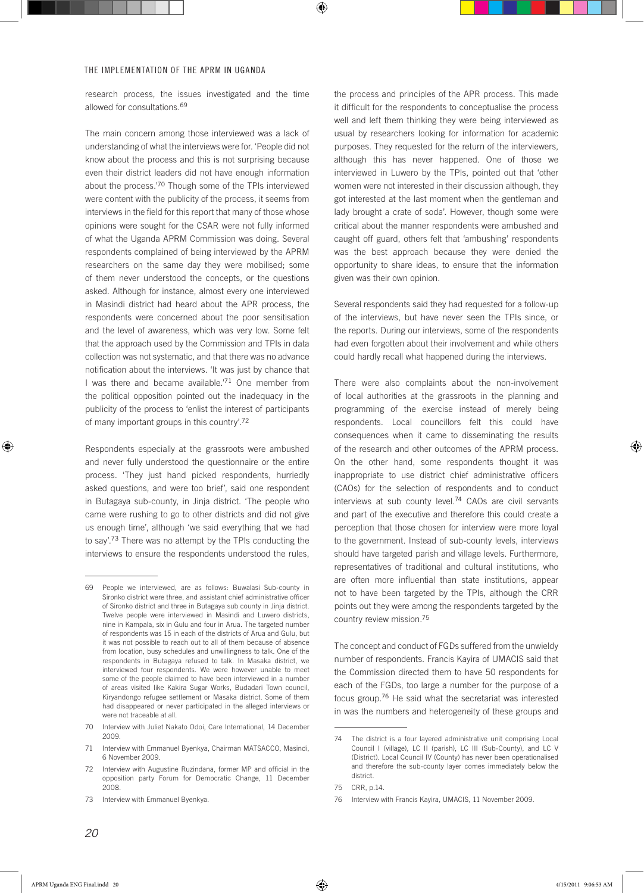research process, the issues investigated and the time allowed for consultations.[69]

The main concern among those interviewed was a lack of understanding of what the interviews were for. 'People did not know about the process and this is not surprising because even their district leaders did not have enough information about the process.'[70] Though some of the TPIs interviewed were content with the publicity of the process, it seems from interviews in the field for this report that many of those whose opinions were sought for the CSAR were not fully informed of what the Uganda APRM Commission was doing. Several respondents complained of being interviewed by the APRM researchers on the same day they were mobilised; some of them never understood the concepts, or the questions asked. Although for instance, almost every one interviewed in Masindi district had heard about the APR process, the respondents were concerned about the poor sensitisation and the level of awareness, which was very low. Some felt that the approach used by the Commission and TPIs in data collection was not systematic, and that there was no advance notification about the interviews. 'It was just by chance that I was there and became available.'[71] One member from the political opposition pointed out the inadequacy in the publicity of the process to 'enlist the interest of participants of many important groups in this country'.[72]

Respondents especially at the grassroots were ambushed and never fully understood the questionnaire or the entire process. 'They just hand picked respondents, hurriedly asked questions, and were too brief', said one respondent in Butagaya sub-county, in Jinja district. 'The people who came were rushing to go to other districts and did not give us enough time', although 'we said everything that we had to say'.[73] There was no attempt by the TPIs conducting the interviews to ensure the respondents understood the rules, the process and principles of the APR process. This made it difficult for the respondents to conceptualise the process well and left them thinking they were being interviewed as usual by researchers looking for information for academic purposes. They requested for the return of the interviewers, although this has never happened. One of those we interviewed in Luwero by the TPIs, pointed out that 'other women were not interested in their discussion although, they got interested at the last moment when the gentleman and lady brought a crate of soda'. However, though some were critical about the manner respondents were ambushed and caught off guard, others felt that 'ambushing' respondents was the best approach because they were denied the opportunity to share ideas, to ensure that the information given was their own opinion.

Several respondents said they had requested for a follow-up of the interviews, but have never seen the TPIs since, or the reports. During our interviews, some of the respondents had even forgotten about their involvement and while others could hardly recall what happened during the interviews.

There were also complaints about the non-involvement of local authorities at the grassroots in the planning and programming of the exercise instead of merely being respondents. Local councillors felt this could have consequences when it came to disseminating the results of the research and other outcomes of the APRM process. On the other hand, some respondents thought it was inappropriate to use district chief administrative officers (CAOs) for the selection of respondents and to conduct interviews at sub county level.[74] CAOs are civil servants and part of the executive and therefore this could create a perception that those chosen for interview were more loyal to the government. Instead of sub-county levels, interviews should have targeted parish and village levels. Furthermore, representatives of traditional and cultural institutions, who are often more influential than state institutions, appear not to have been targeted by the TPIs, although the CRR points out they were among the respondents targeted by the country review mission.[75]

The concept and conduct of FGDs suffered from the unwieldy number of respondents. Francis Kayira of UMACIS said that the Commission directed them to have 50 respondents for each of the FGDs, too large a number for the purpose of a focus group.[76] He said what the secretariat was interested in was the numbers and heterogeneity of these groups and

---

69 People we interviewed, are as follows: Buwalasi Sub-county in Sironko district were three, and assistant chief administrative officer of Sironko district and three in Butagaya sub county in Jinja district. Twelve people were interviewed in Masindi and Luwero districts, nine in Kampala, six in Gulu and four in Arua. The targeted number of respondents was 15 in each of the districts of Arua and Gulu, but it was not possible to reach out to all of them because of absence from location, busy schedules and unwillingness to talk. One of the respondents in Butagaya refused to talk. In Masaka district, we interviewed four respondents. We were however unable to meet some of the people claimed to have been interviewed in a number of areas visited like Kakira Sugar Works, Budadari Town council, Kiryandongo refugee settlement or Masaka district. Some of them had disappeared or never participated in the alleged interviews or were not traceable at all.

70 Interview with Juliet Nakato Odoi, Care International, 14 December 2009.

71 Interview with Emmanuel Byenkya, Chairman MATSACCO, Masindi, 6 November 2009.

72 Interview with Augustine Ruzindana, former MP and official in the opposition party Forum for Democratic Change, 11 December 2008.

73 Interview with Emmanuel Byenkya.

74 The district is a four layered administrative unit comprising Local Council I (village), LC II (parish), LC III (Sub-County), and LC V (District). Local Council IV (County) has never been operationalised and therefore the sub-county layer comes immediately below the district.

75 CRR, p.14.

76 Interview with Francis Kayira, UMACIS, 11 November 2009.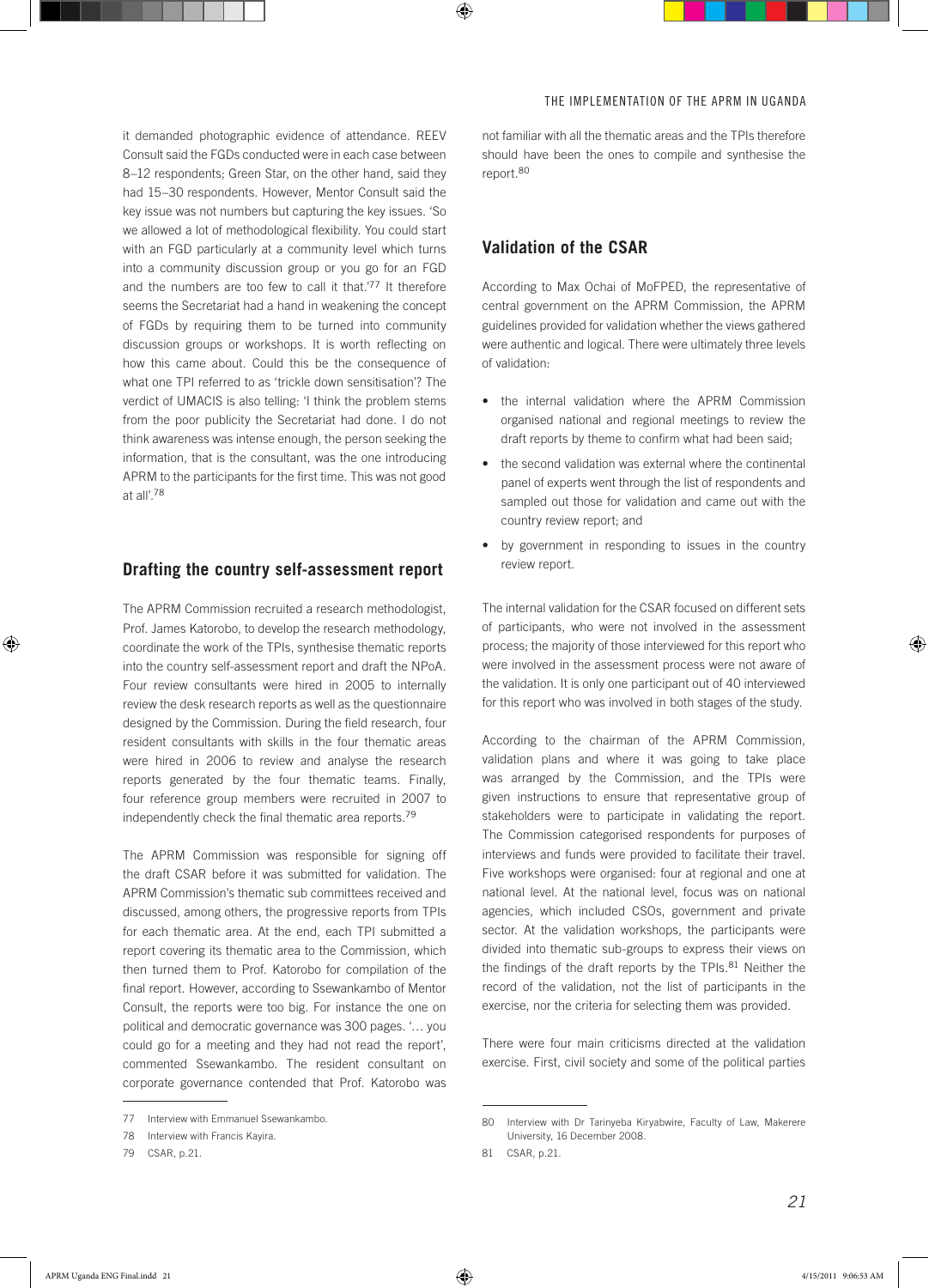it demanded photographic evidence of attendance. REEV Consult said the FGDs conducted were in each case between 8–12 respondents; Green Star, on the other hand, said they had 15–30 respondents. However, Mentor Consult said the key issue was not numbers but capturing the key issues. 'So we allowed a lot of methodological flexibility. You could start with an FGD particularly at a community level which turns into a community discussion group or you go for an FGD and the numbers are too few to call it that.'[77] It therefore seems the Secretariat had a hand in weakening the concept of FGDs by requiring them to be turned into community discussion groups or workshops. It is worth reflecting on how this came about. Could this be the consequence of what one TPI referred to as 'trickle down sensitisation'? The verdict of UMACIS is also telling: 'I think the problem stems from the poor publicity the Secretariat had done. I do not think awareness was intense enough, the person seeking the information, that is the consultant, was the one introducing APRM to the participants for the first time. This was not good at all'.[78]

## Drafting the country self-assessment report

The APRM Commission recruited a research methodologist, Prof. James Katorobo, to develop the research methodology, coordinate the work of the TPIs, synthesise thematic reports into the country self-assessment report and draft the NPoA. Four review consultants were hired in 2005 to internally review the desk research reports as well as the questionnaire designed by the Commission. During the field research, four resident consultants with skills in the four thematic areas were hired in 2006 to review and analyse the research reports generated by the four thematic teams. Finally, four reference group members were recruited in 2007 to independently check the final thematic area reports.[79]

The APRM Commission was responsible for signing off the draft CSAR before it was submitted for validation. The APRM Commission's thematic sub committees received and discussed, among others, the progressive reports from TPIs for each thematic area. At the end, each TPI submitted a report covering its thematic area to the Commission, which then turned them to Prof. Katorobo for compilation of the final report. However, according to Ssewankambo of Mentor Consult, the reports were too big. For instance the one on political and democratic governance was 300 pages. '… you could go for a meeting and they had not read the report', commented Ssewankambo. The resident consultant on corporate governance contended that Prof. Katorobo was not familiar with all the thematic areas and the TPIs therefore should have been the ones to compile and synthesise the report.[80]

## Validation of the CSAR

According to Max Ochai of MoFPED, the representative of central government on the APRM Commission, the APRM guidelines provided for validation whether the views gathered were authentic and logical. There were ultimately three levels of validation:

- the internal validation where the APRM Commission organised national and regional meetings to review the draft reports by theme to confirm what had been said;
- the second validation was external where the continental panel of experts went through the list of respondents and sampled out those for validation and came out with the country review report; and
- by government in responding to issues in the country review report.

The internal validation for the CSAR focused on different sets of participants, who were not involved in the assessment process; the majority of those interviewed for this report who were involved in the assessment process were not aware of the validation. It is only one participant out of 40 interviewed for this report who was involved in both stages of the study.

According to the chairman of the APRM Commission, validation plans and where it was going to take place was arranged by the Commission, and the TPIs were given instructions to ensure that representative group of stakeholders were to participate in validating the report. The Commission categorised respondents for purposes of interviews and funds were provided to facilitate their travel. Five workshops were organised: four at regional and one at national level. At the national level, focus was on national agencies, which included CSOs, government and private sector. At the validation workshops, the participants were divided into thematic sub-groups to express their views on the findings of the draft reports by the TPIs.[81] Neither the record of the validation, not the list of participants in the exercise, nor the criteria for selecting them was provided.

There were four main criticisms directed at the validation exercise. First, civil society and some of the political parties

---

77 Interview with Emmanuel Ssewankambo.

78 Interview with Francis Kayira.

79 CSAR, p.21.

80 Interview with Dr Tarinyeba Kiryabwire, Faculty of Law, Makerere University, 16 December 2008.

81 CSAR, p.21.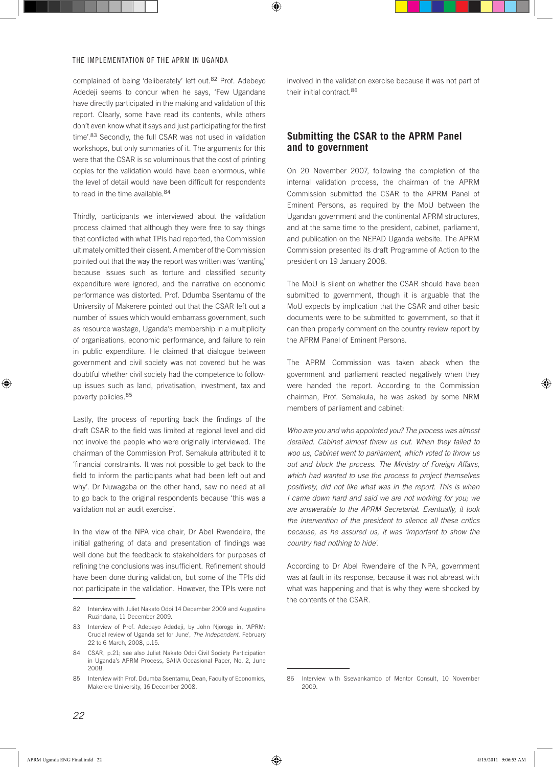complained of being 'deliberately' left out.[82] Prof. Adebeyo Adedeji seems to concur when he says, 'Few Ugandans have directly participated in the making and validation of this report. Clearly, some have read its contents, while others don't even know what it says and just participating for the first time'.[83] Secondly, the full CSAR was not used in validation workshops, but only summaries of it. The arguments for this were that the CSAR is so voluminous that the cost of printing copies for the validation would have been enormous, while the level of detail would have been difficult for respondents to read in the time available.[84]

Thirdly, participants we interviewed about the validation process claimed that although they were free to say things that conflicted with what TPIs had reported, the Commission ultimately omitted their dissent. A member of the Commission pointed out that the way the report was written was 'wanting' because issues such as torture and classified security expenditure were ignored, and the narrative on economic performance was distorted. Prof. Ddumba Ssentamu of the University of Makerere pointed out that the CSAR left out a number of issues which would embarrass government, such as resource wastage, Uganda's membership in a multiplicity of organisations, economic performance, and failure to rein in public expenditure. He claimed that dialogue between government and civil society was not covered but he was doubtful whether civil society had the competence to follow-up issues such as land, privatisation, investment, tax and poverty policies.[85]

Lastly, the process of reporting back the findings of the draft CSAR to the field was limited at regional level and did not involve the people who were originally interviewed. The chairman of the Commission Prof. Semakula attributed it to 'financial constraints. It was not possible to get back to the field to inform the participants what had been left out and why'. Dr Nuwagaba on the other hand, saw no need at all to go back to the original respondents because 'this was a validation not an audit exercise'.

In the view of the NPA vice chair, Dr Abel Rwendeire, the initial gathering of data and presentation of findings was well done but the feedback to stakeholders for purposes of refining the conclusions was insufficient. Refinement should have been done during validation, but some of the TPIs did not participate in the validation. However, the TPIs were not involved in the validation exercise because it was not part of their initial contract.[86]

## Submitting the CSAR to the APRM Panel and to government

On 20 November 2007, following the completion of the internal validation process, the chairman of the APRM Commission submitted the CSAR to the APRM Panel of Eminent Persons, as required by the MoU between the Ugandan government and the continental APRM structures, and at the same time to the president, cabinet, parliament, and publication on the NEPAD Uganda website. The APRM Commission presented its draft Programme of Action to the president on 19 January 2008.

The MoU is silent on whether the CSAR should have been submitted to government, though it is arguable that the MoU expects by implication that the CSAR and other basic documents were to be submitted to government, so that it can then properly comment on the country review report by the APRM Panel of Eminent Persons.

The APRM Commission was taken aback when the government and parliament reacted negatively when they were handed the report. According to the Commission chairman, Prof. Semakula, he was asked by some NRM members of parliament and cabinet:

*Who are you and who appointed you? The process was almost derailed. Cabinet almost threw us out. When they failed to woo us, Cabinet went to parliament, which voted to throw us out and block the process. The Ministry of Foreign Affairs, which had wanted to use the process to project themselves positively, did not like what was in the report. This is when I came down hard and said we are not working for you; we are answerable to the APRM Secretariat. Eventually, it took the intervention of the president to silence all these critics because, as he assured us, it was 'important to show the country had nothing to hide'.*

According to Dr Abel Rwendeire of the NPA, government was at fault in its response, because it was not abrest with what was happening and that is why they were shocked by the contents of the CSAR.

---

82 Interview with Juliet Nakato Odoi 14 December 2009 and Augustine Ruzindana, 11 December 2009.

83 Interview of Prof. Adebayo Adedeji, by John Njoroge in, 'APRM: Crucial review of Uganda set for June', *The Independent*, February 22 to 6 March, 2008, p.15.

84 CSAR, p.21; see also Juliet Nakato Odoi Civil Society Participation in Uganda's APRM Process, SAIIA Occasional Paper, No. 2, June 2008.

85 Interview with Prof. Ddumba Ssentamu, Dean, Faculty of Economics, Makerere University, 16 December 2008.

86 Interview with Ssewankambo of Mentor Consult, 10 November 2009.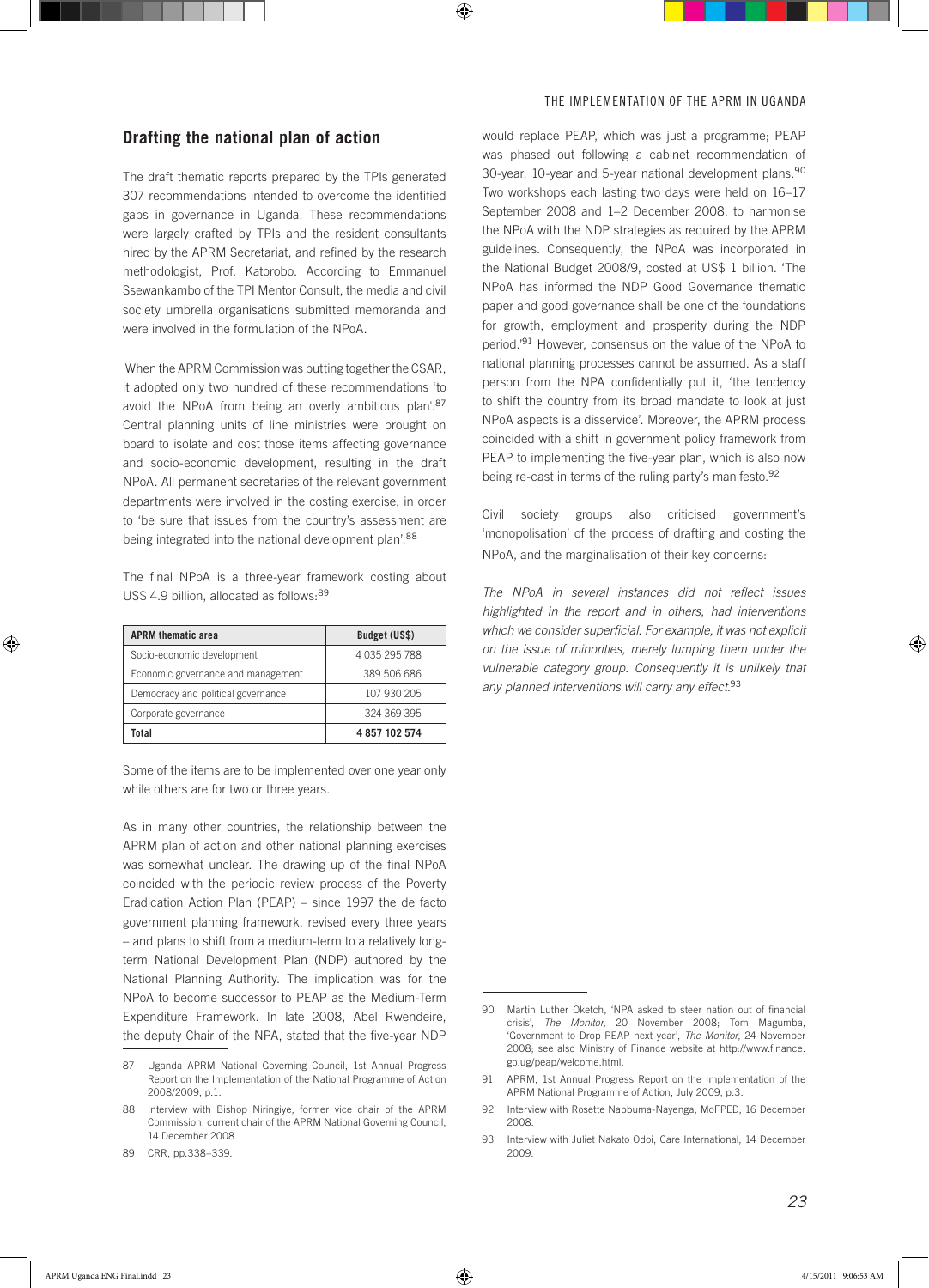## Drafting the national plan of action

The draft thematic reports prepared by the TPIs generated 307 recommendations intended to overcome the identified gaps in governance in Uganda. These recommendations were largely crafted by TPIs and the resident consultants hired by the APRM Secretariat, and refined by the research methodologist, Prof. Katorobo. According to Emmanuel Ssewankambo of the TPI Mentor Consult, the media and civil society umbrella organisations submitted memoranda and were involved in the formulation of the NPoA.

When the APRM Commission was putting together the CSAR, it adopted only two hundred of these recommendations 'to avoid the NPoA from being an overly ambitious plan'.[87] Central planning units of line ministries were brought on board to isolate and cost those items affecting governance and socio-economic development, resulting in the draft NPoA. All permanent secretaries of the relevant government departments were involved in the costing exercise, in order to 'be sure that issues from the country's assessment are being integrated into the national development plan'.[88]

The final NPoA is a three-year framework costing about US$ 4.9 billion, allocated as follows:[89]

| APRM thematic area | Budget (US$) |
|---|---|
| Socio-economic development | 4 035 295 788 |
| Economic governance and management | 389 506 686 |
| Democracy and political governance | 107 930 205 |
| Corporate governance | 324 369 395 |
| **Total** | **4 857 102 574** |

Some of the items are to be implemented over one year only while others are for two or three years.

As in many other countries, the relationship between the APRM plan of action and other national planning exercises was somewhat unclear. The drawing up of the final NPoA coincided with the periodic review process of the Poverty Eradication Action Plan (PEAP) – since 1997 the de facto government planning framework, revised every three years – and plans to shift from a medium-term to a relatively long-term National Development Plan (NDP) authored by the National Planning Authority. The implication was for the NPoA to become successor to PEAP as the Medium-Term Expenditure Framework. In late 2008, Abel Rwendeire, the deputy Chair of the NPA, stated that the five-year NDP would replace PEAP, which was just a programme; PEAP was phased out following a cabinet recommendation of 30-year, 10-year and 5-year national development plans.[90] Two workshops each lasting two days were held on 16–17 September 2008 and 1–2 December 2008, to harmonise the NPoA with the NDP strategies as required by the APRM guidelines. Consequently, the NPoA was incorporated in the National Budget 2008/9, costed at US$ 1 billion. 'The NPoA has informed the NDP Good Governance thematic paper and good governance shall be one of the foundations for growth, employment and prosperity during the NDP period.'[91] However, consensus on the value of the NPoA to national planning processes cannot be assumed. As a staff person from the NPA confidentially put it, 'the tendency to shift the country from its broad mandate to look at just NPoA aspects is a disservice'. Moreover, the APRM process coincided with a shift in government policy framework from PEAP to implementing the five-year plan, which is also now being re-cast in terms of the ruling party's manifesto.[92]

Civil society groups also criticised government's 'monopolisation' of the process of drafting and costing the NPoA, and the marginalisation of their key concerns:

*The NPoA in several instances did not reflect issues highlighted in the report and in others, had interventions which we consider superficial. For example, it was not explicit on the issue of minorities, merely lumping them under the vulnerable category group. Consequently it is unlikely that any planned interventions will carry any effect.*[93]

---

87 Uganda APRM National Governing Council, 1st Annual Progress Report on the Implementation of the National Programme of Action 2008/2009, p.1.

88 Interview with Bishop Niringiye, former vice chair of the APRM Commission, current chair of the APRM National Governing Council, 14 December 2008.

89 CRR, pp.338–339.

90 Martin Luther Oketch, 'NPA asked to steer nation out of financial crisis', *The Monitor*, 20 November 2008; Tom Magumba, 'Government to Drop PEAP next year', *The Monitor*, 24 November 2008; see also Ministry of Finance website at http://www.finance.go.ug/peap/welcome.html.

91 APRM, 1st Annual Progress Report on the Implementation of the APRM National Programme of Action, July 2009, p.3.

92 Interview with Rosette Nabbuma-Nayenga, MoFPED, 16 December 2008.

93 Interview with Juliet Nakato Odoi, Care International, 14 December 2009.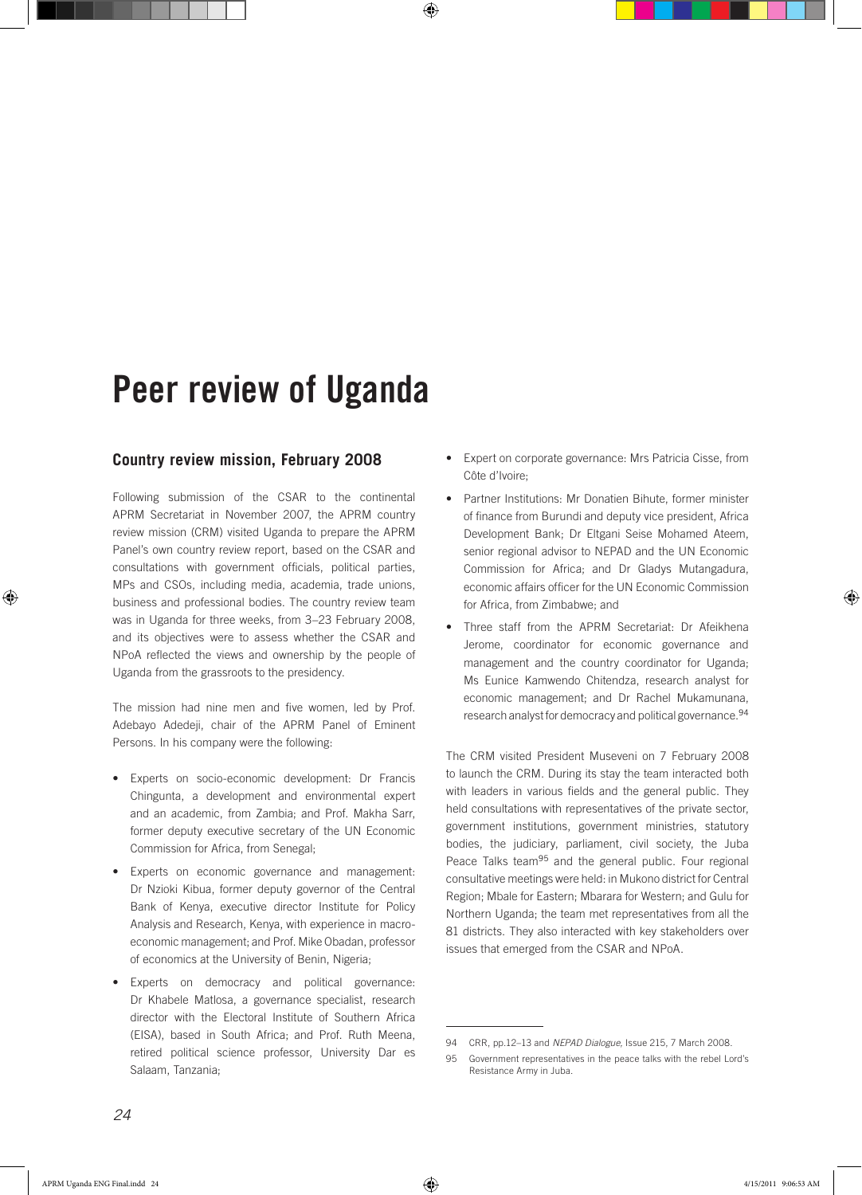# Peer review of Uganda

## Country review mission, February 2008

Following submission of the CSAR to the continental APRM Secretariat in November 2007, the APRM country review mission (CRM) visited Uganda to prepare the APRM Panel's own country review report, based on the CSAR and consultations with government officials, political parties, MPs and CSOs, including media, academia, trade unions, business and professional bodies. The country review team was in Uganda for three weeks, from 3–23 February 2008, and its objectives were to assess whether the CSAR and NPoA reflected the views and ownership by the people of Uganda from the grassroots to the presidency.

The mission had nine men and five women, led by Prof. Adebayo Adedeji, chair of the APRM Panel of Eminent Persons. In his company were the following:

- Experts on socio-economic development: Dr Francis Chingunta, a development and environmental expert and an academic, from Zambia; and Prof. Makha Sarr, former deputy executive secretary of the UN Economic Commission for Africa, from Senegal;
- Experts on economic governance and management: Dr Nzioki Kibua, former deputy governor of the Central Bank of Kenya, executive director Institute for Policy Analysis and Research, Kenya, with experience in macro-economic management; and Prof. Mike Obadan, professor of economics at the University of Benin, Nigeria;
- Experts on democracy and political governance: Dr Khabele Matlosa, a governance specialist, research director with the Electoral Institute of Southern Africa (EISA), based in South Africa; and Prof. Ruth Meena, retired political science professor, University Dar es Salaam, Tanzania;
- Expert on corporate governance: Mrs Patricia Cisse, from Côte d'Ivoire;
- Partner Institutions: Mr Donatien Bihute, former minister of finance from Burundi and deputy vice president, Africa Development Bank; Dr Eltgani Seise Mohamed Ateem, senior regional advisor to NEPAD and the UN Economic Commission for Africa; and Dr Gladys Mutangadura, economic affairs officer for the UN Economic Commission for Africa, from Zimbabwe; and
- Three staff from the APRM Secretariat: Dr Afeikhena Jerome, coordinator for economic governance and management and the country coordinator for Uganda; Ms Eunice Kamwendo Chitendza, research analyst for economic management; and Dr Rachel Mukamunana, research analyst for democracy and political governance.[94]

The CRM visited President Museveni on 7 February 2008 to launch the CRM. During its stay the team interacted both with leaders in various fields and the general public. They held consultations with representatives of the private sector, government institutions, government ministries, statutory bodies, the judiciary, parliament, civil society, the Juba Peace Talks team[95] and the general public. Four regional consultative meetings were held: in Mukono district for Central Region; Mbale for Eastern; Mbarara for Western; and Gulu for Northern Uganda; the team met representatives from all the 81 districts. They also interacted with key stakeholders over issues that emerged from the CSAR and NPoA.

---

94 CRR, pp.12–13 and *NEPAD Dialogue*, Issue 215, 7 March 2008.

95 Government representatives in the peace talks with the rebel Lord's Resistance Army in Juba.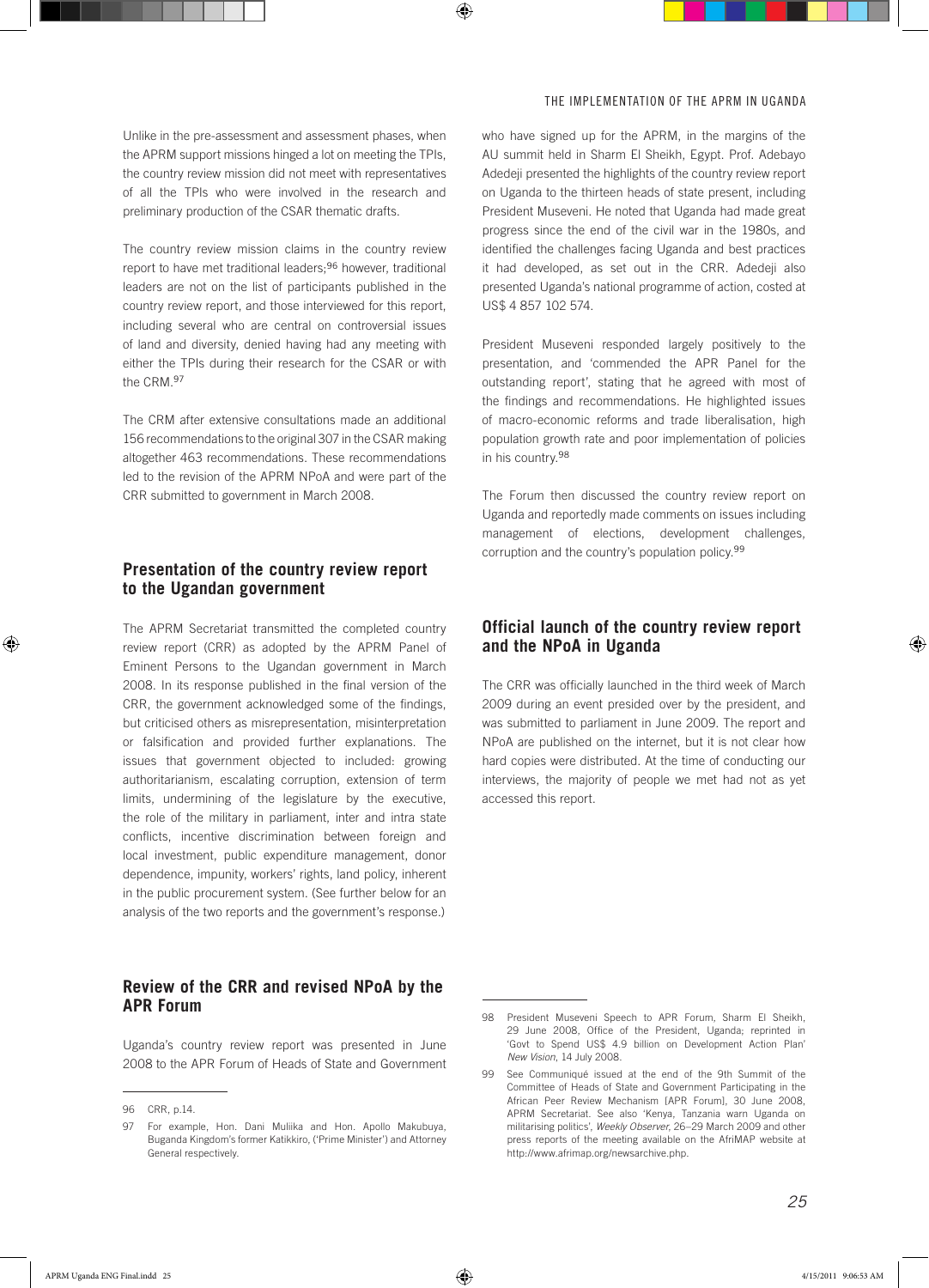Unlike in the pre-assessment and assessment phases, when the APRM support missions hinged a lot on meeting the TPIs, the country review mission did not meet with representatives of all the TPIs who were involved in the research and preliminary production of the CSAR thematic drafts.

The country review mission claims in the country review report to have met traditional leaders;[96] however, traditional leaders are not on the list of participants published in the country review report, and those interviewed for this report, including several who are central on controversial issues of land and diversity, denied having had any meeting with either the TPIs during their research for the CSAR or with the CRM.[97]

The CRM after extensive consultations made an additional 156 recommendations to the original 307 in the CSAR making altogether 463 recommendations. These recommendations led to the revision of the APRM NPoA and were part of the CRR submitted to government in March 2008.

## Presentation of the country review report to the Ugandan government

The APRM Secretariat transmitted the completed country review report (CRR) as adopted by the APRM Panel of Eminent Persons to the Ugandan government in March 2008. In its response published in the final version of the CRR, the government acknowledged some of the findings, but criticised others as misrepresentation, misinterpretation or falsification and provided further explanations. The issues that government objected to included: growing authoritarianism, escalating corruption, extension of term limits, undermining of the legislature by the executive, the role of the military in parliament, inter and intra state conflicts, incentive discrimination between foreign and local investment, public expenditure management, donor dependence, impunity, workers' rights, land policy, inherent in the public procurement system. (See further below for an analysis of the two reports and the government's response.)

## Review of the CRR and revised NPoA by the APR Forum

Uganda's country review report was presented in June 2008 to the APR Forum of Heads of State and Government who have signed up for the APRM, in the margins of the AU summit held in Sharm El Sheikh, Egypt. Prof. Adebayo Adedeji presented the highlights of the country review report on Uganda to the thirteen heads of state present, including President Museveni. He noted that Uganda had made great progress since the end of the civil war in the 1980s, and identified the challenges facing Uganda and best practices it had developed, as set out in the CRR. Adedeji also presented Uganda's national programme of action, costed at US$ 4 857 102 574.

President Museveni responded largely positively to the presentation, and 'commended the APR Panel for the outstanding report', stating that he agreed with most of the findings and recommendations. He highlighted issues of macro-economic reforms and trade liberalisation, high population growth rate and poor implementation of policies in his country.[98]

The Forum then discussed the country review report on Uganda and reportedly made comments on issues including management of elections, development challenges, corruption and the country's population policy.[99]

## Official launch of the country review report and the NPoA in Uganda

The CRR was officially launched in the third week of March 2009 during an event presided over by the president, and was submitted to parliament in June 2009. The report and NPoA are published on the internet, but it is not clear how hard copies were distributed. At the time of conducting our interviews, the majority of people we met had not as yet accessed this report.

---

96 CRR, p.14.

97 For example, Hon. Dani Muliika and Hon. Apollo Makubuya, Buganda Kingdom's former Katikkiro, ('Prime Minister') and Attorney General respectively.

98 President Museveni Speech to APR Forum, Sharm El Sheikh, 29 June 2008, Office of the President, Uganda; reprinted in 'Govt to Spend US$ 4.9 billion on Development Action Plan' *New Vision*, 14 July 2008.

99 See Communiqué issued at the end of the 9th Summit of the Committee of Heads of State and Government Participating in the African Peer Review Mechanism [APR Forum], 30 June 2008, APRM Secretariat. See also 'Kenya, Tanzania warn Uganda on militarising politics', *Weekly Observer*, 26–29 March 2009 and other press reports of the meeting available on the AfriMAP website at http://www.afrimap.org/newsarchive.php.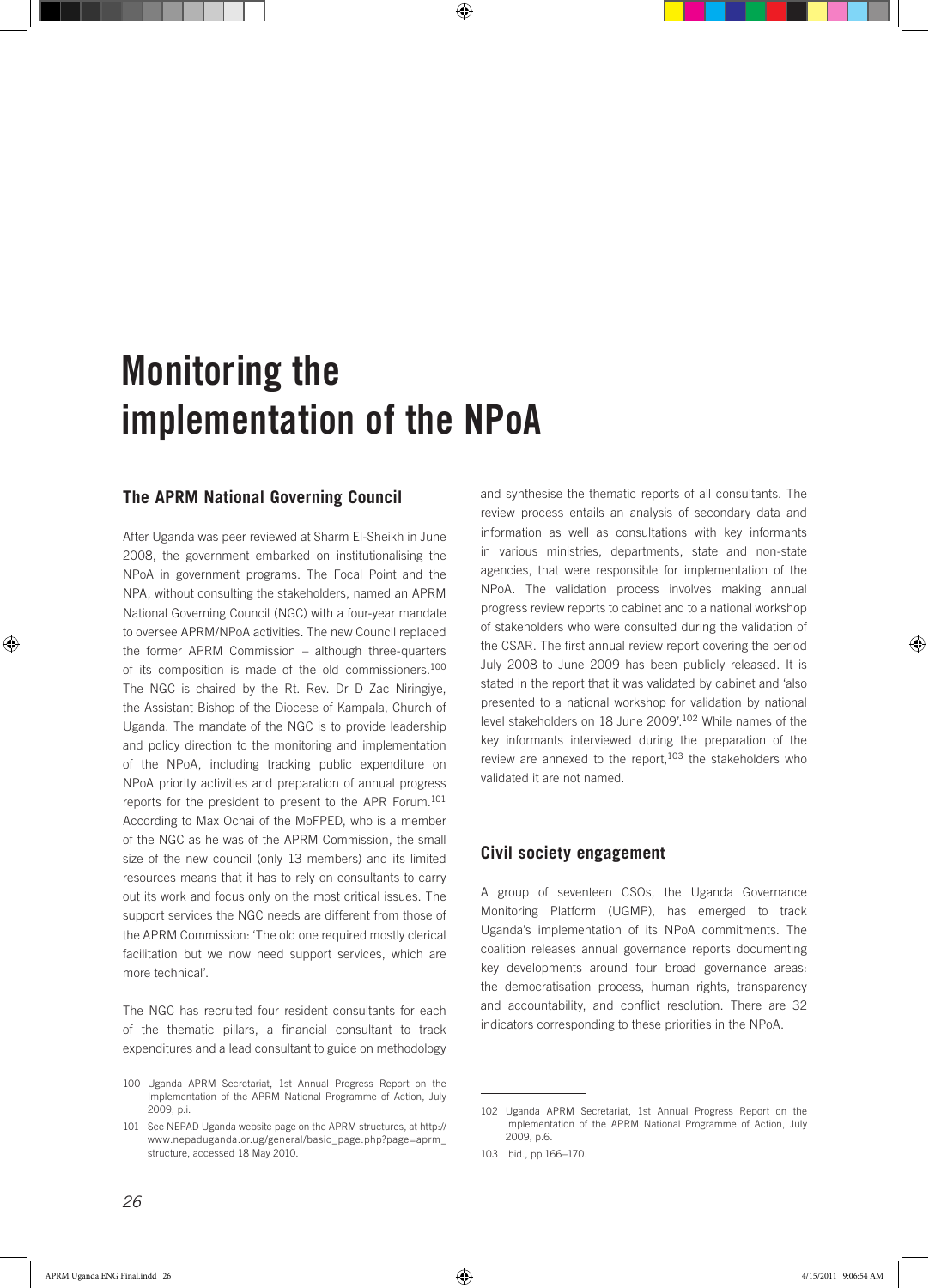# Monitoring the implementation of the NPoA

## The APRM National Governing Council

After Uganda was peer reviewed at Sharm El-Sheikh in June 2008, the government embarked on institutionalising the NPoA in government programs. The Focal Point and the NPA, without consulting the stakeholders, named an APRM National Governing Council (NGC) with a four-year mandate to oversee APRM/NPoA activities. The new Council replaced the former APRM Commission – although three-quarters of its composition is made of the old commissioners.[100] The NGC is chaired by the Rt. Rev. Dr D Zac Niringiye, the Assistant Bishop of the Diocese of Kampala, Church of Uganda. The mandate of the NGC is to provide leadership and policy direction to the monitoring and implementation of the NPoA, including tracking public expenditure on NPoA priority activities and preparation of annual progress reports for the president to present to the APR Forum.[101] According to Max Ochai of the MoFPED, who is a member of the NGC as he was of the APRM Commission, the small size of the new council (only 13 members) and its limited resources means that it has to rely on consultants to carry out its work and focus only on the most critical issues. The support services the NGC needs are different from those of the APRM Commission: 'The old one required mostly clerical facilitation but we now need support services, which are more technical'.

The NGC has recruited four resident consultants for each of the thematic pillars, a financial consultant to track expenditures and a lead consultant to guide on methodology and synthesise the thematic reports of all consultants. The review process entails an analysis of secondary data and information as well as consultations with key informants in various ministries, departments, state and non-state agencies, that were responsible for implementation of the NPoA. The validation process involves making annual progress review reports to cabinet and to a national workshop of stakeholders who were consulted during the validation of the CSAR. The first annual review report covering the period July 2008 to June 2009 has been publicly released. It is stated in the report that it was validated by cabinet and 'also presented to a national workshop for validation by national level stakeholders on 18 June 2009'.[102] While names of the key informants interviewed during the preparation of the review are annexed to the report,[103] the stakeholders who validated it are not named.

## Civil society engagement

A group of seventeen CSOs, the Uganda Governance Monitoring Platform (UGMP), has emerged to track Uganda's implementation of its NPoA commitments. The coalition releases annual governance reports documenting key developments around four broad governance areas: the democratisation process, human rights, transparency and accountability, and conflict resolution. There are 32 indicators corresponding to these priorities in the NPoA.

---

100 Uganda APRM Secretariat, 1st Annual Progress Report on the Implementation of the APRM National Programme of Action, July 2009, p.i.

101 See NEPAD Uganda website page on the APRM structures, at http://www.nepaduganda.or.ug/general/basic_page.php?page=aprm_structure, accessed 18 May 2010.

102 Uganda APRM Secretariat, 1st Annual Progress Report on the Implementation of the APRM National Programme of Action, July 2009, p.6.

103 Ibid., pp.166–170.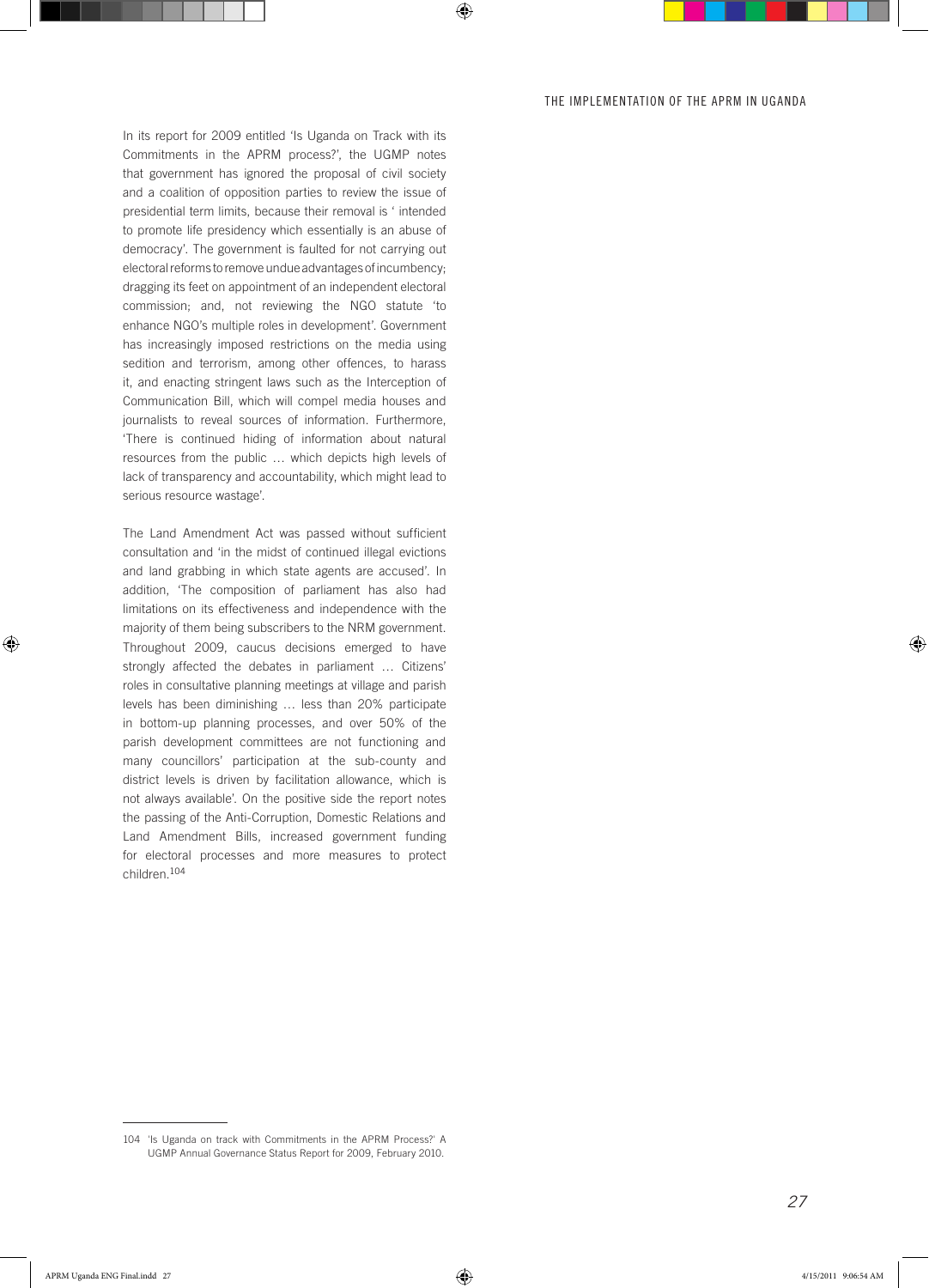In its report for 2009 entitled 'Is Uganda on Track with its Commitments in the APRM process?', the UGMP notes that government has ignored the proposal of civil society and a coalition of opposition parties to review the issue of presidential term limits, because their removal is ' intended to promote life presidency which essentially is an abuse of democracy'. The government is faulted for not carrying out electoral reforms to remove undue advantages of incumbency; dragging its feet on appointment of an independent electoral commission; and, not reviewing the NGO statute 'to enhance NGO's multiple roles in development'. Government has increasingly imposed restrictions on the media using sedition and terrorism, among other offences, to harass it, and enacting stringent laws such as the Interception of Communication Bill, which will compel media houses and journalists to reveal sources of information. Furthermore, 'There is continued hiding of information about natural resources from the public … which depicts high levels of lack of transparency and accountability, which might lead to serious resource wastage'.

The Land Amendment Act was passed without sufficient consultation and 'in the midst of continued illegal evictions and land grabbing in which state agents are accused'. In addition, 'The composition of parliament has also had limitations on its effectiveness and independence with the majority of them being subscribers to the NRM government. Throughout 2009, caucus decisions emerged to have strongly affected the debates in parliament … Citizens' roles in consultative planning meetings at village and parish levels has been diminishing … less than 20% participate in bottom-up planning processes, and over 50% of the parish development committees are not functioning and many councillors' participation at the sub-county and district levels is driven by facilitation allowance, which is not always available'. On the positive side the report notes the passing of the Anti-Corruption, Domestic Relations and Land Amendment Bills, increased government funding for electoral processes and more measures to protect children.[104]

---

104 'Is Uganda on track with Commitments in the APRM Process?' A UGMP Annual Governance Status Report for 2009, February 2010.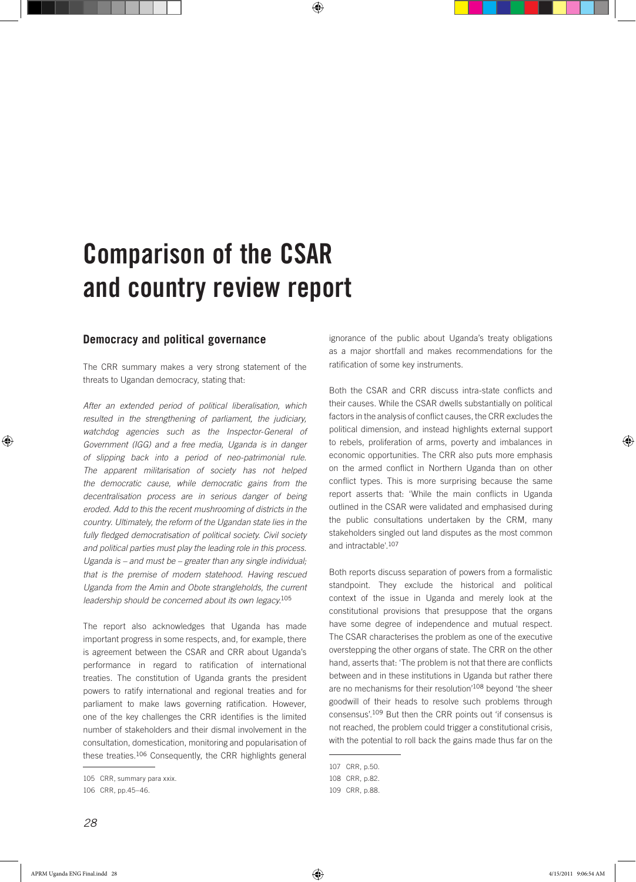# Comparison of the CSAR and country review report

## Democracy and political governance

The CRR summary makes a very strong statement of the threats to Ugandan democracy, stating that:

*After an extended period of political liberalisation, which resulted in the strengthening of parliament, the judiciary, watchdog agencies such as the Inspector-General of Government (IGG) and a free media, Uganda is in danger of slipping back into a period of neo-patrimonial rule. The apparent militarisation of society has not helped the democratic cause, while democratic gains from the decentralisation process are in serious danger of being eroded. Add to this the recent mushrooming of districts in the country. Ultimately, the reform of the Ugandan state lies in the fully fledged democratisation of political society. Civil society and political parties must play the leading role in this process. Uganda is – and must be – greater than any single individual; that is the premise of modern statehood. Having rescued Uganda from the Amin and Obote strangleholds, the current leadership should be concerned about its own legacy.*[105]

The report also acknowledges that Uganda has made important progress in some respects, and, for example, there is agreement between the CSAR and CRR about Uganda's performance in regard to ratification of international treaties. The constitution of Uganda grants the president powers to ratify international and regional treaties and for parliament to make laws governing ratification. However, one of the key challenges the CRR identifies is the limited number of stakeholders and their dismal involvement in the consultation, domestication, monitoring and popularisation of these treaties.[106] Consequently, the CRR highlights general ignorance of the public about Uganda's treaty obligations as a major shortfall and makes recommendations for the ratification of some key instruments.

Both the CSAR and CRR discuss intra-state conflicts and their causes. While the CSAR dwells substantially on political factors in the analysis of conflict causes, the CRR excludes the political dimension, and instead highlights external support to rebels, proliferation of arms, poverty and imbalances in economic opportunities. The CRR also puts more emphasis on the armed conflict in Northern Uganda than on other conflict types. This is more surprising because the same report asserts that: 'While the main conflicts in Uganda outlined in the CSAR were validated and emphasised during the public consultations undertaken by the CRM, many stakeholders singled out land disputes as the most common and intractable'.[107]

Both reports discuss separation of powers from a formalistic standpoint. They exclude the historical and political context of the issue in Uganda and merely look at the constitutional provisions that presuppose that the organs have some degree of independence and mutual respect. The CSAR characterises the problem as one of the executive overstepping the other organs of state. The CRR on the other hand, asserts that: 'The problem is not that there are conflicts between and in these institutions in Uganda but rather there are no mechanisms for their resolution'[108] beyond 'the sheer goodwill of their heads to resolve such problems through consensus'.[109] But then the CRR points out 'if consensus is not reached, the problem could trigger a constitutional crisis, with the potential to roll back the gains made thus far on the

105 CRR, summary para xxix.

106 CRR, pp.45–46.

107 CRR, p.50.

108 CRR, p.82.

109 CRR, p.88.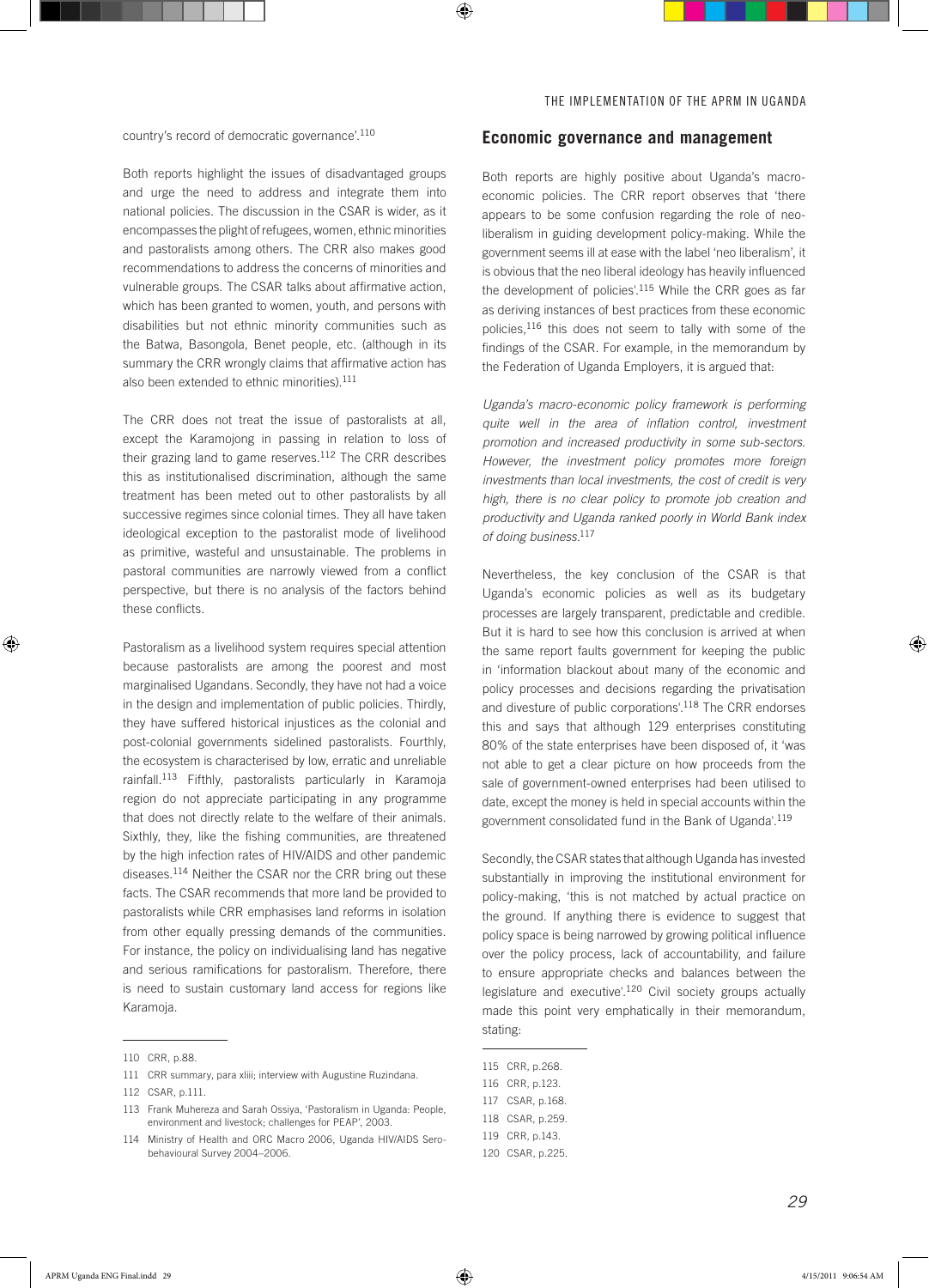country's record of democratic governance'.[110]

Both reports highlight the issues of disadvantaged groups and urge the need to address and integrate them into national policies. The discussion in the CSAR is wider, as it encompasses the plight of refugees, women, ethnic minorities and pastoralists among others. The CRR also makes good recommendations to address the concerns of minorities and vulnerable groups. The CSAR talks about affirmative action, which has been granted to women, youth, and persons with disabilities but not ethnic minority communities such as the Batwa, Basongola, Benet people, etc. (although in its summary the CRR wrongly claims that affirmative action has also been extended to ethnic minorities).[111]

The CRR does not treat the issue of pastoralists at all, except the Karamojong in passing in relation to loss of their grazing land to game reserves.[112] The CRR describes this as institutionalised discrimination, although the same treatment has been meted out to other pastoralists by all successive regimes since colonial times. They all have taken ideological exception to the pastoralist mode of livelihood as primitive, wasteful and unsustainable. The problems in pastoral communities are narrowly viewed from a conflict perspective, but there is no analysis of the factors behind these conflicts.

Pastoralism as a livelihood system requires special attention because pastoralists are among the poorest and most marginalised Ugandans. Secondly, they have not had a voice in the design and implementation of public policies. Thirdly, they have suffered historical injustices as the colonial and post-colonial governments sidelined pastoralists. Fourthly, the ecosystem is characterised by low, erratic and unreliable rainfall.[113] Fifthly, pastoralists particularly in Karamoja region do not appreciate participating in any programme that does not directly relate to the welfare of their animals. Sixthly, they, like the fishing communities, are threatened by the high infection rates of HIV/AIDS and other pandemic diseases.[114] Neither the CSAR nor the CRR bring out these facts. The CSAR recommends that more land be provided to pastoralists while CRR emphasises land reforms in isolation from other equally pressing demands of the communities. For instance, the policy on individualising land has negative and serious ramifications for pastoralism. Therefore, there is need to sustain customary land access for regions like Karamoja.

110 CRR, p.88.

111 CRR summary, para xliii; interview with Augustine Ruzindana.

112 CSAR, p.111.

113 Frank Muhereza and Sarah Ossiya, 'Pastoralism in Uganda: People, environment and livestock; challenges for PEAP', 2003.

114 Ministry of Health and ORC Macro 2006, Uganda HIV/AIDS Sero-behavioural Survey 2004–2006.

## Economic governance and management

Both reports are highly positive about Uganda's macro-economic policies. The CRR report observes that 'there appears to be some confusion regarding the role of neo-liberalism in guiding development policy-making. While the government seems ill at ease with the label 'neo liberalism', it is obvious that the neo liberal ideology has heavily influenced the development of policies'.[115] While the CRR goes as far as deriving instances of best practices from these economic policies,[116] this does not seem to tally with some of the findings of the CSAR. For example, in the memorandum by the Federation of Uganda Employers, it is argued that:

*Uganda's macro-economic policy framework is performing quite well in the area of inflation control, investment promotion and increased productivity in some sub-sectors. However, the investment policy promotes more foreign investments than local investments, the cost of credit is very high, there is no clear policy to promote job creation and productivity and Uganda ranked poorly in World Bank index of doing business.*[117]

Nevertheless, the key conclusion of the CSAR is that Uganda's economic policies as well as its budgetary processes are largely transparent, predictable and credible. But it is hard to see how this conclusion is arrived at when the same report faults government for keeping the public in 'information blackout about many of the economic and policy processes and decisions regarding the privatisation and divesture of public corporations'.[118] The CRR endorses this and says that although 129 enterprises constituting 80% of the state enterprises have been disposed of, it 'was not able to get a clear picture on how proceeds from the sale of government-owned enterprises had been utilised to date, except the money is held in special accounts within the government consolidated fund in the Bank of Uganda'.[119]

Secondly, the CSAR states that although Uganda has invested substantially in improving the institutional environment for policy-making, 'this is not matched by actual practice on the ground. If anything there is evidence to suggest that policy space is being narrowed by growing political influence over the policy process, lack of accountability, and failure to ensure appropriate checks and balances between the legislature and executive'.[120] Civil society groups actually made this point very emphatically in their memorandum, stating:

115 CRR, p.268.

116 CRR, p.123.

117 CSAR, p.168.

118 CSAR, p.259.

119 CRR, p.143.

120 CSAR, p.225.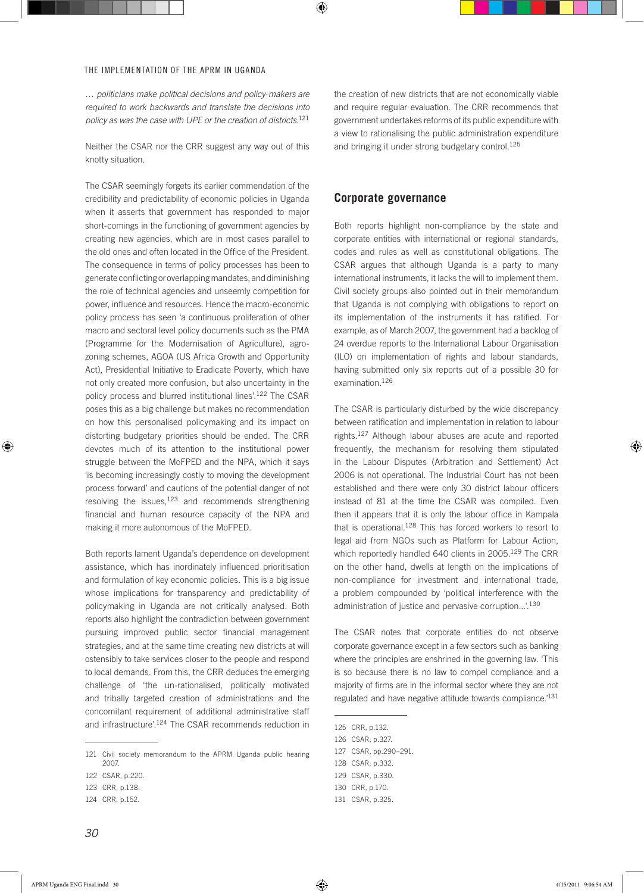*… politicians make political decisions and policy-makers are required to work backwards and translate the decisions into policy as was the case with UPE or the creation of districts.*[121]

Neither the CSAR nor the CRR suggest any way out of this knotty situation.

The CSAR seemingly forgets its earlier commendation of the credibility and predictability of economic policies in Uganda when it asserts that government has responded to major short-comings in the functioning of government agencies by creating new agencies, which are in most cases parallel to the old ones and often located in the Office of the President. The consequence in terms of policy processes has been to generate conflicting or overlapping mandates, and diminishing the role of technical agencies and unseemly competition for power, influence and resources. Hence the macro-economic policy process has seen 'a continuous proliferation of other macro and sectoral level policy documents such as the PMA (Programme for the Modernisation of Agriculture), agro-zoning schemes, AGOA (US Africa Growth and Opportunity Act), Presidential Initiative to Eradicate Poverty, which have not only created more confusion, but also uncertainty in the policy process and blurred institutional lines'.[122] The CSAR poses this as a big challenge but makes no recommendation on how this personalised policymaking and its impact on distorting budgetary priorities should be ended. The CRR devotes much of its attention to the institutional power struggle between the MoFPED and the NPA, which it says 'is becoming increasingly costly to moving the development process forward' and cautions of the potential danger of not resolving the issues,[123] and recommends strengthening financial and human resource capacity of the NPA and making it more autonomous of the MoFPED.

Both reports lament Uganda's dependence on development assistance, which has inordinately influenced prioritisation and formulation of key economic policies. This is a big issue whose implications for transparency and predictability of policymaking in Uganda are not critically analysed. Both reports also highlight the contradiction between government pursuing improved public sector financial management strategies, and at the same time creating new districts at will ostensibly to take services closer to the people and respond to local demands. From this, the CRR deduces the emerging challenge of 'the un-rationalised, politically motivated and tribally targeted creation of administrations and the concomitant requirement of additional administrative staff and infrastructure'.[124] The CSAR recommends reduction in the creation of new districts that are not economically viable and require regular evaluation. The CRR recommends that government undertakes reforms of its public expenditure with a view to rationalising the public administration expenditure and bringing it under strong budgetary control.[125]

## Corporate governance

Both reports highlight non-compliance by the state and corporate entities with international or regional standards, codes and rules as well as constitutional obligations. The CSAR argues that although Uganda is a party to many international instruments, it lacks the will to implement them. Civil society groups also pointed out in their memorandum that Uganda is not complying with obligations to report on its implementation of the instruments it has ratified. For example, as of March 2007, the government had a backlog of 24 overdue reports to the International Labour Organisation (ILO) on implementation of rights and labour standards, having submitted only six reports out of a possible 30 for examination.[126]

The CSAR is particularly disturbed by the wide discrepancy between ratification and implementation in relation to labour rights.[127] Although labour abuses are acute and reported frequently, the mechanism for resolving them stipulated in the Labour Disputes (Arbitration and Settlement) Act 2006 is not operational. The Industrial Court has not been established and there were only 30 district labour officers instead of 81 at the time the CSAR was compiled. Even then it appears that it is only the labour office in Kampala that is operational.[128] This has forced workers to resort to legal aid from NGOs such as Platform for Labour Action, which reportedly handled 640 clients in 2005.[129] The CRR on the other hand, dwells at length on the implications of non-compliance for investment and international trade, a problem compounded by 'political interference with the administration of justice and pervasive corruption…'.[130]

The CSAR notes that corporate entities do not observe corporate governance except in a few sectors such as banking where the principles are enshrined in the governing law. 'This is so because there is no law to compel compliance and a majority of firms are in the informal sector where they are not regulated and have negative attitude towards compliance.'[131]

---

121 Civil society memorandum to the APRM Uganda public hearing 2007.

122 CSAR, p.220.

123 CRR, p.138.

124 CRR, p.152.

125 CRR, p.132.

126 CSAR, p.327.

127 CSAR, pp.290–291.

128 CSAR, p.332.

129 CSAR, p.330.

130 CRR, p.170.

131 CSAR, p.325.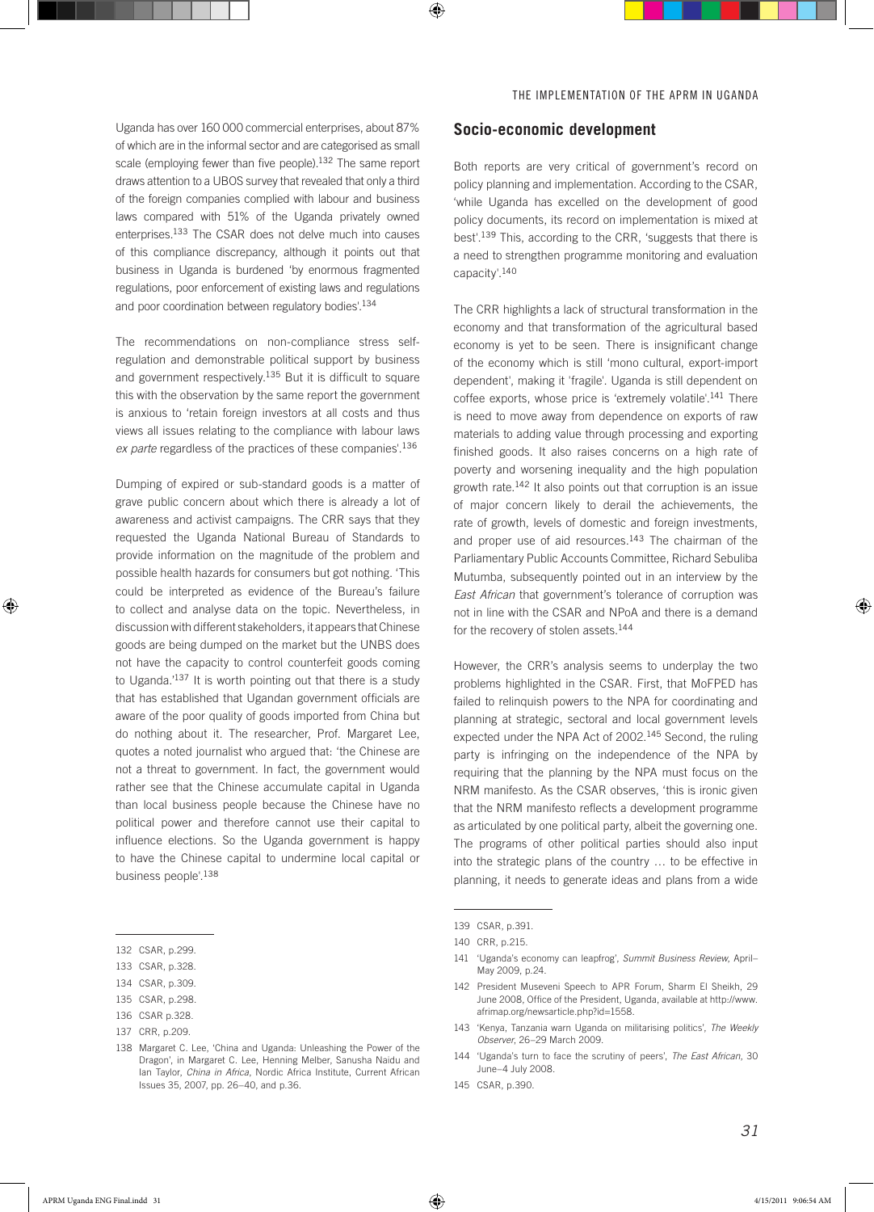Uganda has over 160 000 commercial enterprises, about 87% of which are in the informal sector and are categorised as small scale (employing fewer than five people).[132] The same report draws attention to a UBOS survey that revealed that only a third of the foreign companies complied with labour and business laws compared with 51% of the Uganda privately owned enterprises.[133] The CSAR does not delve much into causes of this compliance discrepancy, although it points out that business in Uganda is burdened 'by enormous fragmented regulations, poor enforcement of existing laws and regulations and poor coordination between regulatory bodies'.[134]

The recommendations on non-compliance stress self-regulation and demonstrable political support by business and government respectively.[135] But it is difficult to square this with the observation by the same report the government is anxious to 'retain foreign investors at all costs and thus views all issues relating to the compliance with labour laws *ex parte* regardless of the practices of these companies'.[136]

Dumping of expired or sub-standard goods is a matter of grave public concern about which there is already a lot of awareness and activist campaigns. The CRR says that they requested the Uganda National Bureau of Standards to provide information on the magnitude of the problem and possible health hazards for consumers but got nothing. 'This could be interpreted as evidence of the Bureau's failure to collect and analyse data on the topic. Nevertheless, in discussion with different stakeholders, it appears that Chinese goods are being dumped on the market but the UNBS does not have the capacity to control counterfeit goods coming to Uganda.'[137] It is worth pointing out that there is a study that has established that Ugandan government officials are aware of the poor quality of goods imported from China but do nothing about it. The researcher, Prof. Margaret Lee, quotes a noted journalist who argued that: 'the Chinese are not a threat to government. In fact, the government would rather see that the Chinese accumulate capital in Uganda than local business people because the Chinese have no political power and therefore cannot use their capital to influence elections. So the Uganda government is happy to have the Chinese capital to undermine local capital or business people'.[138]

132 CSAR, p.299.

133 CSAR, p.328.

134 CSAR, p.309.

135 CSAR, p.298.

136 CSAR p.328.

137 CRR, p.209.

138 Margaret C. Lee, 'China and Uganda: Unleashing the Power of the Dragon', in Margaret C. Lee, Henning Melber, Sanusha Naidu and Ian Taylor, *China in Africa*, Nordic Africa Institute, Current African Issues 35, 2007, pp. 26–40, and p.36.

## Socio-economic development

Both reports are very critical of government's record on policy planning and implementation. According to the CSAR, 'while Uganda has excelled on the development of good policy documents, its record on implementation is mixed at best'.[139] This, according to the CRR, 'suggests that there is a need to strengthen programme monitoring and evaluation capacity'.[140]

The CRR highlights a lack of structural transformation in the economy and that transformation of the agricultural based economy is yet to be seen. There is insignificant change of the economy which is still 'mono cultural, export-import dependent', making it 'fragile'. Uganda is still dependent on coffee exports, whose price is 'extremely volatile'.[141] There is need to move away from dependence on exports of raw materials to adding value through processing and exporting finished goods. It also raises concerns on a high rate of poverty and worsening inequality and the high population growth rate.[142] It also points out that corruption is an issue of major concern likely to derail the achievements, the rate of growth, levels of domestic and foreign investments, and proper use of aid resources.[143] The chairman of the Parliamentary Public Accounts Committee, Richard Sebuliba Mutumba, subsequently pointed out in an interview by the *East African* that government's tolerance of corruption was not in line with the CSAR and NPoA and there is a demand for the recovery of stolen assets.[144]

However, the CRR's analysis seems to underplay the two problems highlighted in the CSAR. First, that MoFPED has failed to relinquish powers to the NPA for coordinating and planning at strategic, sectoral and local government levels expected under the NPA Act of 2002.[145] Second, the ruling party is infringing on the independence of the NPA by requiring that the planning by the NPA must focus on the NRM manifesto. As the CSAR observes, 'this is ironic given that the NRM manifesto reflects a development programme as articulated by one political party, albeit the governing one. The programs of other political parties should also input into the strategic plans of the country … to be effective in planning, it needs to generate ideas and plans from a wide

139 CSAR, p.391.

140 CRR, p.215.

141 'Uganda's economy can leapfrog', *Summit Business Review*, April–May 2009, p.24.

142 President Museveni Speech to APR Forum, Sharm El Sheikh, 29 June 2008, Office of the President, Uganda, available at http://www.afrimap.org/newsarticle.php?id=1558.

143 'Kenya, Tanzania warn Uganda on militarising politics', *The Weekly Observer*, 26–29 March 2009.

144 'Uganda's turn to face the scrutiny of peers', *The East African*, 30 June–4 July 2008.

145 CSAR, p.390.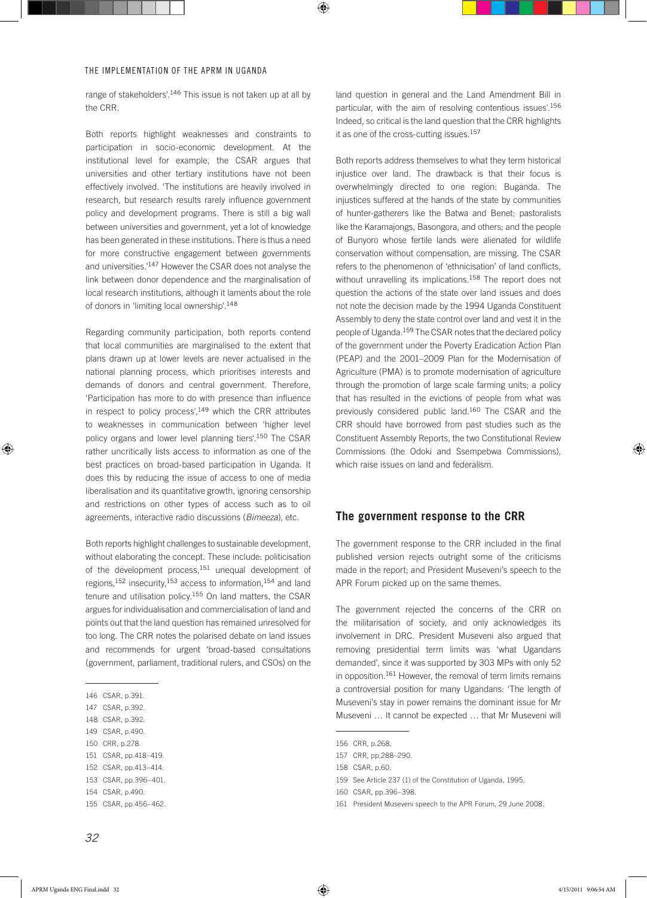range of stakeholders'.[146] This issue is not taken up at all by the CRR.

Both reports highlight weaknesses and constraints to participation in socio-economic development. At the institutional level for example, the CSAR argues that universities and other tertiary institutions have not been effectively involved. 'The institutions are heavily involved in research, but research results rarely influence government policy and development programs. There is still a big wall between universities and government, yet a lot of knowledge has been generated in these institutions. There is thus a need for more constructive engagement between governments and universities.'[147] However the CSAR does not analyse the link between donor dependence and the marginalisation of local research institutions, although it laments about the role of donors in 'limiting local ownership'.[148]

Regarding community participation, both reports contend that local communities are marginalised to the extent that plans drawn up at lower levels are never actualised in the national planning process, which prioritises interests and demands of donors and central government. Therefore, 'Participation has more to do with presence than influence in respect to policy process',[149] which the CRR attributes to weaknesses in communication between 'higher level policy organs and lower level planning tiers'.[150] The CSAR rather uncritically lists access to information as one of the best practices on broad-based participation in Uganda. It does this by reducing the issue of access to one of media liberalisation and its quantitative growth, ignoring censorship and restrictions on other types of access such as to oil agreements, interactive radio discussions (*Bimeeza*), etc.

Both reports highlight challenges to sustainable development, without elaborating the concept. These include: politicisation of the development process,[151] unequal development of regions,[152] insecurity,[153] access to information,[154] and land tenure and utilisation policy.[155] On land matters, the CSAR argues for individualisation and commercialisation of land and points out that the land question has remained unresolved for too long. The CRR notes the polarised debate on land issues and recommends for urgent 'broad-based consultations (government, parliament, traditional rulers, and CSOs) on the land question in general and the Land Amendment Bill in particular, with the aim of resolving contentious issues'.[156] Indeed, so critical is the land question that the CRR highlights it as one of the cross-cutting issues.[157]

Both reports address themselves to what they term historical injustice over land. The drawback is that their focus is overwhelmingly directed to one region: Buganda. The injustices suffered at the hands of the state by communities of hunter-gatherers like the Batwa and Benet; pastoralists like the Karamajongs, Basongora, and others; and the people of Bunyoro whose fertile lands were alienated for wildlife conservation without compensation, are missing. The CSAR refers to the phenomenon of 'ethnicisation' of land conflicts, without unravelling its implications.[158] The report does not question the actions of the state over land issues and does not note the decision made by the 1994 Uganda Constituent Assembly to deny the state control over land and vest it in the people of Uganda.[159] The CSAR notes that the declared policy of the government under the Poverty Eradication Action Plan (PEAP) and the 2001–2009 Plan for the Modernisation of Agriculture (PMA) is to promote modernisation of agriculture through the promotion of large scale farming units; a policy that has resulted in the evictions of people from what was previously considered public land.[160] The CSAR and the CRR should have borrowed from past studies such as the Constituent Assembly Reports, the two Constitutional Review Commissions (the Odoki and Ssempebwa Commissions), which raise issues on land and federalism.

## The government response to the CRR

The government response to the CRR included in the final published version rejects outright some of the criticisms made in the report; and President Museveni's speech to the APR Forum picked up on the same themes.

The government rejected the concerns of the CRR on the militarisation of society, and only acknowledges its involvement in DRC. President Museveni also argued that removing presidential term limits was 'what Ugandans demanded', since it was supported by 303 MPs with only 52 in opposition.[161] However, the removal of term limits remains a controversial position for many Ugandans: 'The length of Museveni's stay in power remains the dominant issue for Mr Museveni … It cannot be expected … that Mr Museveni will

146 CSAR, p.391.
147 CSAR, p.392.
148 CSAR, p.392.
149 CSAR, p.490.
150 CRR, p.278.
151 CSAR, pp.418–419.
152 CSAR, pp.413–414.
153 CSAR, pp.396–401.
154 CSAR, p.490.
155 CSAR, pp.456–462.
156 CRR, p.268.
157 CRR, pp.288–290.
158 CSAR, p.60.
159 See Article 237 (1) of the Constitution of Uganda, 1995.
160 CSAR, pp.396–398.
161 President Museveni speech to the APR Forum, 29 June 2008.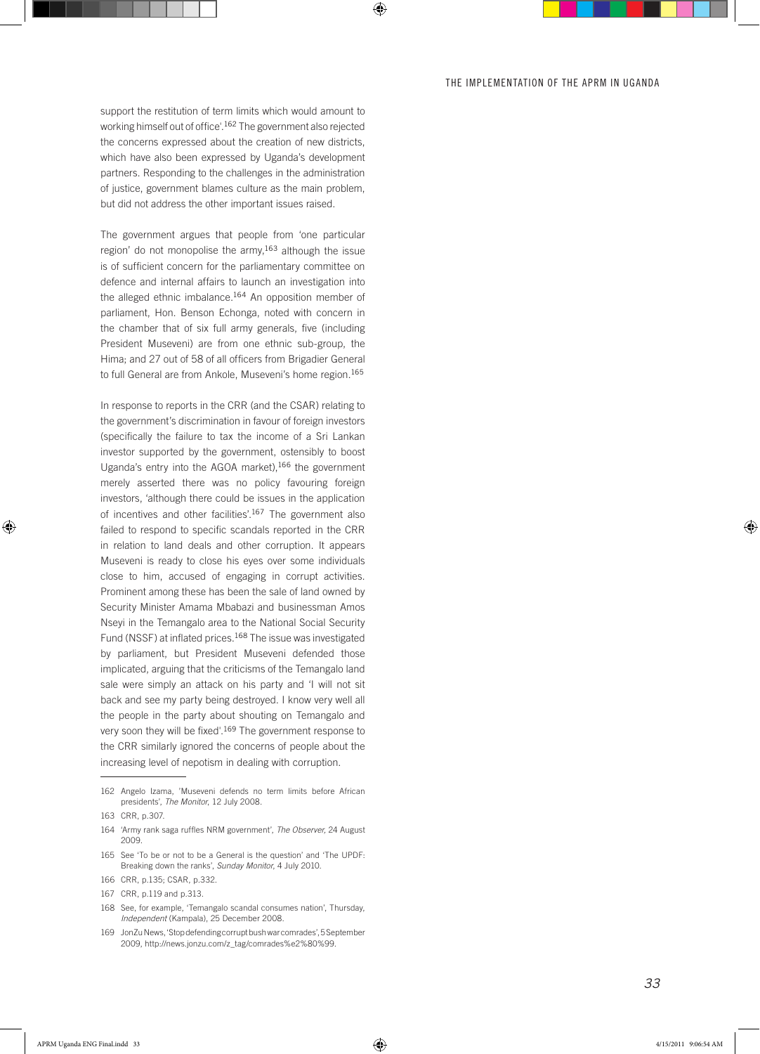support the restitution of term limits which would amount to working himself out of office'.[162] The government also rejected the concerns expressed about the creation of new districts, which have also been expressed by Uganda's development partners. Responding to the challenges in the administration of justice, government blames culture as the main problem, but did not address the other important issues raised.

The government argues that people from 'one particular region' do not monopolise the army,[163] although the issue is of sufficient concern for the parliamentary committee on defence and internal affairs to launch an investigation into the alleged ethnic imbalance.[164] An opposition member of parliament, Hon. Benson Echonga, noted with concern in the chamber that of six full army generals, five (including President Museveni) are from one ethnic sub-group, the Hima; and 27 out of 58 of all officers from Brigadier General to full General are from Ankole, Museveni's home region.[165]

In response to reports in the CRR (and the CSAR) relating to the government's discrimination in favour of foreign investors (specifically the failure to tax the income of a Sri Lankan investor supported by the government, ostensibly to boost Uganda's entry into the AGOA market),[166] the government merely asserted there was no policy favouring foreign investors, 'although there could be issues in the application of incentives and other facilities'.[167] The government also failed to respond to specific scandals reported in the CRR in relation to land deals and other corruption. It appears Museveni is ready to close his eyes over some individuals close to him, accused of engaging in corrupt activities. Prominent among these has been the sale of land owned by Security Minister Amama Mbabazi and businessman Amos Nseyi in the Temangalo area to the National Social Security Fund (NSSF) at inflated prices.[168] The issue was investigated by parliament, but President Museveni defended those implicated, arguing that the criticisms of the Temangalo land sale were simply an attack on his party and 'I will not sit back and see my party being destroyed. I know very well all the people in the party about shouting on Temangalo and very soon they will be fixed'.[169] The government response to the CRR similarly ignored the concerns of people about the increasing level of nepotism in dealing with corruption.

---

162 Angelo Izama, 'Museveni defends no term limits before African presidents', *The Monitor*, 12 July 2008.

163 CRR, p.307.

164 'Army rank saga ruffles NRM government', *The Observer*, 24 August 2009.

165 See 'To be or not to be a General is the question' and 'The UPDF: Breaking down the ranks', *Sunday Monitor*, 4 July 2010.

166 CRR, p.135; CSAR, p.332.

167 CRR, p.119 and p.313.

168 See, for example, 'Temangalo scandal consumes nation', Thursday, *Independent* (Kampala), 25 December 2008.

169 JonZu News, 'Stop defending corrupt bush war comrades', 5 September 2009, http://news.jonzu.com/z_tag/comrades%e2%80%99.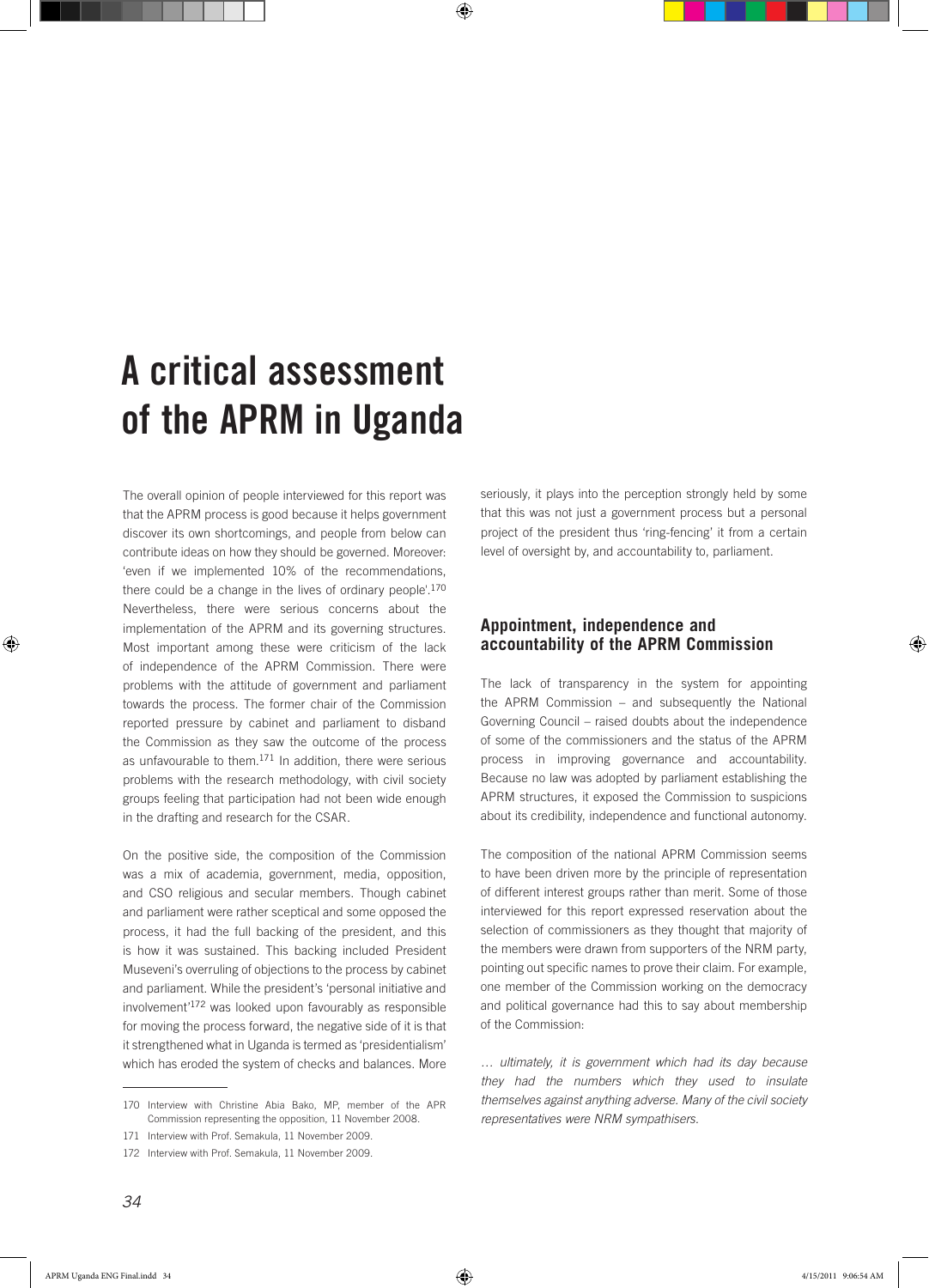# A critical assessment of the APRM in Uganda

The overall opinion of people interviewed for this report was that the APRM process is good because it helps government discover its own shortcomings, and people from below can contribute ideas on how they should be governed. Moreover: 'even if we implemented 10% of the recommendations, there could be a change in the lives of ordinary people'.[170] Nevertheless, there were serious concerns about the implementation of the APRM and its governing structures. Most important among these were criticism of the lack of independence of the APRM Commission. There were problems with the attitude of government and parliament towards the process. The former chair of the Commission reported pressure by cabinet and parliament to disband the Commission as they saw the outcome of the process as unfavourable to them.[171] In addition, there were serious problems with the research methodology, with civil society groups feeling that participation had not been wide enough in the drafting and research for the CSAR.

On the positive side, the composition of the Commission was a mix of academia, government, media, opposition, and CSO religious and secular members. Though cabinet and parliament were rather sceptical and some opposed the process, it had the full backing of the president, and this is how it was sustained. This backing included President Museveni's overruling of objections to the process by cabinet and parliament. While the president's 'personal initiative and involvement'[172] was looked upon favourably as responsible for moving the process forward, the negative side of it is that it strengthened what in Uganda is termed as 'presidentialism' which has eroded the system of checks and balances. More seriously, it plays into the perception strongly held by some that this was not just a government process but a personal project of the president thus 'ring-fencing' it from a certain level of oversight by, and accountability to, parliament.

## Appointment, independence and accountability of the APRM Commission

The lack of transparency in the system for appointing the APRM Commission – and subsequently the National Governing Council – raised doubts about the independence of some of the commissioners and the status of the APRM process in improving governance and accountability. Because no law was adopted by parliament establishing the APRM structures, it exposed the Commission to suspicions about its credibility, independence and functional autonomy.

The composition of the national APRM Commission seems to have been driven more by the principle of representation of different interest groups rather than merit. Some of those interviewed for this report expressed reservation about the selection of commissioners as they thought that majority of the members were drawn from supporters of the NRM party, pointing out specific names to prove their claim. For example, one member of the Commission working on the democracy and political governance had this to say about membership of the Commission:

*… ultimately, it is government which had its day because they had the numbers which they used to insulate themselves against anything adverse. Many of the civil society representatives were NRM sympathisers.*

170 Interview with Christine Abia Bako, MP, member of the APR Commission representing the opposition, 11 November 2008.

171 Interview with Prof. Semakula, 11 November 2009.

172 Interview with Prof. Semakula, 11 November 2009.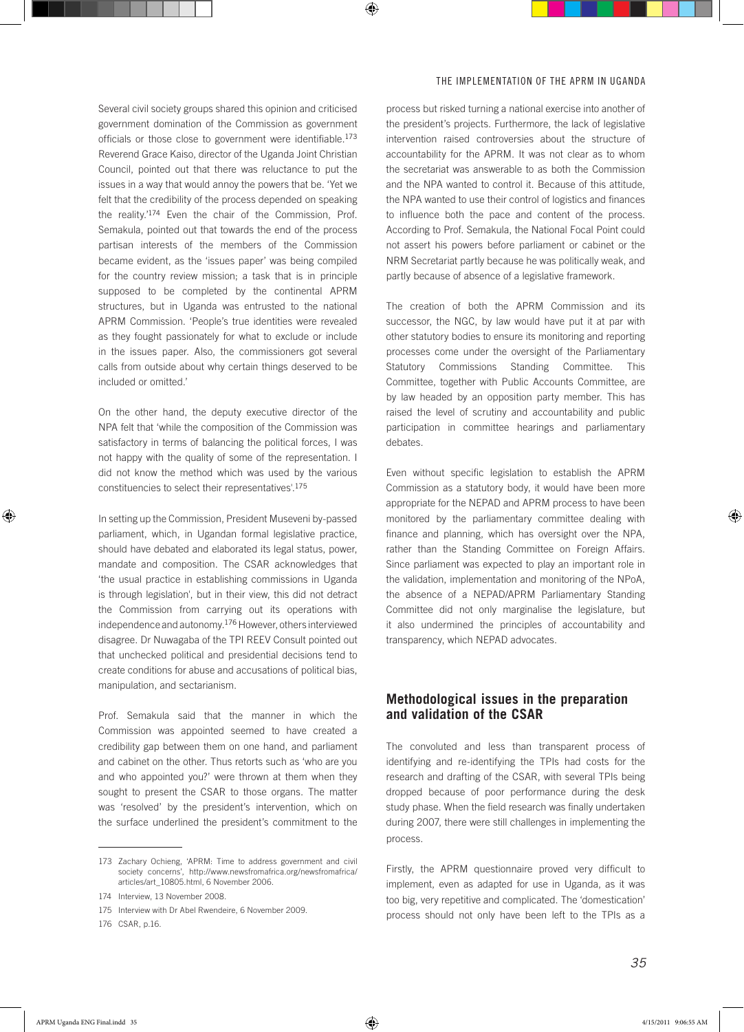Several civil society groups shared this opinion and criticised government domination of the Commission as government officials or those close to government were identifiable.[173] Reverend Grace Kaiso, director of the Uganda Joint Christian Council, pointed out that there was reluctance to put the issues in a way that would annoy the powers that be. 'Yet we felt that the credibility of the process depended on speaking the reality.'[174] Even the chair of the Commission, Prof. Semakula, pointed out that towards the end of the process partisan interests of the members of the Commission became evident, as the 'issues paper' was being compiled for the country review mission; a task that is in principle supposed to be completed by the continental APRM structures, but in Uganda was entrusted to the national APRM Commission. 'People's true identities were revealed as they fought passionately for what to exclude or include in the issues paper. Also, the commissioners got several calls from outside about why certain things deserved to be included or omitted.'

On the other hand, the deputy executive director of the NPA felt that 'while the composition of the Commission was satisfactory in terms of balancing the political forces, I was not happy with the quality of some of the representation. I did not know the method which was used by the various constituencies to select their representatives'.[175]

In setting up the Commission, President Museveni by-passed parliament, which, in Ugandan formal legislative practice, should have debated and elaborated its legal status, power, mandate and composition. The CSAR acknowledges that 'the usual practice in establishing commissions in Uganda is through legislation', but in their view, this did not detract the Commission from carrying out its operations with independence and autonomy.[176] However, others interviewed disagree. Dr Nuwagaba of the TPI REEV Consult pointed out that unchecked political and presidential decisions tend to create conditions for abuse and accusations of political bias, manipulation, and sectarianism.

Prof. Semakula said that the manner in which the Commission was appointed seemed to have created a credibility gap between them on one hand, and parliament and cabinet on the other. Thus retorts such as 'who are you and who appointed you?' were thrown at them when they sought to present the CSAR to those organs. The matter was 'resolved' by the president's intervention, which on the surface underlined the president's commitment to the process but risked turning a national exercise into another of the president's projects. Furthermore, the lack of legislative intervention raised controversies about the structure of accountability for the APRM. It was not clear as to whom the secretariat was answerable to as both the Commission and the NPA wanted to control it. Because of this attitude, the NPA wanted to use their control of logistics and finances to influence both the pace and content of the process. According to Prof. Semakula, the National Focal Point could not assert his powers before parliament or cabinet or the NRM Secretariat partly because he was politically weak, and partly because of absence of a legislative framework.

The creation of both the APRM Commission and its successor, the NGC, by law would have put it at par with other statutory bodies to ensure its monitoring and reporting processes come under the oversight of the Parliamentary Statutory Commissions Standing Committee. This Committee, together with Public Accounts Committee, are by law headed by an opposition party member. This has raised the level of scrutiny and accountability and public participation in committee hearings and parliamentary debates.

Even without specific legislation to establish the APRM Commission as a statutory body, it would have been more appropriate for the NEPAD and APRM process to have been monitored by the parliamentary committee dealing with finance and planning, which has oversight over the NPA, rather than the Standing Committee on Foreign Affairs. Since parliament was expected to play an important role in the validation, implementation and monitoring of the NPoA, the absence of a NEPAD/APRM Parliamentary Standing Committee did not only marginalise the legislature, but it also undermined the principles of accountability and transparency, which NEPAD advocates.

## Methodological issues in the preparation and validation of the CSAR

The convoluted and less than transparent process of identifying and re-identifying the TPIs had costs for the research and drafting of the CSAR, with several TPIs being dropped because of poor performance during the desk study phase. When the field research was finally undertaken during 2007, there were still challenges in implementing the process.

Firstly, the APRM questionnaire proved very difficult to implement, even as adapted for use in Uganda, as it was too big, very repetitive and complicated. The 'domestication' process should not only have been left to the TPIs as a

---

173 Zachary Ochieng, 'APRM: Time to address government and civil society concerns', http://www.newsfromafrica.org/newsfromafrica/articles/art_10805.html, 6 November 2006.

174 Interview, 13 November 2008.

175 Interview with Dr Abel Rwendeire, 6 November 2009.

176 CSAR, p.16.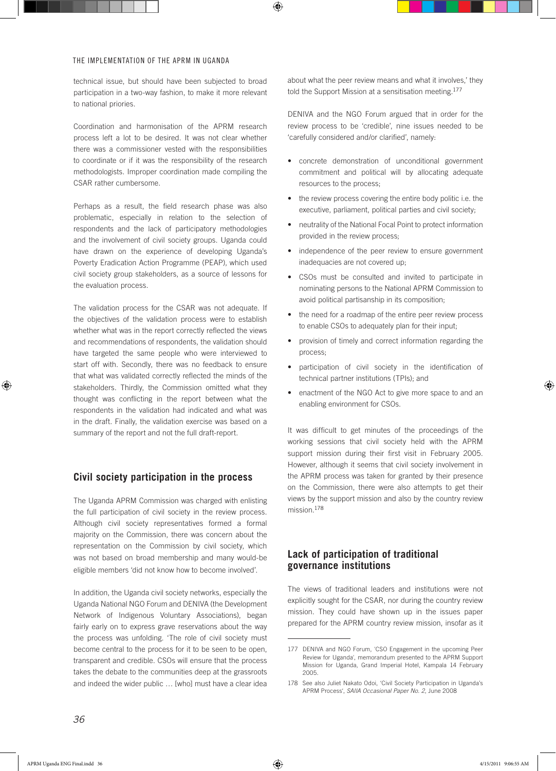technical issue, but should have been subjected to broad participation in a two-way fashion, to make it more relevant to national priories.

Coordination and harmonisation of the APRM research process left a lot to be desired. It was not clear whether there was a commissioner vested with the responsibilities to coordinate or if it was the responsibility of the research methodologists. Improper coordination made compiling the CSAR rather cumbersome.

Perhaps as a result, the field research phase was also problematic, especially in relation to the selection of respondents and the lack of participatory methodologies and the involvement of civil society groups. Uganda could have drawn on the experience of developing Uganda's Poverty Eradication Action Programme (PEAP), which used civil society group stakeholders, as a source of lessons for the evaluation process.

The validation process for the CSAR was not adequate. If the objectives of the validation process were to establish whether what was in the report correctly reflected the views and recommendations of respondents, the validation should have targeted the same people who were interviewed to start off with. Secondly, there was no feedback to ensure that what was validated correctly reflected the minds of the stakeholders. Thirdly, the Commission omitted what they thought was conflicting in the report between what the respondents in the validation had indicated and what was in the draft. Finally, the validation exercise was based on a summary of the report and not the full draft-report.

## Civil society participation in the process

The Uganda APRM Commission was charged with enlisting the full participation of civil society in the review process. Although civil society representatives formed a formal majority on the Commission, there was concern about the representation on the Commission by civil society, which was not based on broad membership and many would-be eligible members 'did not know how to become involved'.

In addition, the Uganda civil society networks, especially the Uganda National NGO Forum and DENIVA (the Development Network of Indigenous Voluntary Associations), began fairly early on to express grave reservations about the way the process was unfolding. 'The role of civil society must become central to the process for it to be seen to be open, transparent and credible. CSOs will ensure that the process takes the debate to the communities deep at the grassroots and indeed the wider public … [who] must have a clear idea about what the peer review means and what it involves,' they told the Support Mission at a sensitisation meeting.[177]

DENIVA and the NGO Forum argued that in order for the review process to be 'credible', nine issues needed to be 'carefully considered and/or clarified', namely:

- concrete demonstration of unconditional government commitment and political will by allocating adequate resources to the process;
- the review process covering the entire body politic i.e. the executive, parliament, political parties and civil society;
- neutrality of the National Focal Point to protect information provided in the review process;
- independence of the peer review to ensure government inadequacies are not covered up;
- CSOs must be consulted and invited to participate in nominating persons to the National APRM Commission to avoid political partisanship in its composition;
- the need for a roadmap of the entire peer review process to enable CSOs to adequately plan for their input;
- provision of timely and correct information regarding the process;
- participation of civil society in the identification of technical partner institutions (TPIs); and
- enactment of the NGO Act to give more space to and an enabling environment for CSOs.

It was difficult to get minutes of the proceedings of the working sessions that civil society held with the APRM support mission during their first visit in February 2005. However, although it seems that civil society involvement in the APRM process was taken for granted by their presence on the Commission, there were also attempts to get their views by the support mission and also by the country review mission.[178]

## Lack of participation of traditional governance institutions

The views of traditional leaders and institutions were not explicitly sought for the CSAR, nor during the country review mission. They could have shown up in the issues paper prepared for the APRM country review mission, insofar as it

177 DENIVA and NGO Forum, 'CSO Engagement in the upcoming Peer Review for Uganda', memorandum presented to the APRM Support Mission for Uganda, Grand Imperial Hotel, Kampala 14 February 2005.

178 See also Juliet Nakato Odoi, 'Civil Society Participation in Uganda's APRM Process', *SAIIA Occasional Paper No. 2*, June 2008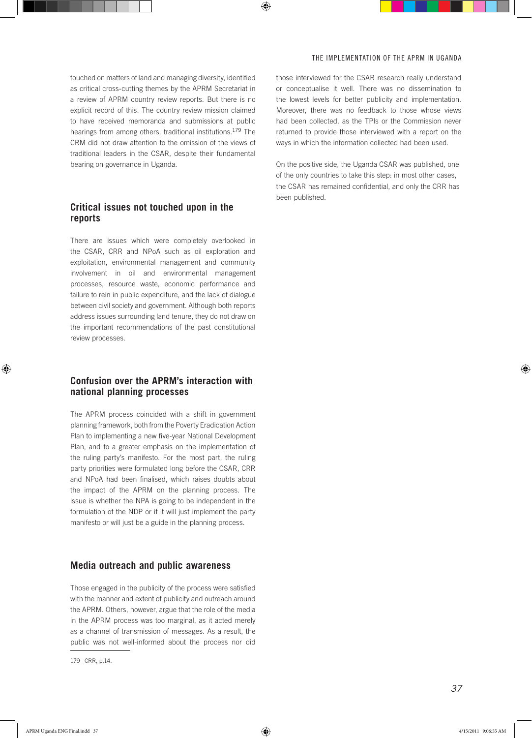touched on matters of land and managing diversity, identified as critical cross-cutting themes by the APRM Secretariat in a review of APRM country review reports. But there is no explicit record of this. The country review mission claimed to have received memoranda and submissions at public hearings from among others, traditional institutions.[179] The CRM did not draw attention to the omission of the views of traditional leaders in the CSAR, despite their fundamental bearing on governance in Uganda.

## Critical issues not touched upon in the reports

There are issues which were completely overlooked in the CSAR, CRR and NPoA such as oil exploration and exploitation, environmental management and community involvement in oil and environmental management processes, resource waste, economic performance and failure to rein in public expenditure, and the lack of dialogue between civil society and government. Although both reports address issues surrounding land tenure, they do not draw on the important recommendations of the past constitutional review processes.

## Confusion over the APRM's interaction with national planning processes

The APRM process coincided with a shift in government planning framework, both from the Poverty Eradication Action Plan to implementing a new five-year National Development Plan, and to a greater emphasis on the implementation of the ruling party's manifesto. For the most part, the ruling party priorities were formulated long before the CSAR, CRR and NPoA had been finalised, which raises doubts about the impact of the APRM on the planning process. The issue is whether the NPA is going to be independent in the formulation of the NDP or if it will just implement the party manifesto or will just be a guide in the planning process.

## Media outreach and public awareness

Those engaged in the publicity of the process were satisfied with the manner and extent of publicity and outreach around the APRM. Others, however, argue that the role of the media in the APRM process was too marginal, as it acted merely as a channel of transmission of messages. As a result, the public was not well-informed about the process nor did those interviewed for the CSAR research really understand or conceptualise it well. There was no dissemination to the lowest levels for better publicity and implementation. Moreover, there was no feedback to those whose views had been collected, as the TPIs or the Commission never returned to provide those interviewed with a report on the ways in which the information collected had been used.

On the positive side, the Uganda CSAR was published, one of the only countries to take this step: in most other cases, the CSAR has remained confidential, and only the CRR has been published.

---

179 CRR, p.14.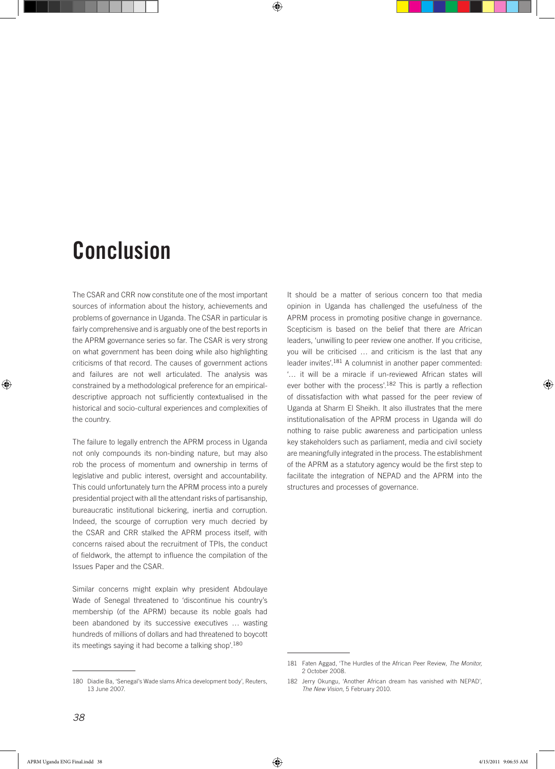# Conclusion

The CSAR and CRR now constitute one of the most important sources of information about the history, achievements and problems of governance in Uganda. The CSAR in particular is fairly comprehensive and is arguably one of the best reports in the APRM governance series so far. The CSAR is very strong on what government has been doing while also highlighting criticisms of that record. The causes of government actions and failures are not well articulated. The analysis was constrained by a methodological preference for an empirical-descriptive approach not sufficiently contextualised in the historical and socio-cultural experiences and complexities of the country.

The failure to legally entrench the APRM process in Uganda not only compounds its non-binding nature, but may also rob the process of momentum and ownership in terms of legislative and public interest, oversight and accountability. This could unfortunately turn the APRM process into a purely presidential project with all the attendant risks of partisanship, bureaucratic institutional bickering, inertia and corruption. Indeed, the scourge of corruption very much decried by the CSAR and CRR stalked the APRM process itself, with concerns raised about the recruitment of TPIs, the conduct of fieldwork, the attempt to influence the compilation of the Issues Paper and the CSAR.

Similar concerns might explain why president Abdoulaye Wade of Senegal threatened to 'discontinue his country's membership (of the APRM) because its noble goals had been abandoned by its successive executives … wasting hundreds of millions of dollars and had threatened to boycott its meetings saying it had become a talking shop'.[180]

It should be a matter of serious concern too that media opinion in Uganda has challenged the usefulness of the APRM process in promoting positive change in governance. Scepticism is based on the belief that there are African leaders, 'unwilling to peer review one another. If you criticise, you will be criticised … and criticism is the last that any leader invites'.[181] A columnist in another paper commented: '… it will be a miracle if un-reviewed African states will ever bother with the process'.[182] This is partly a reflection of dissatisfaction with what passed for the peer review of Uganda at Sharm El Sheikh. It also illustrates that the mere institutionalisation of the APRM process in Uganda will do nothing to raise public awareness and participation unless key stakeholders such as parliament, media and civil society are meaningfully integrated in the process. The establishment of the APRM as a statutory agency would be the first step to facilitate the integration of NEPAD and the APRM into the structures and processes of governance.

---

180 Diadie Ba, 'Senegal's Wade slams Africa development body', Reuters, 13 June 2007.

181 Faten Aggad, 'The Hurdles of the African Peer Review, *The Monitor*, 2 October 2008.

182 Jerry Okungu, 'Another African dream has vanished with NEPAD', *The New Vision*, 5 February 2010.